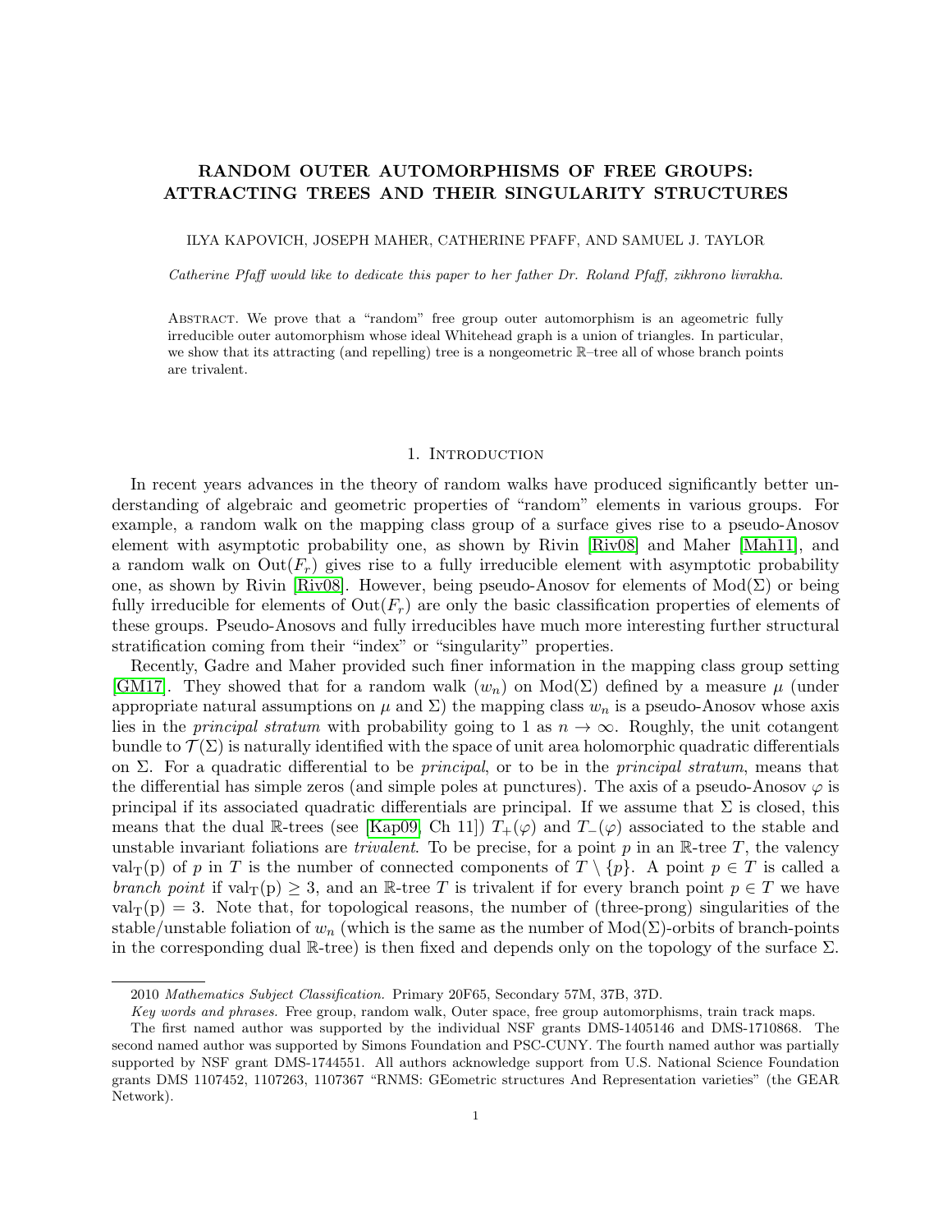# RANDOM OUTER AUTOMORPHISMS OF FREE GROUPS: ATTRACTING TREES AND THEIR SINGULARITY STRUCTURES

ILYA KAPOVICH, JOSEPH MAHER, CATHERINE PFAFF, AND SAMUEL J. TAYLOR

*Catherine Pfaff would like to dedicate this paper to her father Dr. Roland Pfaff, zikhrono livrakha.*

Abstract. We prove that a "random" free group outer automorphism is an ageometric fully irreducible outer automorphism whose ideal Whitehead graph is a union of triangles. In particular, we show that its attracting (and repelling) tree is a nongeometric $\mathbb{R}$–tree all of whose branch points are trivalent.

## 1. Introduction

In recent years advances in the theory of random walks have produced significantly better understanding of algebraic and geometric properties of "random" elements in various groups. For example, a random walk on the mapping class group of a surface gives rise to a pseudo-Anosov element with asymptotic probability one, as shown by Rivin [Riv08] and Maher [Mah11], and a random walk on $\mathrm{Out}(F_r)$ gives rise to a fully irreducible element with asymptotic probability one, as shown by Rivin [Riv08]. However, being pseudo-Anosov for elements of $\mathrm{Mod}(\Sigma)$ or being fully irreducible for elements of $\mathrm{Out}(F_r)$ are only the basic classification properties of elements of these groups. Pseudo-Anosovs and fully irreducibles have much more interesting further structural stratification coming from their "index" or "singularity" properties.

Recently, Gadre and Maher provided such finer information in the mapping class group setting [GM17]. They showed that for a random walk $(w_n)$ on $\mathrm{Mod}(\Sigma)$ defined by a measure $\mu$ (under appropriate natural assumptions on $\mu$ and $\Sigma$) the mapping class $w_n$ is a pseudo-Anosov whose axis lies in the *principal stratum* with probability going to 1 as $n \to \infty$. Roughly, the unit cotangent bundle to $\mathcal{T}(\Sigma)$ is naturally identified with the space of unit area holomorphic quadratic differentials on $\Sigma$. For a quadratic differential to be *principal*, or to be in the *principal stratum*, means that the differential has simple zeros (and simple poles at punctures). The axis of a pseudo-Anosov $\varphi$ is principal if its associated quadratic differentials are principal. If we assume that $\Sigma$ is closed, this means that the dual $\mathbb{R}$-trees (see [Kap09, Ch 11]) $T_+(\varphi)$ and $T_-(\varphi)$ associated to the stable and unstable invariant foliations are *trivalent*. To be precise, for a point $p$ in an $\mathbb{R}$-tree $T$, the valency $\mathrm{val_T(p)}$ of $p$ in $T$ is the number of connected components of $T \setminus \{p\}$. A point $p \in T$ is called a *branch point* if $\mathrm{val_T(p)} \geq 3$, and an $\mathbb{R}$-tree $T$ is trivalent if for every branch point $p \in T$ we have $\mathrm{val_T(p)} = 3$. Note that, for topological reasons, the number of (three-prong) singularities of the stable/unstable foliation of $w_n$ (which is the same as the number of $\mathrm{Mod}(\Sigma)$-orbits of branch-points in the corresponding dual $\mathbb{R}$-tree) is then fixed and depends only on the topology of the surface $\Sigma$.

2010 *Mathematics Subject Classification.* Primary 20F65, Secondary 57M, 37B, 37D.

*Key words and phrases.* Free group, random walk, Outer space, free group automorphisms, train track maps.

The first named author was supported by the individual NSF grants DMS-1405146 and DMS-1710868. The second named author was supported by Simons Foundation and PSC-CUNY. The fourth named author was partially supported by NSF grant DMS-1744551. All authors acknowledge support from U.S. National Science Foundation grants DMS 1107452, 1107263, 1107367 "RNMS: GEometric structures And Representation varieties" (the GEAR Network).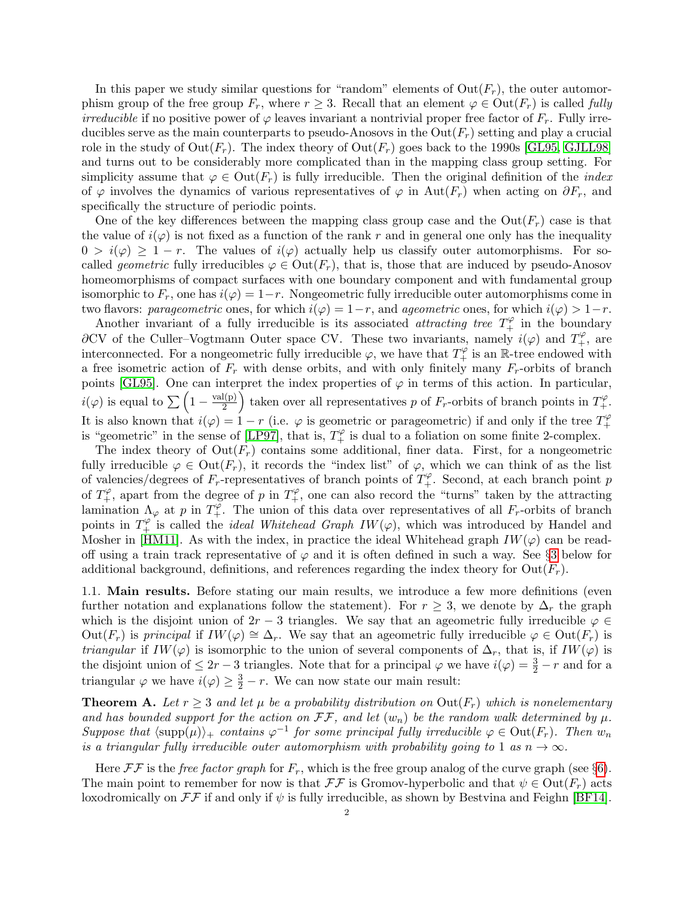In this paper we study similar questions for "random" elements of $\mathrm{Out}(F_r)$, the outer automorphism group of the free group $F_r$, where $r \geq 3$. Recall that an element $\varphi \in \mathrm{Out}(F_r)$ is called *fully irreducible* if no positive power of $\varphi$ leaves invariant a nontrivial proper free factor of $F_r$. Fully irreducibles serve as the main counterparts to pseudo-Anosovs in the $\mathrm{Out}(F_r)$ setting and play a crucial role in the study of $\mathrm{Out}(F_r)$. The index theory of $\mathrm{Out}(F_r)$ goes back to the 1990s [GL95, GJLL98] and turns out to be considerably more complicated than in the mapping class group setting. For simplicity assume that $\varphi \in \mathrm{Out}(F_r)$ is fully irreducible. Then the original definition of the *index* of $\varphi$ involves the dynamics of various representatives of $\varphi$ in $\mathrm{Aut}(F_r)$ when acting on $\partial F_r$, and specifically the structure of periodic points.

One of the key differences between the mapping class group case and the $\mathrm{Out}(F_r)$ case is that the value of $i(\varphi)$ is not fixed as a function of the rank $r$ and in general one only has the inequality $0 > i(\varphi) \geq 1-r$. The values of $i(\varphi)$ actually help us classify outer automorphisms. For so-called *geometric* fully irreducibles $\varphi \in \mathrm{Out}(F_r)$, that is, those that are induced by pseudo-Anosov homeomorphisms of compact surfaces with one boundary component and with fundamental group isomorphic to $F_r$, one has $i(\varphi) = 1-r$. Nongeometric fully irreducible outer automorphisms come in two flavors: *parageometric* ones, for which $i(\varphi) = 1-r$, and *ageometric* ones, for which $i(\varphi) > 1-r$.

Another invariant of a fully irreducible is its associated *attracting tree* $T_+^{\varphi}$ in the boundary $\partial\mathrm{CV}$ of the Culler–Vogtmann Outer space CV. These two invariants, namely $i(\varphi)$ and $T_+^{\varphi}$, are interconnected. For a nongeometric fully irreducible $\varphi$, we have that $T_+^{\varphi}$ is an $\mathbb{R}$-tree endowed with a free isometric action of $F_r$ with dense orbits, and with only finitely many $F_r$-orbits of branch points [GL95]. One can interpret the index properties of $\varphi$ in terms of this action. In particular, $i(\varphi)$ is equal to $\sum \left(1 - \frac{\mathrm{val(p)}}{2}\right)$ taken over all representatives $p$ of $F_r$-orbits of branch points in $T_+^{\varphi}$. It is also known that $i(\varphi) = 1-r$ (i.e. $\varphi$ is geometric or parageometric) if and only if the tree $T_+^{\varphi}$ is "geometric" in the sense of [LP97], that is, $T_+^{\varphi}$ is dual to a foliation on some finite 2-complex.

The index theory of $\mathrm{Out}(F_r)$ contains some additional, finer data. First, for a nongeometric fully irreducible $\varphi \in \mathrm{Out}(F_r)$, it records the "index list" of $\varphi$, which we can think of as the list of valencies/degrees of $F_r$-representatives of branch points of $T_+^{\varphi}$. Second, at each branch point $p$ of $T_+^{\varphi}$, apart from the degree of $p$ in $T_+^{\varphi}$, one can also record the "turns" taken by the attracting lamination $\Lambda_\varphi$ at $p$ in $T_+^{\varphi}$. The union of this data over representatives of all $F_r$-orbits of branch points in $T_+^{\varphi}$ is called the *ideal Whitehead Graph* $IW(\varphi)$, which was introduced by Handel and Mosher in [HM11]. As with the index, in practice the ideal Whitehead graph $IW(\varphi)$ can be read-off using a train track representative of $\varphi$ and it is often defined in such a way. See §3 below for additional background, definitions, and references regarding the index theory for $\mathrm{Out}(F_r)$.

### 1.1. Main results.

Before stating our main results, we introduce a few more definitions (even further notation and explanations follow the statement). For $r \geq 3$, we denote by $\Delta_r$ the graph which is the disjoint union of $2r-3$ triangles. We say that an ageometric fully irreducible $\varphi \in \mathrm{Out}(F_r)$ is *principal* if $IW(\varphi) \cong \Delta_r$. We say that an ageometric fully irreducible $\varphi \in \mathrm{Out}(F_r)$ is *triangular* if $IW(\varphi)$ is isomorphic to the union of several components of $\Delta_r$, that is, if $IW(\varphi)$ is the disjoint union of $\leq 2r-3$ triangles. Note that for a principal $\varphi$ we have $i(\varphi) = \frac{3}{2} - r$ and for a triangular $\varphi$ we have $i(\varphi) \geq \frac{3}{2} - r$. We can now state our main result:

**Theorem A.** *Let $r \geq 3$ and let $\mu$ be a probability distribution on $\mathrm{Out}(F_r)$ which is nonelementary and has bounded support for the action on $\mathcal{FF}$, and let $(w_n)$ be the random walk determined by $\mu$. Suppose that $\langle \mathrm{supp}(\mu) \rangle_+$ contains $\varphi^{-1}$ for some principal fully irreducible $\varphi \in \mathrm{Out}(F_r)$. Then $w_n$ is a triangular fully irreducible outer automorphism with probability going to 1 as $n \to \infty$.*

Here $\mathcal{FF}$ is the *free factor graph* for $F_r$, which is the free group analog of the curve graph (see §6). The main point to remember for now is that $\mathcal{FF}$ is Gromov-hyperbolic and that $\psi \in \mathrm{Out}(F_r)$ acts loxodromically on $\mathcal{FF}$ if and only if $\psi$ is fully irreducible, as shown by Bestvina and Feighn [BF14].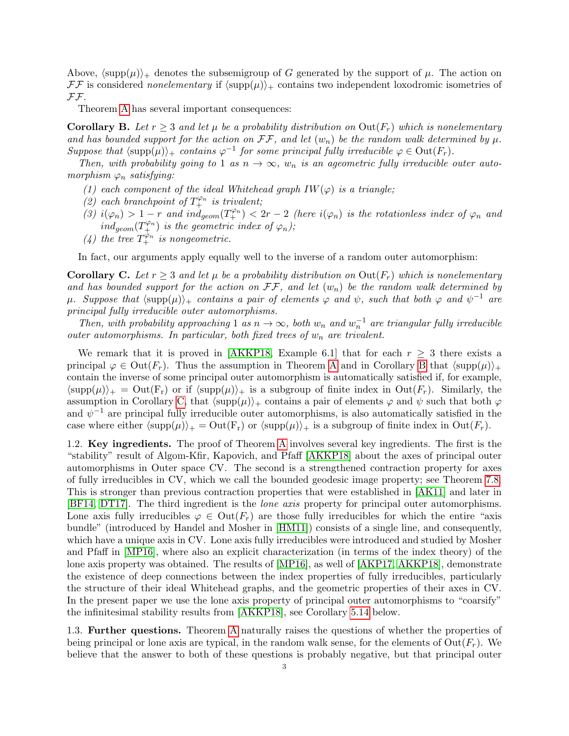Above, $\langle \text{supp}(\mu)\rangle_+$ denotes the subsemigroup of $G$ generated by the support of $\mu$. The action on $\mathcal{FF}$ is considered *nonelementary* if $\langle \text{supp}(\mu)\rangle_+$ contains two independent loxodromic isometries of $\mathcal{FF}$.

Theorem A has several important consequences:

**Corollary B.** *Let $r \geq 3$ and let $\mu$ be a probability distribution on $\text{Out}(F_r)$ which is nonelementary and has bounded support for the action on $\mathcal{FF}$, and let $(w_n)$ be the random walk determined by $\mu$. Suppose that $\langle \text{supp}(\mu)\rangle_+$ contains $\varphi^{-1}$ for some principal fully irreducible $\varphi \in \text{Out}(F_r)$.*

*Then, with probability going to 1 as $n \to \infty$, $w_n$ is an ageometric fully irreducible outer automorphism $\varphi_n$ satisfying:*

*(1) each component of the ideal Whitehead graph $IW(\varphi)$ is a triangle;*
*(2) each branchpoint of $T_+^{\varphi_n}$ is trivalent;*
*(3) $i(\varphi_n) > 1 - r$ and $ind_{geom}(T_+^{\varphi_n}) < 2r - 2$ (here $i(\varphi_n)$ is the rotationless index of $\varphi_n$ and $ind_{geom}(T_+^{\varphi_n})$ is the geometric index of $\varphi_n$);*
*(4) the tree $T_+^{\varphi_n}$ is nongeometric.*

In fact, our arguments apply equally well to the inverse of a random outer automorphism:

**Corollary C.** *Let $r \geq 3$ and let $\mu$ be a probability distribution on $\text{Out}(F_r)$ which is nonelementary and has bounded support for the action on $\mathcal{FF}$, and let $(w_n)$ be the random walk determined by $\mu$. Suppose that $\langle \text{supp}(\mu)\rangle_+$ contains a pair of elements $\varphi$ and $\psi$, such that both $\varphi$ and $\psi^{-1}$ are principal fully irreducible outer automorphisms.*

*Then, with probability approaching 1 as $n \to \infty$, both $w_n$ and $w_n^{-1}$ are triangular fully irreducible outer automorphisms. In particular, both fixed trees of $w_n$ are trivalent.*

We remark that it is proved in [AKKP18, Example 6.1] that for each $r \geq 3$ there exists a principal $\varphi \in \text{Out}(F_r)$. Thus the assumption in Theorem A and in Corollary B that $\langle \text{supp}(\mu)\rangle_+$ contain the inverse of some principal outer automorphism is automatically satisfied if, for example, $\langle \text{supp}(\mu)\rangle_+ = \text{Out}(\text{F}_\text{r})$ or if $\langle \text{supp}(\mu)\rangle_+$ is a subgroup of finite index in $\text{Out}(F_r)$. Similarly, the assumption in Corollary C, that $\langle \text{supp}(\mu)\rangle_+$ contains a pair of elements $\varphi$ and $\psi$ such that both $\varphi$ and $\psi^{-1}$ are principal fully irreducible outer automorphisms, is also automatically satisfied in the case where either $\langle \text{supp}(\mu)\rangle_+ = \text{Out}(\text{F}_\text{r})$ or $\langle \text{supp}(\mu)\rangle_+$ is a subgroup of finite index in $\text{Out}(F_r)$.

1.2. **Key ingredients.** The proof of Theorem A involves several key ingredients. The first is the "stability" result of Algom-Kfir, Kapovich, and Pfaff [AKKP18] about the axes of principal outer automorphisms in Outer space CV. The second is a strengthened contraction property for axes of fully irreducibles in CV, which we call the bounded geodesic image property; see Theorem 7.8. This is stronger than previous contraction properties that were established in [AK11] and later in [BF14, DT17]. The third ingredient is the *lone axis* property for principal outer automorphisms. Lone axis fully irreducibles $\varphi \in \text{Out}(F_r)$ are those fully irreducibles for which the entire "axis bundle" (introduced by Handel and Mosher in [HM11]) consists of a single line, and consequently, which have a unique axis in CV. Lone axis fully irreducibles were introduced and studied by Mosher and Pfaff in [MP16], where also an explicit characterization (in terms of the index theory) of the lone axis property was obtained. The results of [MP16], as well of [AKP17, AKKP18], demonstrate the existence of deep connections between the index properties of fully irreducibles, particularly the structure of their ideal Whitehead graphs, and the geometric properties of their axes in CV. In the present paper we use the lone axis property of principal outer automorphisms to "coarsify" the infinitesimal stability results from [AKKP18], see Corollary 5.14 below.

1.3. **Further questions.** Theorem A naturally raises the questions of whether the properties of being principal or lone axis are typical, in the random walk sense, for the elements of $\text{Out}(F_r)$. We believe that the answer to both of these questions is probably negative, but that principal outer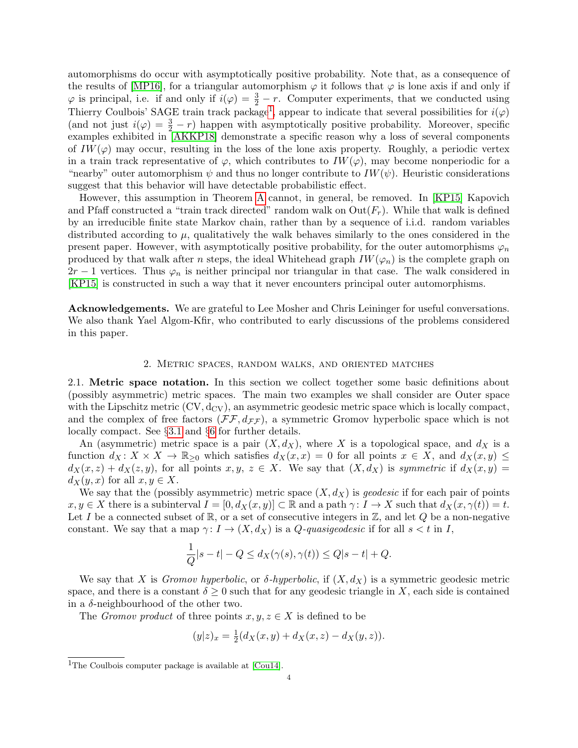automorphisms do occur with asymptotically positive probability. Note that, as a consequence of the results of [MP16], for a triangular automorphism $\varphi$ it follows that $\varphi$ is lone axis if and only if $\varphi$ is principal, i.e. if and only if $i(\varphi) = \frac{3}{2} - r$. Computer experiments, that we conducted using Thierry Coulbois' SAGE train track package[1], appear to indicate that several possibilities for $i(\varphi)$ (and not just $i(\varphi) = \frac{3}{2} - r$) happen with asymptotically positive probability. Moreover, specific examples exhibited in [AKKP18] demonstrate a specific reason why a loss of several components of $IW(\varphi)$ may occur, resulting in the loss of the lone axis property. Roughly, a periodic vertex in a train track representative of $\varphi$, which contributes to $IW(\varphi)$, may become nonperiodic for a "nearby" outer automorphism $\psi$ and thus no longer contribute to $IW(\psi)$. Heuristic considerations suggest that this behavior will have detectable probabilistic effect.

However, this assumption in Theorem A cannot, in general, be removed. In [KP15] Kapovich and Pfaff constructed a "train track directed" random walk on $\mathrm{Out}(F_r)$. While that walk is defined by an irreducible finite state Markov chain, rather than by a sequence of i.i.d. random variables distributed according to $\mu$, qualitatively the walk behaves similarly to the ones considered in the present paper. However, with asymptotically positive probability, for the outer automorphisms $\varphi_n$ produced by that walk after $n$ steps, the ideal Whitehead graph $IW(\varphi_n)$ is the complete graph on $2r - 1$ vertices. Thus $\varphi_n$ is neither principal nor triangular in that case. The walk considered in [KP15] is constructed in such a way that it never encounters principal outer automorphisms.

**Acknowledgements.** We are grateful to Lee Mosher and Chris Leininger for useful conversations. We also thank Yael Algom-Kfir, who contributed to early discussions of the problems considered in this paper.

## 2. Metric spaces, random walks, and oriented matches

**2.1. Metric space notation.** In this section we collect together some basic definitions about (possibly asymmetric) metric spaces. The main two examples we shall consider are Outer space with the Lipschitz metric $(\mathrm{CV}, \mathrm{d}_{\mathrm{CV}})$, an asymmetric geodesic metric space which is locally compact, and the complex of free factors $(\mathcal{FF}, d_{\mathcal{FF}})$, a symmetric Gromov hyperbolic space which is not locally compact. See §3.1 and §6 for further details.

An (asymmetric) metric space is a pair $(X, d_X)$, where $X$ is a topological space, and $d_X$ is a function $d_X : X \times X \to \mathbb{R}_{\geq 0}$ which satisfies $d_X(x, x) = 0$ for all points $x \in X$, and $d_X(x, y) \leq d_X(x, z) + d_X(z, y)$, for all points $x, y, z \in X$. We say that $(X, d_X)$ is *symmetric* if $d_X(x, y) = d_X(y, x)$ for all $x, y \in X$.

We say that the (possibly asymmetric) metric space $(X, d_X)$ is *geodesic* if for each pair of points $x, y \in X$ there is a subinterval $I = [0, d_X(x, y)] \subset \mathbb{R}$ and a path $\gamma : I \to X$ such that $d_X(x, \gamma(t)) = t$. Let $I$ be a connected subset of $\mathbb{R}$, or a set of consecutive integers in $\mathbb{Z}$, and let $Q$ be a non-negative constant. We say that a map $\gamma : I \to (X, d_X)$ is a *$Q$-quasigeodesic* if for all $s < t$ in $I$,

$$\frac{1}{Q}|s - t| - Q \leq d_X(\gamma(s), \gamma(t)) \leq Q|s - t| + Q.$$

We say that $X$ is *Gromov hyperbolic*, or *$\delta$-hyperbolic*, if $(X, d_X)$ is a symmetric geodesic metric space, and there is a constant $\delta \geq 0$ such that for any geodesic triangle in $X$, each side is contained in a $\delta$-neighbourhood of the other two.

The *Gromov product* of three points $x, y, z \in X$ is defined to be

$$(y|z)_x = \tfrac{1}{2}(d_X(x, y) + d_X(x, z) - d_X(y, z)).$$

[1] The Coulbois computer package is available at [Cou14].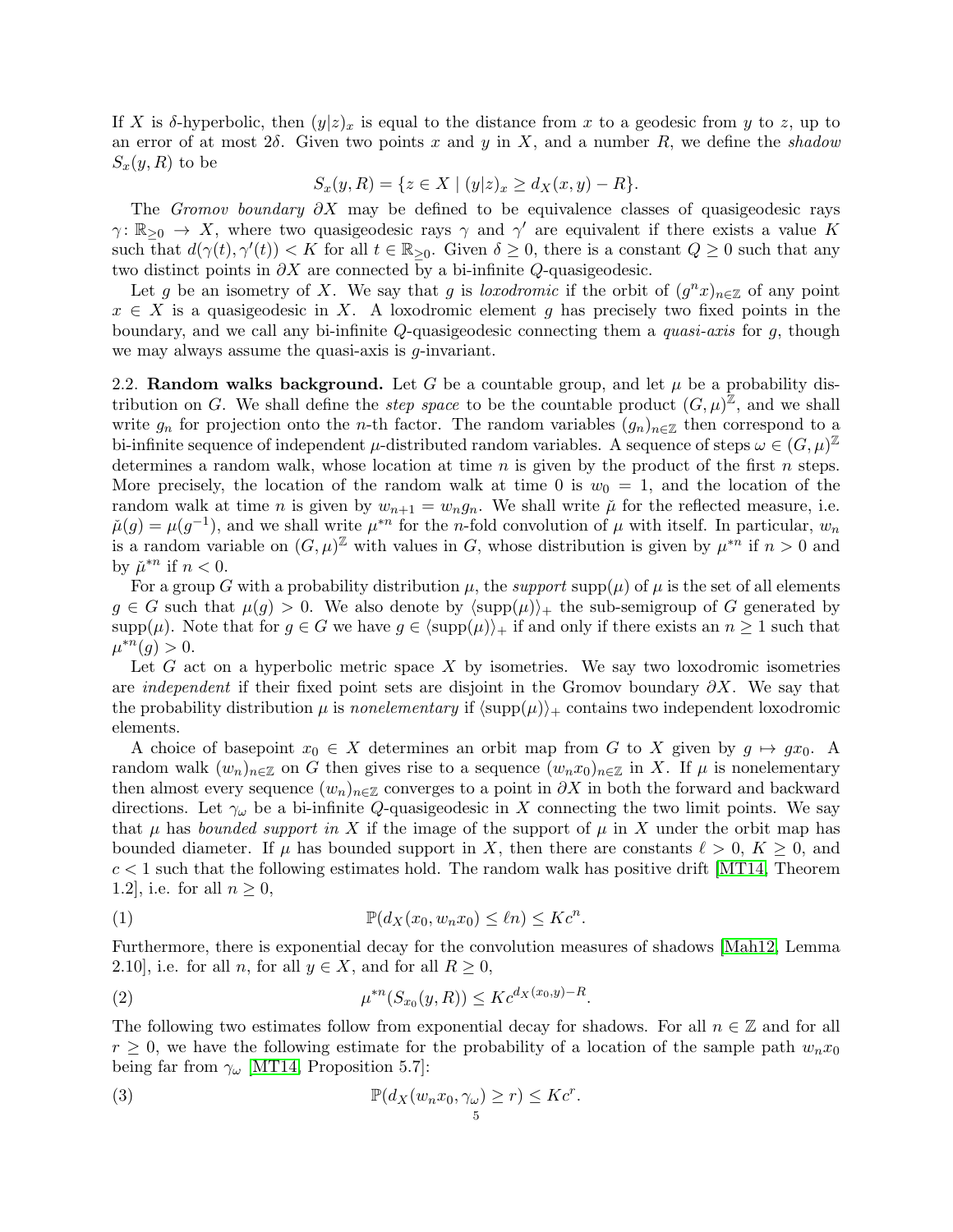If $X$ is $\delta$-hyperbolic, then $(y|z)_x$ is equal to the distance from $x$ to a geodesic from $y$ to $z$, up to an error of at most $2\delta$. Given two points $x$ and $y$ in $X$, and a number $R$, we define the *shadow* $S_x(y, R)$ to be

$$S_x(y, R) = \{z \in X \mid (y|z)_x \geq d_X(x, y) - R\}.$$

The *Gromov boundary* $\partial X$ may be defined to be equivalence classes of quasigeodesic rays $\gamma \colon \mathbb{R}_{\geq 0} \to X$, where two quasigeodesic rays $\gamma$ and $\gamma'$ are equivalent if there exists a value $K$ such that $d(\gamma(t), \gamma'(t)) < K$ for all $t \in \mathbb{R}_{\geq 0}$. Given $\delta \geq 0$, there is a constant $Q \geq 0$ such that any two distinct points in $\partial X$ are connected by a bi-infinite $Q$-quasigeodesic.

Let $g$ be an isometry of $X$. We say that $g$ is *loxodromic* if the orbit of $(g^n x)_{n \in \mathbb{Z}}$ of any point $x \in X$ is a quasigeodesic in $X$. A loxodromic element $g$ has precisely two fixed points in the boundary, and we call any bi-infinite $Q$-quasigeodesic connecting them a *quasi-axis* for $g$, though we may always assume the quasi-axis is $g$-invariant.

2.2. **Random walks background.** Let $G$ be a countable group, and let $\mu$ be a probability distribution on $G$. We shall define the *step space* to be the countable product $(G, \mu)^{\mathbb{Z}}$, and we shall write $g_n$ for projection onto the $n$-th factor. The random variables $(g_n)_{n \in \mathbb{Z}}$ then correspond to a bi-infinite sequence of independent $\mu$-distributed random variables. A sequence of steps $\omega \in (G, \mu)^{\mathbb{Z}}$ determines a random walk, whose location at time $n$ is given by the product of the first $n$ steps. More precisely, the location of the random walk at time 0 is $w_0 = 1$, and the location of the random walk at time $n$ is given by $w_{n+1} = w_n g_n$. We shall write $\check{\mu}$ for the reflected measure, i.e. $\check{\mu}(g) = \mu(g^{-1})$, and we shall write $\mu^{*n}$ for the $n$-fold convolution of $\mu$ with itself. In particular, $w_n$ is a random variable on $(G, \mu)^{\mathbb{Z}}$ with values in $G$, whose distribution is given by $\mu^{*n}$ if $n > 0$ and by $\check{\mu}^{*n}$ if $n < 0$.

For a group $G$ with a probability distribution $\mu$, the *support* $\mathrm{supp}(\mu)$ of $\mu$ is the set of all elements $g \in G$ such that $\mu(g) > 0$. We also denote by $\langle \mathrm{supp}(\mu) \rangle_+$ the sub-semigroup of $G$ generated by $\mathrm{supp}(\mu)$. Note that for $g \in G$ we have $g \in \langle \mathrm{supp}(\mu) \rangle_+$ if and only if there exists an $n \geq 1$ such that $\mu^{*n}(g) > 0$.

Let $G$ act on a hyperbolic metric space $X$ by isometries. We say two loxodromic isometries are *independent* if their fixed point sets are disjoint in the Gromov boundary $\partial X$. We say that the probability distribution $\mu$ is *nonelementary* if $\langle \mathrm{supp}(\mu) \rangle_+$ contains two independent loxodromic elements.

A choice of basepoint $x_0 \in X$ determines an orbit map from $G$ to $X$ given by $g \mapsto g x_0$. A random walk $(w_n)_{n \in \mathbb{Z}}$ on $G$ then gives rise to a sequence $(w_n x_0)_{n \in \mathbb{Z}}$ in $X$. If $\mu$ is nonelementary then almost every sequence $(w_n)_{n \in \mathbb{Z}}$ converges to a point in $\partial X$ in both the forward and backward directions. Let $\gamma_\omega$ be a bi-infinite $Q$-quasigeodesic in $X$ connecting the two limit points. We say that $\mu$ has *bounded support in* $X$ if the image of the support of $\mu$ in $X$ under the orbit map has bounded diameter. If $\mu$ has bounded support in $X$, then there are constants $\ell > 0$, $K \geq 0$, and $c < 1$ such that the following estimates hold. The random walk has positive drift [MT14, Theorem 1.2], i.e. for all $n \geq 0$,

$$\mathbb{P}(d_X(x_0, w_n x_0) \leq \ell n) \leq K c^n. \tag{1}$$

Furthermore, there is exponential decay for the convolution measures of shadows [Mah12, Lemma 2.10], i.e. for all $n$, for all $y \in X$, and for all $R \geq 0$,

$$\mu^{*n}(S_{x_0}(y, R)) \leq K c^{d_X(x_0, y) - R}. \tag{2}$$

The following two estimates follow from exponential decay for shadows. For all $n \in \mathbb{Z}$ and for all $r \geq 0$, we have the following estimate for the probability of a location of the sample path $w_n x_0$ being far from $\gamma_\omega$ [MT14, Proposition 5.7]:

$$\mathbb{P}(d_X(w_n x_0, \gamma_\omega) \geq r) \leq K c^r. \tag{3}$$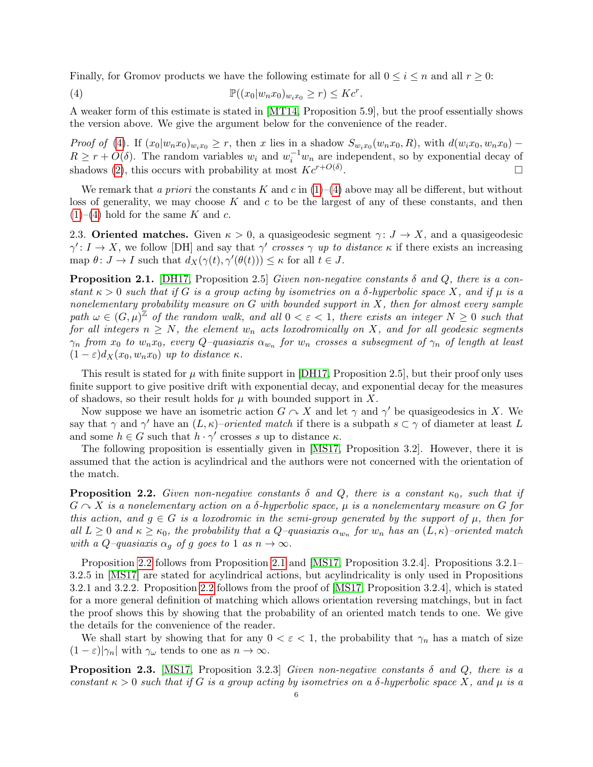Finally, for Gromov products we have the following estimate for all $0 \leq i \leq n$ and all $r \geq 0$:

$$\mathbb{P}((x_0|w_n x_0)_{w_i x_0} \geq r) \leq K c^r. \tag{4}$$

A weaker form of this estimate is stated in [MT14, Proposition 5.9], but the proof essentially shows the version above. We give the argument below for the convenience of the reader.

*Proof of* (4). If $(x_0|w_n x_0)_{w_i x_0} \geq r$, then $x$ lies in a shadow $S_{w_i x_0}(w_n x_0, R)$, with $d(w_i x_0, w_n x_0) - R \geq r + O(\delta)$. The random variables $w_i$ and $w_i^{-1} w_n$ are independent, so by exponential decay of shadows (2), this occurs with probability at most $K c^{r+O(\delta)}$. □

We remark that *a priori* the constants $K$ and $c$ in (1)–(4) above may all be different, but without loss of generality, we may choose $K$ and $c$ to be the largest of any of these constants, and then (1)–(4) hold for the same $K$ and $c$.

**2.3. Oriented matches.** Given $\kappa > 0$, a quasigeodesic segment $\gamma \colon J \to X$, and a quasigeodesic $\gamma' \colon I \to X$, we follow [DH] and say that $\gamma'$ *crosses* $\gamma$ *up to distance* $\kappa$ if there exists an increasing map $\theta \colon J \to I$ such that $d_X(\gamma(t), \gamma'(\theta(t))) \leq \kappa$ for all $t \in J$.

**Proposition 2.1.** [DH17, Proposition 2.5] *Given non-negative constants $\delta$ and $Q$, there is a constant $\kappa > 0$ such that if $G$ is a group acting by isometries on a $\delta$-hyperbolic space $X$, and if $\mu$ is a nonelementary probability measure on $G$ with bounded support in $X$, then for almost every sample path $\omega \in (G, \mu)^{\mathbb{Z}}$ of the random walk, and all $0 < \varepsilon < 1$, there exists an integer $N \geq 0$ such that for all integers $n \geq N$, the element $w_n$ acts loxodromically on $X$, and for all geodesic segments $\gamma_n$ from $x_0$ to $w_n x_0$, every $Q$–quasiaxis $\alpha_{w_n}$ for $w_n$ crosses a subsegment of $\gamma_n$ of length at least $(1 - \varepsilon) d_X(x_0, w_n x_0)$ up to distance $\kappa$.*

This result is stated for $\mu$ with finite support in [DH17, Proposition 2.5], but their proof only uses finite support to give positive drift with exponential decay, and exponential decay for the measures of shadows, so their result holds for $\mu$ with bounded support in $X$.

Now suppose we have an isometric action $G \curvearrowright X$ and let $\gamma$ and $\gamma'$ be quasigeodesics in $X$. We say that $\gamma$ and $\gamma'$ have an $(L, \kappa)$*–oriented match* if there is a subpath $s \subset \gamma$ of diameter at least $L$ and some $h \in G$ such that $h \cdot \gamma'$ crosses $s$ up to distance $\kappa$.

The following proposition is essentially given in [MS17, Proposition 3.2]. However, there it is assumed that the action is acylindrical and the authors were not concerned with the orientation of the match.

**Proposition 2.2.** *Given non-negative constants $\delta$ and $Q$, there is a constant $\kappa_0$, such that if $G \curvearrowright X$ is a nonelementary action on a $\delta$-hyperbolic space, $\mu$ is a nonelementary measure on $G$ for this action, and $g \in G$ is a loxodromic in the semi-group generated by the support of $\mu$, then for all $L \geq 0$ and $\kappa \geq \kappa_0$, the probability that a $Q$–quasiaxis $\alpha_{w_n}$ for $w_n$ has an $(L, \kappa)$–oriented match with a $Q$–quasiaxis $\alpha_g$ of $g$ goes to 1 as $n \to \infty$.*

Proposition 2.2 follows from Proposition 2.1 and [MS17, Proposition 3.2.4]. Propositions 3.2.1–3.2.5 in [MS17] are stated for acylindrical actions, but acylindricality is only used in Propositions 3.2.1 and 3.2.2. Proposition 2.2 follows from the proof of [MS17, Proposition 3.2.4], which is stated for a more general definition of matching which allows orientation reversing matchings, but in fact the proof shows this by showing that the probability of an oriented match tends to one. We give the details for the convenience of the reader.

We shall start by showing that for any $0 < \varepsilon < 1$, the probability that $\gamma_n$ has a match of size $(1 - \varepsilon)|\gamma_n|$ with $\gamma_\omega$ tends to one as $n \to \infty$.

**Proposition 2.3.** [MS17, Proposition 3.2.3] *Given non-negative constants $\delta$ and $Q$, there is a constant $\kappa > 0$ such that if $G$ is a group acting by isometries on a $\delta$-hyperbolic space $X$, and $\mu$ is a*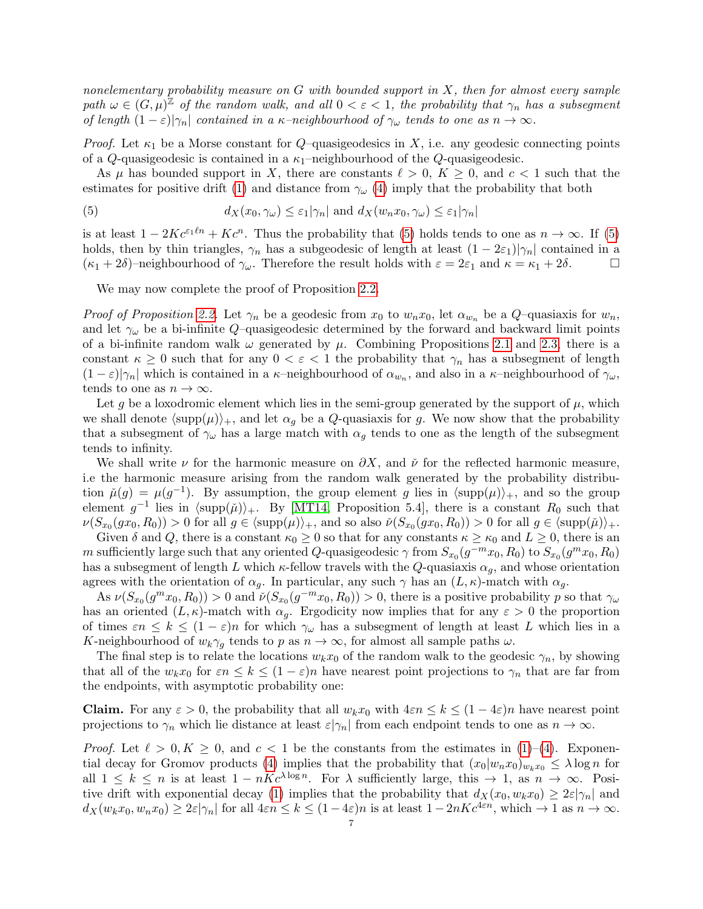*nonelementary probability measure on $G$ with bounded support in $X$, then for almost every sample path $\omega \in (G,\mu)^{\mathbb{Z}}$ of the random walk, and all $0 < \varepsilon < 1$, the probability that $\gamma_n$ has a subsegment of length $(1-\varepsilon)|\gamma_n|$ contained in a $\kappa$–neighbourhood of $\gamma_\omega$ tends to one as $n \to \infty$.*

*Proof.* Let $\kappa_1$ be a Morse constant for $Q$–quasigeodesics in $X$, i.e. any geodesic connecting points of a $Q$-quasigeodesic is contained in a $\kappa_1$–neighbourhood of the $Q$-quasigeodesic.

As $\mu$ has bounded support in $X$, there are constants $\ell > 0$, $K \geq 0$, and $c < 1$ such that the estimates for positive drift (1) and distance from $\gamma_\omega$ (4) imply that the probability that both

$$d_X(x_0, \gamma_\omega) \leq \varepsilon_1 |\gamma_n| \text{ and } d_X(w_n x_0, \gamma_\omega) \leq \varepsilon_1 |\gamma_n| \tag{5}$$

is at least $1 - 2Kc^{\varepsilon_1 \ell n} + Kc^n$. Thus the probability that (5) holds tends to one as $n \to \infty$. If (5) holds, then by thin triangles, $\gamma_n$ has a subgeodesic of length at least $(1-2\varepsilon_1)|\gamma_n|$ contained in a $(\kappa_1 + 2\delta)$–neighbourhood of $\gamma_\omega$. Therefore the result holds with $\varepsilon = 2\varepsilon_1$ and $\kappa = \kappa_1 + 2\delta$. $\square$

We may now complete the proof of Proposition 2.2.

*Proof of Proposition 2.2.* Let $\gamma_n$ be a geodesic from $x_0$ to $w_n x_0$, let $\alpha_{w_n}$ be a $Q$–quasiaxis for $w_n$, and let $\gamma_\omega$ be a bi-infinite $Q$–quasigeodesic determined by the forward and backward limit points of a bi-infinite random walk $\omega$ generated by $\mu$. Combining Propositions 2.1 and 2.3, there is a constant $\kappa \geq 0$ such that for any $0 < \varepsilon < 1$ the probability that $\gamma_n$ has a subsegment of length $(1-\varepsilon)|\gamma_n|$ which is contained in a $\kappa$–neighbourhood of $\alpha_{w_n}$, and also in a $\kappa$–neighbourhood of $\gamma_\omega$, tends to one as $n \to \infty$.

Let $g$ be a loxodromic element which lies in the semi-group generated by the support of $\mu$, which we shall denote $\langle \text{supp}(\mu) \rangle_+$, and let $\alpha_g$ be a $Q$-quasiaxis for $g$. We now show that the probability that a subsegment of $\gamma_\omega$ has a large match with $\alpha_g$ tends to one as the length of the subsegment tends to infinity.

We shall write $\nu$ for the harmonic measure on $\partial X$, and $\check{\nu}$ for the reflected harmonic measure, i.e the harmonic measure arising from the random walk generated by the probability distribution $\check{\mu}(g) = \mu(g^{-1})$. By assumption, the group element $g$ lies in $\langle \text{supp}(\mu) \rangle_+$, and so the group element $g^{-1}$ lies in $\langle \text{supp}(\check{\mu}) \rangle_+$. By [MT14, Proposition 5.4], there is a constant $R_0$ such that $\nu(S_{x_0}(gx_0, R_0)) > 0$ for all $g \in \langle \text{supp}(\mu) \rangle_+$, and so also $\check{\nu}(S_{x_0}(gx_0, R_0)) > 0$ for all $g \in \langle \text{supp}(\check{\mu}) \rangle_+$.

Given $\delta$ and $Q$, there is a constant $\kappa_0 \geq 0$ so that for any constants $\kappa \geq \kappa_0$ and $L \geq 0$, there is an $m$ sufficiently large such that any oriented $Q$-quasigeodesic $\gamma$ from $S_{x_0}(g^{-m} x_0, R_0)$ to $S_{x_0}(g^m x_0, R_0)$ has a subsegment of length $L$ which $\kappa$-fellow travels with the $Q$-quasiaxis $\alpha_g$, and whose orientation agrees with the orientation of $\alpha_g$. In particular, any such $\gamma$ has an $(L,\kappa)$-match with $\alpha_g$.

As $\nu(S_{x_0}(g^m x_0, R_0)) > 0$ and $\check{\nu}(S_{x_0}(g^{-m} x_0, R_0)) > 0$, there is a positive probability $p$ so that $\gamma_\omega$ has an oriented $(L,\kappa)$-match with $\alpha_g$. Ergodicity now implies that for any $\varepsilon > 0$ the proportion of times $\varepsilon n \leq k \leq (1-\varepsilon)n$ for which $\gamma_\omega$ has a subsegment of length at least $L$ which lies in a $K$-neighbourhood of $w_k \gamma_g$ tends to $p$ as $n \to \infty$, for almost all sample paths $\omega$.

The final step is to relate the locations $w_k x_0$ of the random walk to the geodesic $\gamma_n$, by showing that all of the $w_k x_0$ for $\varepsilon n \leq k \leq (1-\varepsilon)n$ have nearest point projections to $\gamma_n$ that are far from the endpoints, with asymptotic probability one:

**Claim.** For any $\varepsilon > 0$, the probability that all $w_k x_0$ with $4\varepsilon n \leq k \leq (1-4\varepsilon)n$ have nearest point projections to $\gamma_n$ which lie distance at least $\varepsilon|\gamma_n|$ from each endpoint tends to one as $n \to \infty$.

*Proof.* Let $\ell > 0, K \geq 0$, and $c < 1$ be the constants from the estimates in (1)–(4). Exponential decay for Gromov products (4) implies that the probability that $(x_0 | w_n x_0)_{w_k x_0} \leq \lambda \log n$ for all $1 \leq k \leq n$ is at least $1 - nKc^{\lambda \log n}$. For $\lambda$ sufficiently large, this $\to 1$, as $n \to \infty$. Positive drift with exponential decay (1) implies that the probability that $d_X(x_0, w_k x_0) \geq 2\varepsilon|\gamma_n|$ and $d_X(w_k x_0, w_n x_0) \geq 2\varepsilon|\gamma_n|$ for all $4\varepsilon n \leq k \leq (1-4\varepsilon)n$ is at least $1 - 2nKc^{4\varepsilon n}$, which $\to 1$ as $n \to \infty$.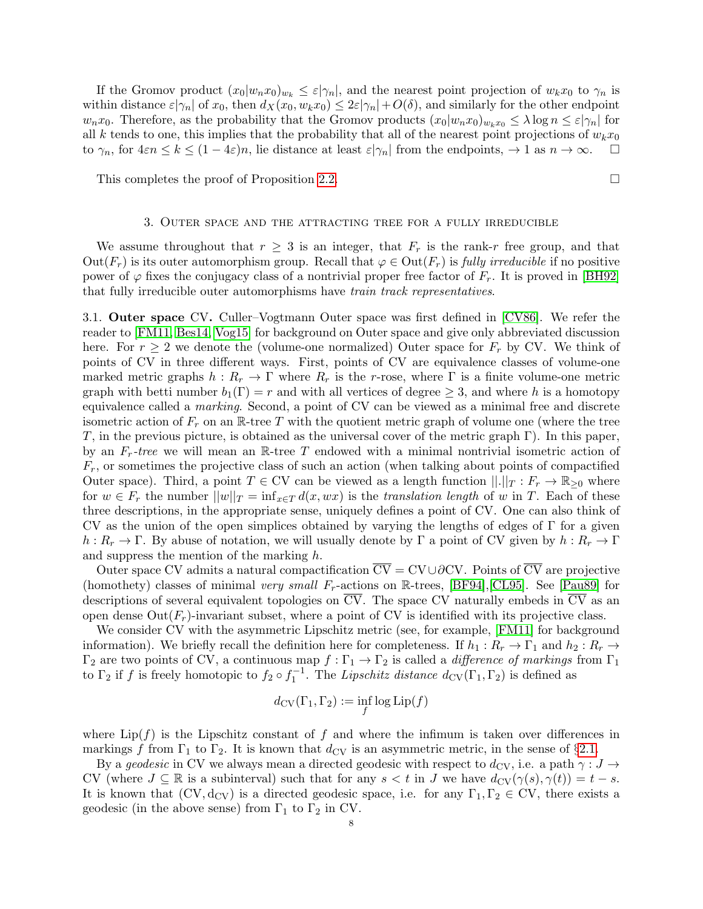If the Gromov product $(x_0|w_n x_0)_{w_k} \leq \varepsilon|\gamma_n|$, and the nearest point projection of $w_k x_0$ to $\gamma_n$ is within distance $\varepsilon|\gamma_n|$ of $x_0$, then $d_X(x_0, w_k x_0) \leq 2\varepsilon|\gamma_n| + O(\delta)$, and similarly for the other endpoint $w_n x_0$. Therefore, as the probability that the Gromov products $(x_0|w_n x_0)_{w_k x_0} \leq \lambda \log n \leq \varepsilon|\gamma_n|$ for all $k$ tends to one, this implies that the probability that all of the nearest point projections of $w_k x_0$ to $\gamma_n$, for $4\varepsilon n \leq k \leq (1-4\varepsilon)n$, lie distance at least $\varepsilon|\gamma_n|$ from the endpoints, $\to 1$ as $n \to \infty$. □

This completes the proof of Proposition 2.2. □

## 3. Outer space and the attracting tree for a fully irreducible

We assume throughout that $r \geq 3$ is an integer, that $F_r$ is the rank-$r$ free group, and that $\mathrm{Out}(F_r)$ is its outer automorphism group. Recall that $\varphi \in \mathrm{Out}(F_r)$ is *fully irreducible* if no positive power of $\varphi$ fixes the conjugacy class of a nontrivial proper free factor of $F_r$. It is proved in [BH92] that fully irreducible outer automorphisms have *train track representatives*.

3.1. **Outer space** CV. Culler–Vogtmann Outer space was first defined in [CV86]. We refer the reader to [FM11, Bes14, Vog15] for background on Outer space and give only abbreviated discussion here. For $r \geq 2$ we denote the (volume-one normalized) Outer space for $F_r$ by CV. We think of points of CV in three different ways. First, points of CV are equivalence classes of volume-one marked metric graphs $h : R_r \to \Gamma$ where $R_r$ is the $r$-rose, where $\Gamma$ is a finite volume-one metric graph with betti number $b_1(\Gamma) = r$ and with all vertices of degree $\geq 3$, and where $h$ is a homotopy equivalence called a *marking*. Second, a point of CV can be viewed as a minimal free and discrete isometric action of $F_r$ on an $\mathbb{R}$-tree $T$ with the quotient metric graph of volume one (where the tree $T$, in the previous picture, is obtained as the universal cover of the metric graph $\Gamma$). In this paper, by an *$F_r$-tree* we will mean an $\mathbb{R}$-tree $T$ endowed with a minimal nontrivial isometric action of $F_r$, or sometimes the projective class of such an action (when talking about points of compactified Outer space). Third, a point $T \in \mathrm{CV}$ can be viewed as a length function $||.||_T : F_r \to \mathbb{R}_{\geq 0}$ where for $w \in F_r$ the number $||w||_T = \inf_{x \in T} d(x, wx)$ is the *translation length* of $w$ in $T$. Each of these three descriptions, in the appropriate sense, uniquely defines a point of CV. One can also think of CV as the union of the open simplices obtained by varying the lengths of edges of $\Gamma$ for a given $h : R_r \to \Gamma$. By abuse of notation, we will usually denote by $\Gamma$ a point of CV given by $h : R_r \to \Gamma$ and suppress the mention of the marking $h$.

Outer space CV admits a natural compactification $\overline{\mathrm{CV}} = \mathrm{CV} \cup \partial\mathrm{CV}$. Points of $\overline{\mathrm{CV}}$ are projective (homothety) classes of minimal *very small* $F_r$-actions on $\mathbb{R}$-trees, [BF94],[CL95]. See [Pau89] for descriptions of several equivalent topologies on $\overline{\mathrm{CV}}$. The space CV naturally embeds in $\overline{\mathrm{CV}}$ as an open dense $\mathrm{Out}(F_r)$-invariant subset, where a point of CV is identified with its projective class.

We consider CV with the asymmetric Lipschitz metric (see, for example, [FM11] for background information). We briefly recall the definition here for completeness. If $h_1 : R_r \to \Gamma_1$ and $h_2 : R_r \to \Gamma_2$ are two points of CV, a continuous map $f : \Gamma_1 \to \Gamma_2$ is called a *difference of markings* from $\Gamma_1$ to $\Gamma_2$ if $f$ is freely homotopic to $f_2 \circ f_1^{-1}$. The *Lipschitz distance* $d_{\mathrm{CV}}(\Gamma_1, \Gamma_2)$ is defined as

$$d_{\mathrm{CV}}(\Gamma_1, \Gamma_2) := \inf_f \log \mathrm{Lip}(f)$$

where $\mathrm{Lip}(f)$ is the Lipschitz constant of $f$ and where the infimum is taken over differences in markings $f$ from $\Gamma_1$ to $\Gamma_2$. It is known that $d_{\mathrm{CV}}$ is an asymmetric metric, in the sense of §2.1.

By a *geodesic* in CV we always mean a directed geodesic with respect to $d_{\mathrm{CV}}$, i.e. a path $\gamma : J \to \mathrm{CV}$ (where $J \subseteq \mathbb{R}$ is a subinterval) such that for any $s < t$ in $J$ we have $d_{\mathrm{CV}}(\gamma(s), \gamma(t)) = t - s$. It is known that $(\mathrm{CV}, \mathrm{d}_{\mathrm{CV}})$ is a directed geodesic space, i.e. for any $\Gamma_1, \Gamma_2 \in \mathrm{CV}$, there exists a geodesic (in the above sense) from $\Gamma_1$ to $\Gamma_2$ in CV.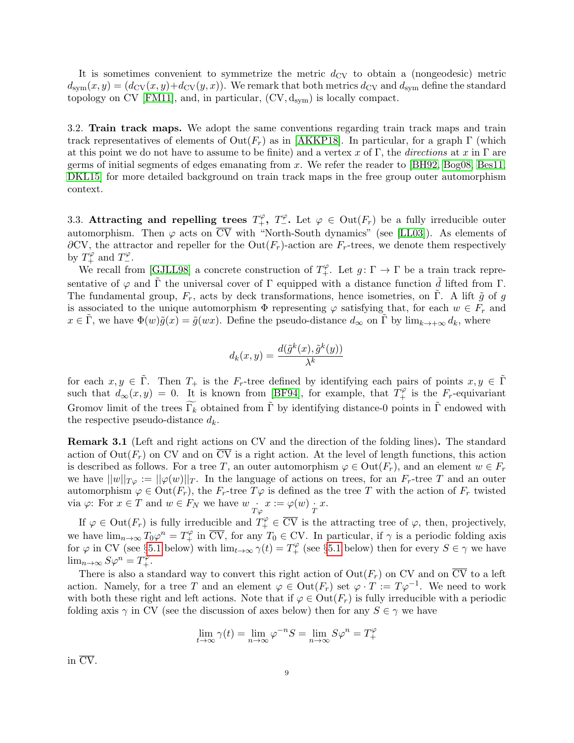It is sometimes convenient to symmetrize the metric $d_{\mathrm{CV}}$ to obtain a (nongeodesic) metric $d_{\mathrm{sym}}(x,y) = (d_{\mathrm{CV}}(x,y) + d_{\mathrm{CV}}(y,x))$. We remark that both metrics $d_{\mathrm{CV}}$ and $d_{\mathrm{sym}}$ define the standard topology on CV [FM11], and, in particular, $(\mathrm{CV}, \mathrm{d_{sym}})$ is locally compact.

3.2. **Train track maps.** We adopt the same conventions regarding train track maps and train track representatives of elements of $\mathrm{Out}(F_r)$ as in [AKKP18]. In particular, for a graph $\Gamma$ (which at this point we do not have to assume to be finite) and a vertex $x$ of $\Gamma$, the *directions* at $x$ in $\Gamma$ are germs of initial segments of edges emanating from $x$. We refer the reader to [BH92, Bog08, Bes11, DKL15] for more detailed background on train track maps in the free group outer automorphism context.

3.3. **Attracting and repelling trees $T_+^\varphi$, $T_-^\varphi$.** Let $\varphi \in \mathrm{Out}(F_r)$ be a fully irreducible outer automorphism. Then $\varphi$ acts on $\overline{\mathrm{CV}}$ with "North-South dynamics" (see [LL03]). As elements of $\partial\mathrm{CV}$, the attractor and repeller for the $\mathrm{Out}(F_r)$-action are $F_r$-trees, we denote them respectively by $T_+^\varphi$ and $T_-^\varphi$.

We recall from [GJLL98] a concrete construction of $T_+^\varphi$. Let $g\colon \Gamma \to \Gamma$ be a train track representative of $\varphi$ and $\tilde{\Gamma}$ the universal cover of $\Gamma$ equipped with a distance function $\tilde{d}$ lifted from $\Gamma$. The fundamental group, $F_r$, acts by deck transformations, hence isometries, on $\tilde{\Gamma}$. A lift $\tilde{g}$ of $g$ is associated to the unique automorphism $\Phi$ representing $\varphi$ satisfying that, for each $w \in F_r$ and $x \in \tilde{\Gamma}$, we have $\Phi(w)\tilde{g}(x) = \tilde{g}(wx)$. Define the pseudo-distance $d_\infty$ on $\tilde{\Gamma}$ by $\lim_{k\to+\infty} d_k$, where

$$d_k(x,y) = \frac{d(\tilde{g}^k(x), \tilde{g}^k(y))}{\lambda^k}$$

for each $x, y \in \tilde{\Gamma}$. Then $T_+$ is the $F_r$-tree defined by identifying each pairs of points $x, y \in \tilde{\Gamma}$ such that $d_\infty(x,y) = 0$. It is known from [BF94], for example, that $T_+^\varphi$ is the $F_r$-equivariant Gromov limit of the trees $\widetilde{\Gamma_k}$ obtained from $\tilde{\Gamma}$ by identifying distance-0 points in $\tilde{\Gamma}$ endowed with the respective pseudo-distance $d_k$.

**Remark 3.1** (Left and right actions on CV and the direction of the folding lines)**.** The standard action of $\mathrm{Out}(F_r)$ on CV and on $\overline{\mathrm{CV}}$ is a right action. At the level of length functions, this action is described as follows. For a tree $T$, an outer automorphism $\varphi \in \mathrm{Out}(F_r)$, and an element $w \in F_r$ we have $||w||_{T\varphi} := ||\varphi(w)||_T$. In the language of actions on trees, for an $F_r$-tree $T$ and an outer automorphism $\varphi \in \mathrm{Out}(F_r)$, the $F_r$-tree $T\varphi$ is defined as the tree $T$ with the action of $F_r$ twisted via $\varphi$: For $x \in T$ and $w \in F_N$ we have $w \underset{T\varphi}{\cdot} x := \varphi(w) \underset{T}{\cdot} x$.

If $\varphi \in \mathrm{Out}(F_r)$ is fully irreducible and $T_+^\varphi \in \overline{\mathrm{CV}}$ is the attracting tree of $\varphi$, then, projectively, we have $\lim_{n\to\infty} T_0\varphi^n = T_+^\varphi$ in $\overline{\mathrm{CV}}$, for any $T_0 \in \mathrm{CV}$. In particular, if $\gamma$ is a periodic folding axis for $\varphi$ in CV (see §5.1 below) with $\lim_{t\to\infty} \gamma(t) = T_+^\varphi$ (see §5.1 below) then for every $S \in \gamma$ we have $\lim_{n\to\infty} S\varphi^n = T_+^\varphi$.

There is also a standard way to convert this right action of $\mathrm{Out}(F_r)$ on CV and on $\overline{\mathrm{CV}}$ to a left action. Namely, for a tree $T$ and an element $\varphi \in \mathrm{Out}(F_r)$ set $\varphi \cdot T := T\varphi^{-1}$. We need to work with both these right and left actions. Note that if $\varphi \in \mathrm{Out}(F_r)$ is fully irreducible with a periodic folding axis $\gamma$ in CV (see the discussion of axes below) then for any $S \in \gamma$ we have

$$\lim_{t\to\infty} \gamma(t) = \lim_{n\to\infty} \varphi^{-n} S = \lim_{n\to\infty} S\varphi^n = T_+^\varphi$$

in $\overline{\mathrm{CV}}$.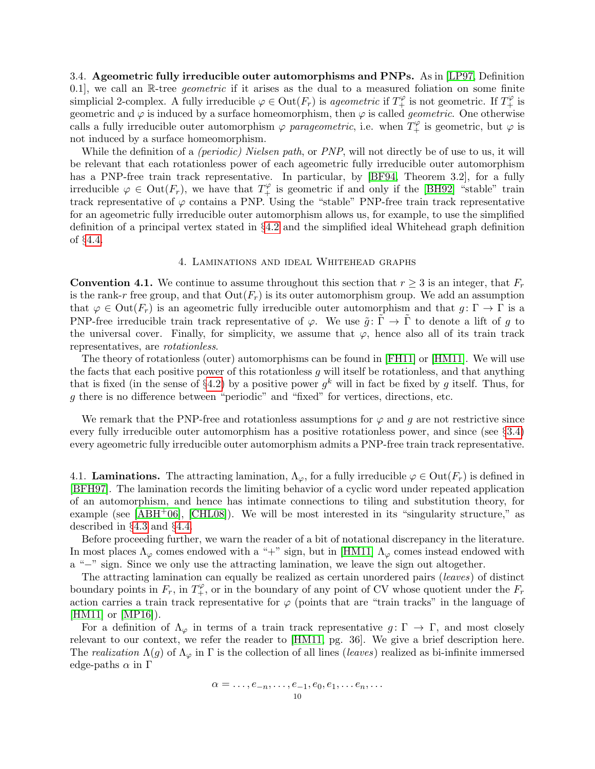3.4. **Ageometric fully irreducible outer automorphisms and PNPs.** As in [LP97, Definition 0.1], we call an $\mathbb{R}$-tree *geometric* if it arises as the dual to a measured foliation on some finite simplicial 2-complex. A fully irreducible $\varphi \in \text{Out}(F_r)$ is *ageometric* if $T_+^{\varphi}$ is not geometric. If $T_+^{\varphi}$ is geometric and $\varphi$ is induced by a surface homeomorphism, then $\varphi$ is called *geometric*. One otherwise calls a fully irreducible outer automorphism $\varphi$ *parageometric*, i.e. when $T_+^{\varphi}$ is geometric, but $\varphi$ is not induced by a surface homeomorphism.

While the definition of a *(periodic) Nielsen path*, or *PNP*, will not directly be of use to us, it will be relevant that each rotationless power of each ageometric fully irreducible outer automorphism has a PNP-free train track representative. In particular, by [BF94, Theorem 3.2], for a fully irreducible $\varphi \in \text{Out}(F_r)$, we have that $T_+^{\varphi}$ is geometric if and only if the [BH92] "stable" train track representative of $\varphi$ contains a PNP. Using the "stable" PNP-free train track representative for an ageometric fully irreducible outer automorphism allows us, for example, to use the simplified definition of a principal vertex stated in §4.2 and the simplified ideal Whitehead graph definition of §4.4.

## 4. Laminations and ideal Whitehead graphs

**Convention 4.1.** We continue to assume throughout this section that $r \geq 3$ is an integer, that $F_r$ is the rank-$r$ free group, and that $\text{Out}(F_r)$ is its outer automorphism group. We add an assumption that $\varphi \in \text{Out}(F_r)$ is an ageometric fully irreducible outer automorphism and that $g\colon \Gamma \to \Gamma$ is a PNP-free irreducible train track representative of $\varphi$. We use $\tilde{g}\colon \tilde{\Gamma} \to \tilde{\Gamma}$ to denote a lift of $g$ to the universal cover. Finally, for simplicity, we assume that $\varphi$, hence also all of its train track representatives, are *rotationless*.

The theory of rotationless (outer) automorphisms can be found in [FH11] or [HM11]. We will use the facts that each positive power of this rotationless $g$ will itself be rotationless, and that anything that is fixed (in the sense of §4.2) by a positive power $g^k$ will in fact be fixed by $g$ itself. Thus, for $g$ there is no difference between "periodic" and "fixed" for vertices, directions, etc.

We remark that the PNP-free and rotationless assumptions for $\varphi$ and $g$ are not restrictive since every fully irreducible outer automorphism has a positive rotationless power, and since (see §3.4) every ageometric fully irreducible outer automorphism admits a PNP-free train track representative.

4.1. **Laminations.** The attracting lamination, $\Lambda_{\varphi}$, for a fully irreducible $\varphi \in \text{Out}(F_r)$ is defined in [BFH97]. The lamination records the limiting behavior of a cyclic word under repeated application of an automorphism, and hence has intimate connections to tiling and substitution theory, for example (see [ABH+06], [CHL08]). We will be most interested in its "singularity structure," as described in §4.3 and §4.4.

Before proceeding further, we warn the reader of a bit of notational discrepancy in the literature. In most places $\Lambda_{\varphi}$ comes endowed with a "+" sign, but in [HM11] $\Lambda_{\varphi}$ comes instead endowed with a "−" sign. Since we only use the attracting lamination, we leave the sign out altogether.

The attracting lamination can equally be realized as certain unordered pairs (*leaves*) of distinct boundary points in $F_r$, in $T_+^{\varphi}$, or in the boundary of any point of CV whose quotient under the $F_r$ action carries a train track representative for $\varphi$ (points that are "train tracks" in the language of [HM11] or [MP16]).

For a definition of $\Lambda_{\varphi}$ in terms of a train track representative $g\colon \Gamma \to \Gamma$, and most closely relevant to our context, we refer the reader to [HM11, pg. 36]. We give a brief description here. The *realization* $\Lambda(g)$ of $\Lambda_{\varphi}$ in $\Gamma$ is the collection of all lines (*leaves*) realized as bi-infinite immersed edge-paths $\alpha$ in $\Gamma$

$$\alpha = \ldots, e_{-n}, \ldots, e_{-1}, e_0, e_1, \ldots e_n, \ldots$$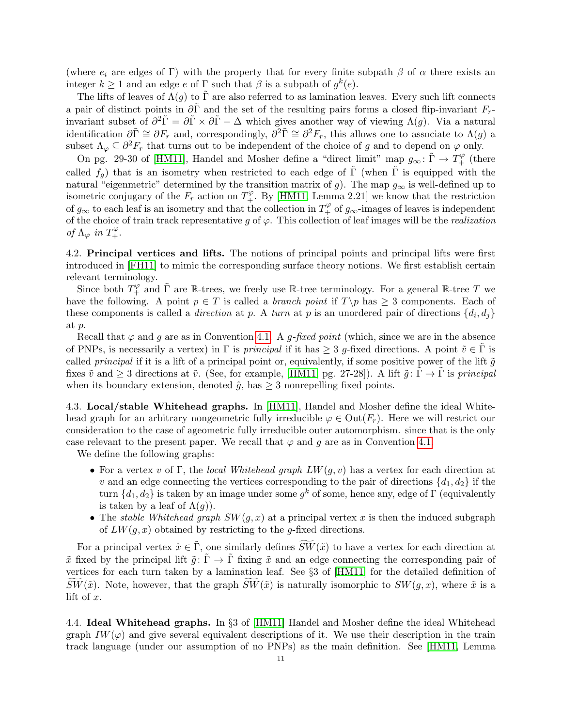(where $e_i$ are edges of $\Gamma$) with the property that for every finite subpath $\beta$ of $\alpha$ there exists an integer $k \geq 1$ and an edge $e$ of $\Gamma$ such that $\beta$ is a subpath of $g^k(e)$.

The lifts of leaves of $\Lambda(g)$ to $\tilde{\Gamma}$ are also referred to as lamination leaves. Every such lift connects a pair of distinct points in $\partial\tilde{\Gamma}$ and the set of the resulting pairs forms a closed flip-invariant $F_r$-invariant subset of $\partial^2\tilde{\Gamma} = \partial\tilde{\Gamma} \times \partial\tilde{\Gamma} - \Delta$ which gives another way of viewing $\Lambda(g)$. Via a natural identification $\partial\tilde{\Gamma} \cong \partial F_r$ and, correspondingly, $\partial^2\tilde{\Gamma} \cong \partial^2 F_r$, this allows one to associate to $\Lambda(g)$ a subset $\Lambda_\varphi \subseteq \partial^2 F_r$ that turns out to be independent of the choice of $g$ and to depend on $\varphi$ only.

On pg. 29-30 of [HM11], Handel and Mosher define a "direct limit" map $g_\infty \colon \tilde{\Gamma} \to T_+^\varphi$ (there called $f_g$) that is an isometry when restricted to each edge of $\tilde{\Gamma}$ (when $\tilde{\Gamma}$ is equipped with the natural "eigenmetric" determined by the transition matrix of $g$). The map $g_\infty$ is well-defined up to isometric conjugacy of the $F_r$ action on $T_+^\varphi$. By [HM11, Lemma 2.21] we know that the restriction of $g_\infty$ to each leaf is an isometry and that the collection in $T_+^\varphi$ of $g_\infty$-images of leaves is independent of the choice of train track representative $g$ of $\varphi$. This collection of leaf images will be the *realization of $\Lambda_\varphi$ in $T_+^\varphi$*.

4.2. **Principal vertices and lifts.** The notions of principal points and principal lifts were first introduced in [FH11] to mimic the corresponding surface theory notions. We first establish certain relevant terminology.

Since both $T_+^\varphi$ and $\tilde{\Gamma}$ are $\mathbb{R}$-trees, we freely use $\mathbb{R}$-tree terminology. For a general $\mathbb{R}$-tree $T$ we have the following. A point $p \in T$ is called a *branch point* if $T \backslash p$ has $\geq 3$ components. Each of these components is called a *direction* at $p$. A *turn* at $p$ is an unordered pair of directions $\{d_i, d_j\}$ at $p$.

Recall that $\varphi$ and $g$ are as in Convention 4.1. A *$g$-fixed point* (which, since we are in the absence of PNPs, is necessarily a vertex) in $\Gamma$ is *principal* if it has $\geq 3$ $g$-fixed directions. A point $\tilde{v} \in \tilde{\Gamma}$ is called *principal* if it is a lift of a principal point or, equivalently, if some positive power of the lift $\tilde{g}$ fixes $\tilde{v}$ and $\geq 3$ directions at $\tilde{v}$. (See, for example, [HM11, pg. 27-28]). A lift $\tilde{g} \colon \tilde{\Gamma} \to \tilde{\Gamma}$ is *principal* when its boundary extension, denoted $\hat{g}$, has $\geq 3$ nonrepelling fixed points.

4.3. **Local/stable Whitehead graphs.** In [HM11], Handel and Mosher define the ideal Whitehead graph for an arbitrary nongeometric fully irreducible $\varphi \in \mathrm{Out}(F_r)$. Here we will restrict our consideration to the case of ageometric fully irreducible outer automorphism. since that is the only case relevant to the present paper. We recall that $\varphi$ and $g$ are as in Convention 4.1.

We define the following graphs:

- For a vertex $v$ of $\Gamma$, the *local Whitehead graph* $LW(g, v)$ has a vertex for each direction at $v$ and an edge connecting the vertices corresponding to the pair of directions $\{d_1, d_2\}$ if the turn $\{d_1, d_2\}$ is taken by an image under some $g^k$ of some, hence any, edge of $\Gamma$ (equivalently is taken by a leaf of $\Lambda(g)$).
- The *stable Whitehead graph* $SW(g, x)$ at a principal vertex $x$ is then the induced subgraph of $LW(g, x)$ obtained by restricting to the $g$-fixed directions.

For a principal vertex $\tilde{x} \in \tilde{\Gamma}$, one similarly defines $\widetilde{SW}(\tilde{x})$ to have a vertex for each direction at $\tilde{x}$ fixed by the principal lift $\tilde{g} \colon \tilde{\Gamma} \to \tilde{\Gamma}$ fixing $\tilde{x}$ and an edge connecting the corresponding pair of vertices for each turn taken by a lamination leaf. See §3 of [HM11] for the detailed definition of $\widetilde{SW}(\tilde{x})$. Note, however, that the graph $\widetilde{SW}(\tilde{x})$ is naturally isomorphic to $SW(g, x)$, where $\tilde{x}$ is a lift of $x$.

4.4. **Ideal Whitehead graphs.** In §3 of [HM11] Handel and Mosher define the ideal Whitehead graph $IW(\varphi)$ and give several equivalent descriptions of it. We use their description in the train track language (under our assumption of no PNPs) as the main definition. See [HM11, Lemma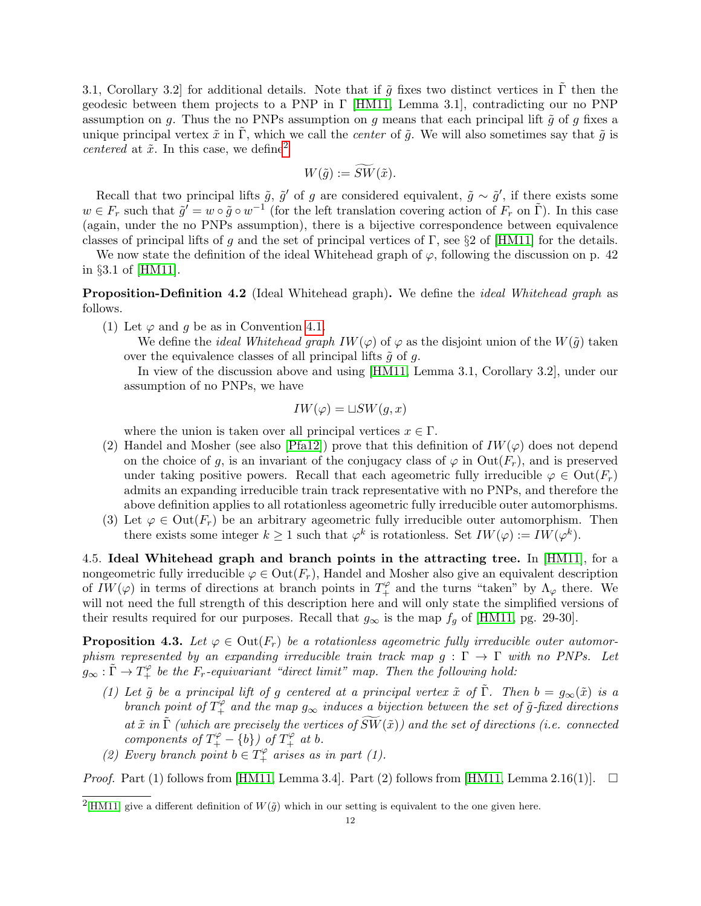3.1, Corollary 3.2] for additional details. Note that if $\tilde{g}$ fixes two distinct vertices in $\tilde{\Gamma}$ then the geodesic between them projects to a PNP in $\Gamma$ [HM11, Lemma 3.1], contradicting our no PNP assumption on $g$. Thus the no PNPs assumption on $g$ means that each principal lift $\tilde{g}$ of $g$ fixes a unique principal vertex $\tilde{x}$ in $\tilde{\Gamma}$, which we call the *center* of $\tilde{g}$. We will also sometimes say that $\tilde{g}$ is *centered* at $\tilde{x}$. In this case, we define[2]

$$W(\tilde{g}) := \widetilde{SW}(\tilde{x}).$$

Recall that two principal lifts $\tilde{g}$, $\tilde{g}'$ of $g$ are considered equivalent, $\tilde{g} \sim \tilde{g}'$, if there exists some $w \in F_r$ such that $\tilde{g}' = w \circ \tilde{g} \circ w^{-1}$ (for the left translation covering action of $F_r$ on $\tilde{\Gamma}$). In this case (again, under the no PNPs assumption), there is a bijective correspondence between equivalence classes of principal lifts of $g$ and the set of principal vertices of $\Gamma$, see §2 of [HM11] for the details.

We now state the definition of the ideal Whitehead graph of $\varphi$, following the discussion on p. 42 in §3.1 of [HM11].

**Proposition-Definition 4.2** (Ideal Whitehead graph)**.** We define the *ideal Whitehead graph* as follows.

(1) Let $\varphi$ and $g$ be as in Convention 4.1.

We define the *ideal Whitehead graph* $IW(\varphi)$ of $\varphi$ as the disjoint union of the $W(\tilde{g})$ taken over the equivalence classes of all principal lifts $\tilde{g}$ of $g$.

In view of the discussion above and using [HM11, Lemma 3.1, Corollary 3.2], under our assumption of no PNPs, we have

$$IW(\varphi) = \sqcup SW(g, x)$$

where the union is taken over all principal vertices $x \in \Gamma$.

(2) Handel and Mosher (see also [Pfa12]) prove that this definition of $IW(\varphi)$ does not depend on the choice of $g$, is an invariant of the conjugacy class of $\varphi$ in $\mathrm{Out}(F_r)$, and is preserved under taking positive powers. Recall that each ageometric fully irreducible $\varphi \in \mathrm{Out}(F_r)$ admits an expanding irreducible train track representative with no PNPs, and therefore the above definition applies to all rotationless ageometric fully irreducible outer automorphisms.

(3) Let $\varphi \in \mathrm{Out}(F_r)$ be an arbitrary ageometric fully irreducible outer automorphism. Then there exists some integer $k \geq 1$ such that $\varphi^k$ is rotationless. Set $IW(\varphi) := IW(\varphi^k)$.

4.5. **Ideal Whitehead graph and branch points in the attracting tree.** In [HM11], for a nongeometric fully irreducible $\varphi \in \mathrm{Out}(F_r)$, Handel and Mosher also give an equivalent description of $IW(\varphi)$ in terms of directions at branch points in $T_+^{\varphi}$ and the turns "taken" by $\Lambda_\varphi$ there. We will not need the full strength of this description here and will only state the simplified versions of their results required for our purposes. Recall that $g_\infty$ is the map $f_g$ of [HM11, pg. 29-30].

**Proposition 4.3.** *Let $\varphi \in \mathrm{Out}(F_r)$ be a rotationless ageometric fully irreducible outer automorphism represented by an expanding irreducible train track map $g : \Gamma \to \Gamma$ with no PNPs. Let $g_\infty : \tilde{\Gamma} \to T_+^{\varphi}$ be the $F_r$-equivariant "direct limit" map. Then the following hold:*

*(1) Let $\tilde{g}$ be a principal lift of $g$ centered at a principal vertex $\tilde{x}$ of $\tilde{\Gamma}$. Then $b = g_\infty(\tilde{x})$ is a branch point of $T_+^{\varphi}$ and the map $g_\infty$ induces a bijection between the set of $\tilde{g}$-fixed directions at $\tilde{x}$ in $\tilde{\Gamma}$ (which are precisely the vertices of $\widetilde{SW}(\tilde{x})$) and the set of directions (i.e. connected components of $T_+^{\varphi} - \{b\}$) of $T_+^{\varphi}$ at $b$.*

*(2) Every branch point $b \in T_+^{\varphi}$ arises as in part (1).*

*Proof.* Part (1) follows from [HM11, Lemma 3.4]. Part (2) follows from [HM11, Lemma 2.16(1)]. □

---

[2] [HM11] give a different definition of $W(\tilde{g})$ which in our setting is equivalent to the one given here.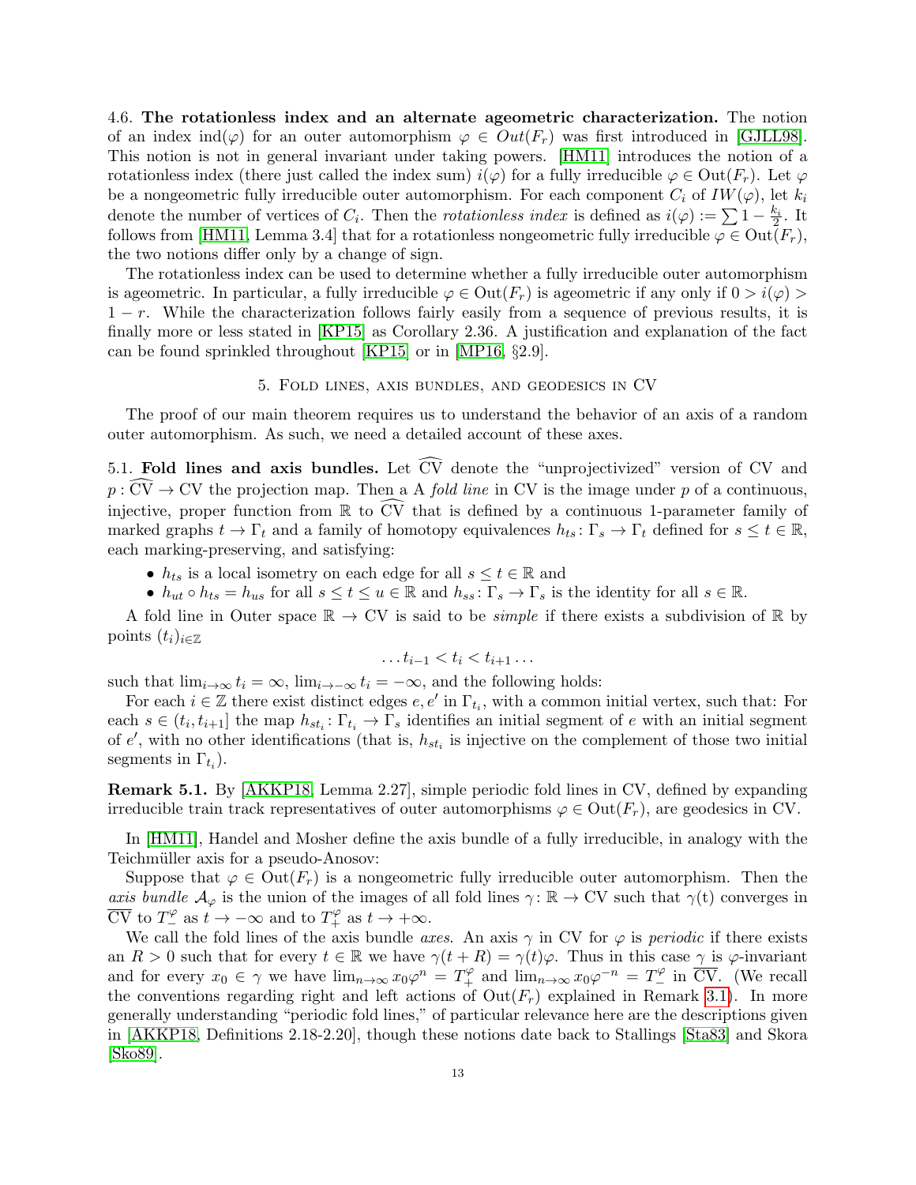4.6. **The rotationless index and an alternate ageometric characterization.** The notion of an index $\text{ind}(\varphi)$ for an outer automorphism $\varphi \in Out(F_r)$ was first introduced in [GJLL98]. This notion is not in general invariant under taking powers. [HM11] introduces the notion of a rotationless index (there just called the index sum) $i(\varphi)$ for a fully irreducible $\varphi \in \text{Out}(F_r)$. Let $\varphi$ be a nongeometric fully irreducible outer automorphism. For each component $C_i$ of $IW(\varphi)$, let $k_i$ denote the number of vertices of $C_i$. Then the *rotationless index* is defined as $i(\varphi) := \sum 1 - \frac{k_i}{2}$. It follows from [HM11, Lemma 3.4] that for a rotationless nongeometric fully irreducible $\varphi \in \text{Out}(F_r)$, the two notions differ only by a change of sign.

The rotationless index can be used to determine whether a fully irreducible outer automorphism is ageometric. In particular, a fully irreducible $\varphi \in \text{Out}(F_r)$ is ageometric if any only if $0 > i(\varphi) > 1 - r$. While the characterization follows fairly easily from a sequence of previous results, it is finally more or less stated in [KP15] as Corollary 2.36. A justification and explanation of the fact can be found sprinkled throughout [KP15] or in [MP16, §2.9].

## 5. Fold lines, axis bundles, and geodesics in CV

The proof of our main theorem requires us to understand the behavior of an axis of a random outer automorphism. As such, we need a detailed account of these axes.

5.1. **Fold lines and axis bundles.** Let $\widehat{\text{CV}}$ denote the "unprojectivized" version of CV and $p \colon \widehat{\text{CV}} \to \text{CV}$ the projection map. Then a A *fold line* in CV is the image under $p$ of a continuous, injective, proper function from $\mathbb{R}$ to $\widehat{\text{CV}}$ that is defined by a continuous 1-parameter family of marked graphs $t \to \Gamma_t$ and a family of homotopy equivalences $h_{ts} \colon \Gamma_s \to \Gamma_t$ defined for $s \leq t \in \mathbb{R}$, each marking-preserving, and satisfying:

- $h_{ts}$ is a local isometry on each edge for all $s \leq t \in \mathbb{R}$ and
- $h_{ut} \circ h_{ts} = h_{us}$ for all $s \leq t \leq u \in \mathbb{R}$ and $h_{ss} \colon \Gamma_s \to \Gamma_s$ is the identity for all $s \in \mathbb{R}$.

A fold line in Outer space $\mathbb{R} \to \text{CV}$ is said to be *simple* if there exists a subdivision of $\mathbb{R}$ by points $(t_i)_{i \in \mathbb{Z}}$

$$\ldots t_{i-1} < t_i < t_{i+1} \ldots$$

such that $\lim_{i \to \infty} t_i = \infty$, $\lim_{i \to -\infty} t_i = -\infty$, and the following holds:

For each $i \in \mathbb{Z}$ there exist distinct edges $e, e'$ in $\Gamma_{t_i}$, with a common initial vertex, such that: For each $s \in (t_i, t_{i+1}]$ the map $h_{st_i} \colon \Gamma_{t_i} \to \Gamma_s$ identifies an initial segment of $e$ with an initial segment of $e'$, with no other identifications (that is, $h_{st_i}$ is injective on the complement of those two initial segments in $\Gamma_{t_i}$).

**Remark 5.1.** By [AKKP18, Lemma 2.27], simple periodic fold lines in CV, defined by expanding irreducible train track representatives of outer automorphisms $\varphi \in \text{Out}(F_r)$, are geodesics in CV.

In [HM11], Handel and Mosher define the axis bundle of a fully irreducible, in analogy with the Teichmüller axis for a pseudo-Anosov:

Suppose that $\varphi \in \text{Out}(F_r)$ is a nongeometric fully irreducible outer automorphism. Then the *axis bundle* $\mathcal{A}_\varphi$ is the union of the images of all fold lines $\gamma \colon \mathbb{R} \to \text{CV}$ such that $\gamma(\text{t})$ converges in $\overline{\text{CV}}$ to $T_-^\varphi$ as $t \to -\infty$ and to $T_+^\varphi$ as $t \to +\infty$.

We call the fold lines of the axis bundle *axes*. An axis $\gamma$ in CV for $\varphi$ is *periodic* if there exists an $R > 0$ such that for every $t \in \mathbb{R}$ we have $\gamma(t + R) = \gamma(t)\varphi$. Thus in this case $\gamma$ is $\varphi$-invariant and for every $x_0 \in \gamma$ we have $\lim_{n \to \infty} x_0 \varphi^n = T_+^\varphi$ and $\lim_{n \to \infty} x_0 \varphi^{-n} = T_-^\varphi$ in $\overline{\text{CV}}$. (We recall the conventions regarding right and left actions of $\text{Out}(F_r)$ explained in Remark 3.1). In more generally understanding "periodic fold lines," of particular relevance here are the descriptions given in [AKKP18, Definitions 2.18-2.20], though these notions date back to Stallings [Sta83] and Skora [Sko89].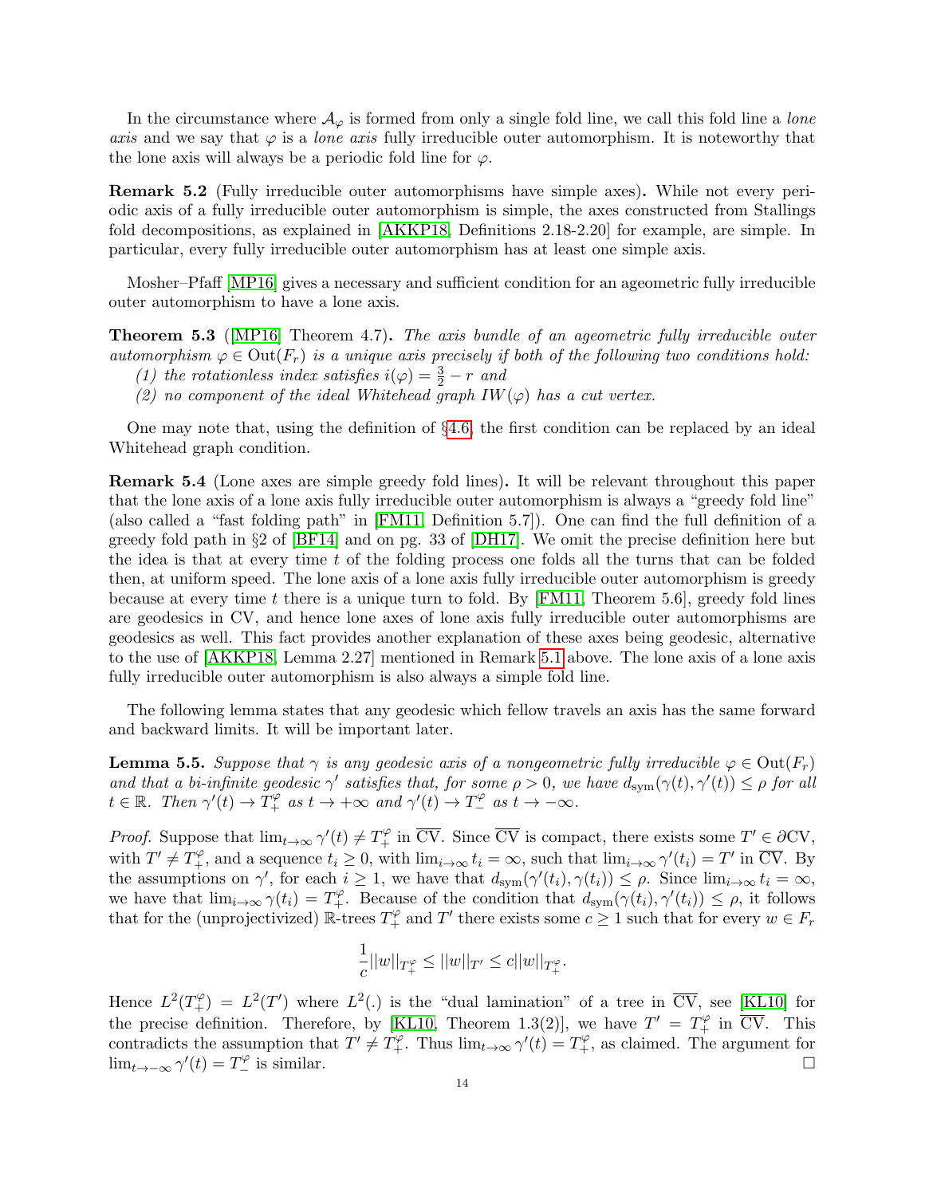In the circumstance where $\mathcal{A}_\varphi$ is formed from only a single fold line, we call this fold line a *lone axis* and we say that $\varphi$ is a *lone axis* fully irreducible outer automorphism. It is noteworthy that the lone axis will always be a periodic fold line for $\varphi$.

**Remark 5.2** (Fully irreducible outer automorphisms have simple axes)**.** While not every periodic axis of a fully irreducible outer automorphism is simple, the axes constructed from Stallings fold decompositions, as explained in [AKKP18, Definitions 2.18-2.20] for example, are simple. In particular, every fully irreducible outer automorphism has at least one simple axis.

Mosher–Pfaff [MP16] gives a necessary and sufficient condition for an ageometric fully irreducible outer automorphism to have a lone axis.

**Theorem 5.3** ([MP16, Theorem 4.7])**.** *The axis bundle of an ageometric fully irreducible outer automorphism $\varphi \in \mathrm{Out}(F_r)$ is a unique axis precisely if both of the following two conditions hold:*
*(1) the rotationless index satisfies $i(\varphi) = \frac{3}{2} - r$ and*
*(2) no component of the ideal Whitehead graph $IW(\varphi)$ has a cut vertex.*

One may note that, using the definition of §4.6, the first condition can be replaced by an ideal Whitehead graph condition.

**Remark 5.4** (Lone axes are simple greedy fold lines)**.** It will be relevant throughout this paper that the lone axis of a lone axis fully irreducible outer automorphism is always a "greedy fold line" (also called a "fast folding path" in [FM11, Definition 5.7]). One can find the full definition of a greedy fold path in §2 of [BF14] and on pg. 33 of [DH17]. We omit the precise definition here but the idea is that at every time $t$ of the folding process one folds all the turns that can be folded then, at uniform speed. The lone axis of a lone axis fully irreducible outer automorphism is greedy because at every time $t$ there is a unique turn to fold. By [FM11, Theorem 5.6], greedy fold lines are geodesics in CV, and hence lone axes of lone axis fully irreducible outer automorphisms are geodesics as well. This fact provides another explanation of these axes being geodesic, alternative to the use of [AKKP18, Lemma 2.27] mentioned in Remark 5.1 above. The lone axis of a lone axis fully irreducible outer automorphism is also always a simple fold line.

The following lemma states that any geodesic which fellow travels an axis has the same forward and backward limits. It will be important later.

**Lemma 5.5.** *Suppose that $\gamma$ is any geodesic axis of a nongeometric fully irreducible $\varphi \in \mathrm{Out}(F_r)$ and that a bi-infinite geodesic $\gamma'$ satisfies that, for some $\rho > 0$, we have $d_{\mathrm{sym}}(\gamma(t), \gamma'(t)) \le \rho$ for all $t \in \mathbb{R}$. Then $\gamma'(t) \to T_+^\varphi$ as $t \to +\infty$ and $\gamma'(t) \to T_-^\varphi$ as $t \to -\infty$.*

*Proof.* Suppose that $\lim_{t\to\infty} \gamma'(t) \neq T_+^\varphi$ in $\overline{\mathrm{CV}}$. Since $\overline{\mathrm{CV}}$ is compact, there exists some $T' \in \partial\mathrm{CV}$, with $T' \neq T_+^\varphi$, and a sequence $t_i \ge 0$, with $\lim_{i\to\infty} t_i = \infty$, such that $\lim_{i\to\infty} \gamma'(t_i) = T'$ in $\overline{\mathrm{CV}}$. By the assumptions on $\gamma'$, for each $i \ge 1$, we have that $d_{\mathrm{sym}}(\gamma'(t_i), \gamma(t_i)) \le \rho$. Since $\lim_{i\to\infty} t_i = \infty$, we have that $\lim_{i\to\infty} \gamma(t_i) = T_+^\varphi$. Because of the condition that $d_{\mathrm{sym}}(\gamma(t_i), \gamma'(t_i)) \le \rho$, it follows that for the (unprojectivized) $\mathbb{R}$-trees $T_+^\varphi$ and $T'$ there exists some $c \ge 1$ such that for every $w \in F_r$

$$\frac{1}{c}||w||_{T_+^\varphi} \le ||w||_{T'} \le c||w||_{T_+^\varphi}.$$

Hence $L^2(T_+^\varphi) = L^2(T')$ where $L^2(.)$ is the "dual lamination" of a tree in $\overline{\mathrm{CV}}$, see [KL10] for the precise definition. Therefore, by [KL10, Theorem 1.3(2)], we have $T' = T_+^\varphi$ in $\overline{\mathrm{CV}}$. This contradicts the assumption that $T' \neq T_+^\varphi$. Thus $\lim_{t\to\infty} \gamma'(t) = T_+^\varphi$, as claimed. The argument for $\lim_{t\to-\infty} \gamma'(t) = T_-^\varphi$ is similar. $\square$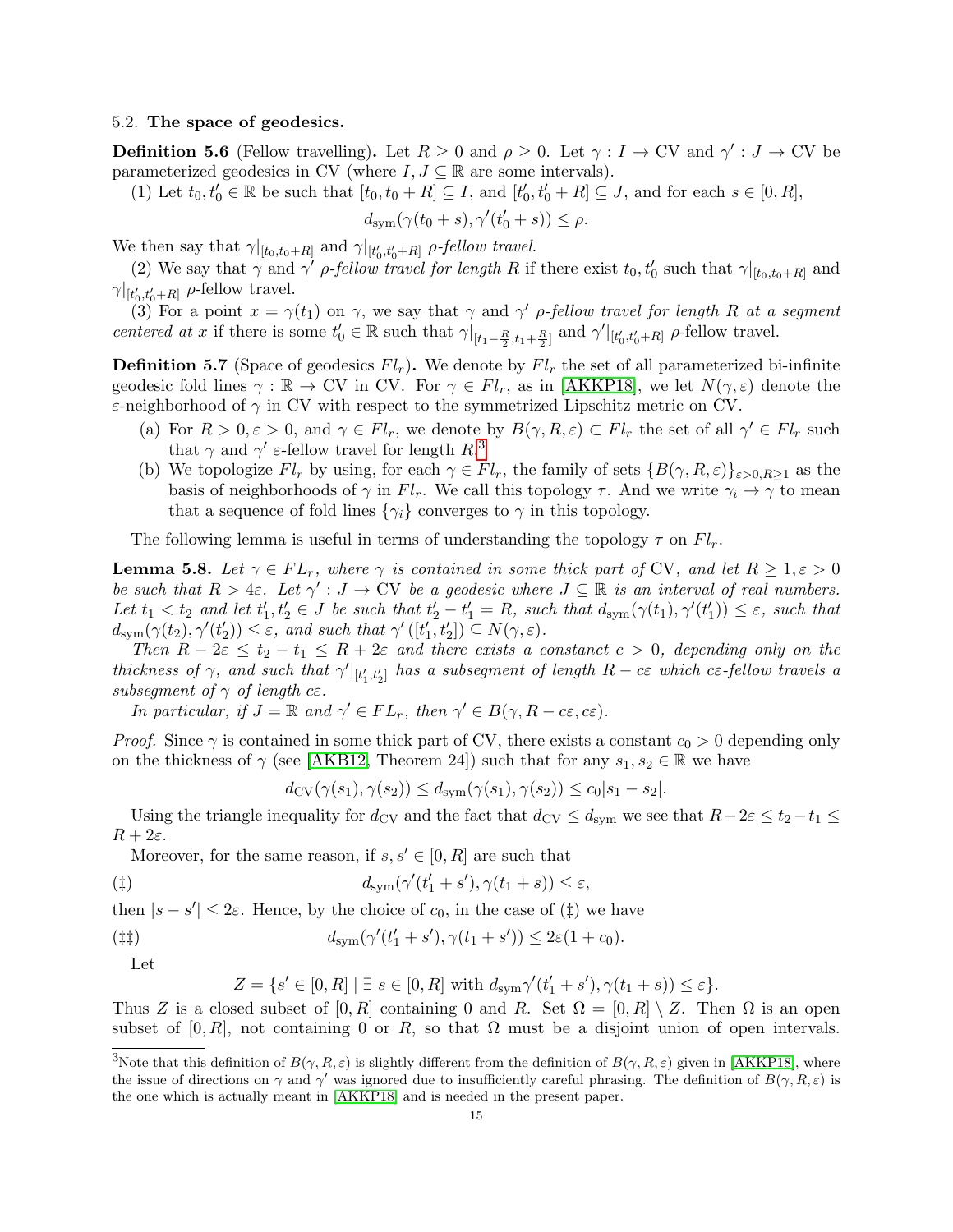### 5.2. **The space of geodesics.**

**Definition 5.6** (Fellow travelling)**.** Let $R \geq 0$ and $\rho \geq 0$. Let $\gamma : I \to \mathrm{CV}$ and $\gamma' : J \to \mathrm{CV}$ be parameterized geodesics in CV (where $I, J \subseteq \mathbb{R}$ are some intervals).

(1) Let $t_0, t_0' \in \mathbb{R}$ be such that $[t_0, t_0 + R] \subseteq I$, and $[t_0', t_0' + R] \subseteq J$, and for each $s \in [0, R]$,

$$d_{\mathrm{sym}}(\gamma(t_0 + s), \gamma'(t_0' + s)) \leq \rho.$$

We then say that $\gamma|_{[t_0,t_0+R]}$ and $\gamma|_{[t_0',t_0'+R]}$ *$\rho$-fellow travel*.

(2) We say that $\gamma$ and $\gamma'$ *$\rho$-fellow travel for length $R$* if there exist $t_0, t_0'$ such that $\gamma|_{[t_0,t_0+R]}$ and $\gamma|_{[t_0',t_0'+R]}$ $\rho$-fellow travel.

(3) For a point $x = \gamma(t_1)$ on $\gamma$, we say that $\gamma$ and $\gamma'$ *$\rho$-fellow travel for length $R$ at a segment centered at $x$* if there is some $t_0' \in \mathbb{R}$ such that $\gamma|_{[t_1 - \frac{R}{2}, t_1 + \frac{R}{2}]}$ and $\gamma'|_{[t_0',t_0'+R]}$ $\rho$-fellow travel.

**Definition 5.7** (Space of geodesics $Fl_r$)**.** We denote by $Fl_r$ the set of all parameterized bi-infinite geodesic fold lines $\gamma : \mathbb{R} \to \mathrm{CV}$ in CV. For $\gamma \in Fl_r$, as in [AKKP18], we let $N(\gamma, \varepsilon)$ denote the $\varepsilon$-neighborhood of $\gamma$ in CV with respect to the symmetrized Lipschitz metric on CV.

(a) For $R > 0, \varepsilon > 0$, and $\gamma \in Fl_r$, we denote by $B(\gamma, R, \varepsilon) \subset Fl_r$ the set of all $\gamma' \in Fl_r$ such that $\gamma$ and $\gamma'$ $\varepsilon$-fellow travel for length $R$.[3]

(b) We topologize $Fl_r$ by using, for each $\gamma \in Fl_r$, the family of sets $\{B(\gamma, R, \varepsilon)\}_{\varepsilon>0,R\geq 1}$ as the basis of neighborhoods of $\gamma$ in $Fl_r$. We call this topology $\tau$. And we write $\gamma_i \to \gamma$ to mean that a sequence of fold lines $\{\gamma_i\}$ converges to $\gamma$ in this topology.

The following lemma is useful in terms of understanding the topology $\tau$ on $Fl_r$.

**Lemma 5.8.** *Let $\gamma \in FL_r$, where $\gamma$ is contained in some thick part of* CV*, and let $R \geq 1, \varepsilon > 0$ be such that $R > 4\varepsilon$. Let $\gamma' : J \to \mathrm{CV}$ be a geodesic where $J \subseteq \mathbb{R}$ is an interval of real numbers. Let $t_1 < t_2$ and let $t_1', t_2' \in J$ be such that $t_2' - t_1' = R$, such that $d_{\mathrm{sym}}(\gamma(t_1), \gamma'(t_1')) \leq \varepsilon$, such that $d_{\mathrm{sym}}(\gamma(t_2), \gamma'(t_2')) \leq \varepsilon$, and such that $\gamma'([t_1', t_2']) \subseteq N(\gamma, \varepsilon)$.*

*Then $R - 2\varepsilon \leq t_2 - t_1 \leq R + 2\varepsilon$ and there exists a constant $c > 0$, depending only on the thickness of $\gamma$, and such that $\gamma'|_{[t_1',t_2']}$ has a subsegment of length $R - c\varepsilon$ which $c\varepsilon$-fellow travels a subsegment of $\gamma$ of length $c\varepsilon$.*

*In particular, if $J = \mathbb{R}$ and $\gamma' \in FL_r$, then $\gamma' \in B(\gamma, R - c\varepsilon, c\varepsilon)$.*

*Proof.* Since $\gamma$ is contained in some thick part of CV, there exists a constant $c_0 > 0$ depending only on the thickness of $\gamma$ (see [AKB12, Theorem 24]) such that for any $s_1, s_2 \in \mathbb{R}$ we have

$$d_{\mathrm{CV}}(\gamma(s_1), \gamma(s_2)) \leq d_{\mathrm{sym}}(\gamma(s_1), \gamma(s_2)) \leq c_0|s_1 - s_2|.$$

Using the triangle inequality for $d_{\mathrm{CV}}$ and the fact that $d_{\mathrm{CV}} \leq d_{\mathrm{sym}}$ we see that $R - 2\varepsilon \leq t_2 - t_1 \leq R + 2\varepsilon$.

Moreover, for the same reason, if $s, s' \in [0, R]$ are such that

$$(\ddagger) \qquad d_{\mathrm{sym}}(\gamma'(t_1' + s'), \gamma(t_1 + s)) \leq \varepsilon,$$

then $|s - s'| \leq 2\varepsilon$. Hence, by the choice of $c_0$, in the case of ($\ddagger$) we have

$$(\ddagger\ddagger) \qquad d_{\mathrm{sym}}(\gamma'(t_1' + s'), \gamma(t_1 + s')) \leq 2\varepsilon(1 + c_0).$$

Let

$$Z = \{s' \in [0, R] \mid \exists\ s \in [0, R] \text{ with } d_{\mathrm{sym}}\gamma'(t_1' + s'), \gamma(t_1 + s)) \leq \varepsilon\}.$$

Thus $Z$ is a closed subset of $[0, R]$ containing $0$ and $R$. Set $\Omega = [0, R] \setminus Z$. Then $\Omega$ is an open subset of $[0, R]$, not containing $0$ or $R$, so that $\Omega$ must be a disjoint union of open intervals.

[3] Note that this definition of $B(\gamma, R, \varepsilon)$ is slightly different from the definition of $B(\gamma, R, \varepsilon)$ given in [AKKP18], where the issue of directions on $\gamma$ and $\gamma'$ was ignored due to insufficiently careful phrasing. The definition of $B(\gamma, R, \varepsilon)$ is the one which is actually meant in [AKKP18] and is needed in the present paper.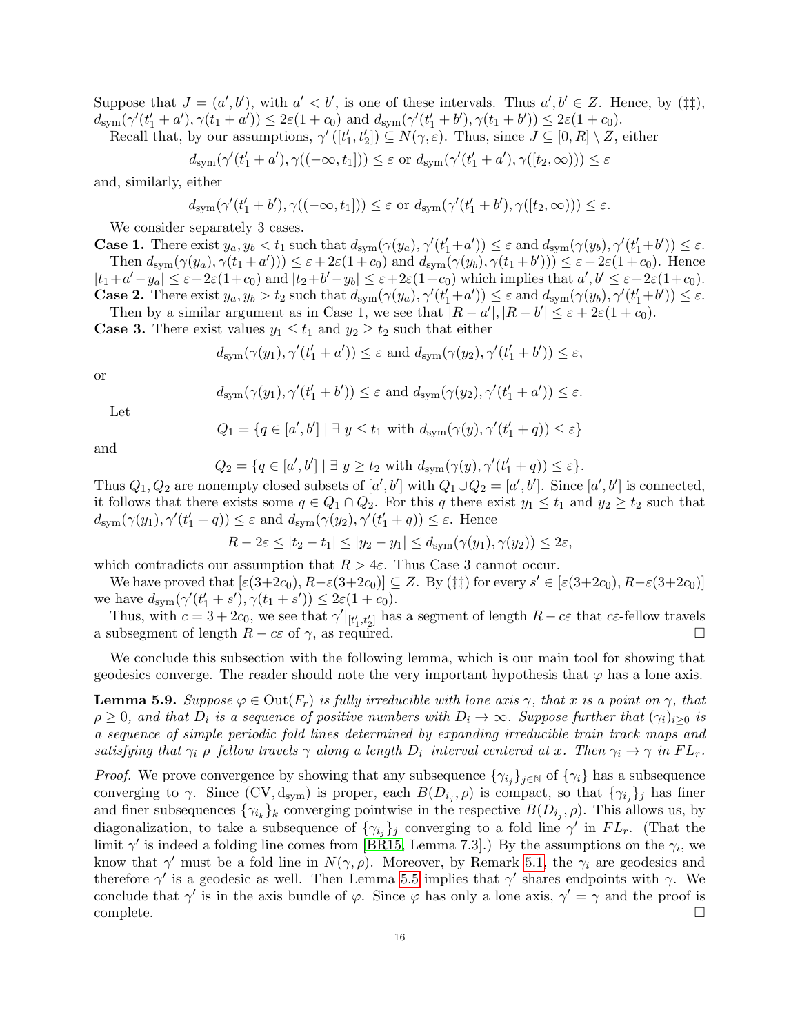Suppose that $J = (a', b')$, with $a' < b'$, is one of these intervals. Thus $a', b' \in Z$. Hence, by (‡‡), $d_{\mathrm{sym}}(\gamma'(t_1' + a'), \gamma(t_1 + a')) \leq 2\varepsilon(1 + c_0)$ and $d_{\mathrm{sym}}(\gamma'(t_1' + b'), \gamma(t_1 + b')) \leq 2\varepsilon(1 + c_0)$.

Recall that, by our assumptions, $\gamma'([t_1', t_2']) \subseteq N(\gamma, \varepsilon)$. Thus, since $J \subseteq [0, R] \setminus Z$, either

$$d_{\mathrm{sym}}(\gamma'(t_1' + a'), \gamma((-\infty, t_1])) \leq \varepsilon \text{ or } d_{\mathrm{sym}}(\gamma'(t_1' + a'), \gamma([t_2, \infty))) \leq \varepsilon$$

and, similarly, either

$$d_{\mathrm{sym}}(\gamma'(t_1' + b'), \gamma((-\infty, t_1])) \leq \varepsilon \text{ or } d_{\mathrm{sym}}(\gamma'(t_1' + b'), \gamma([t_2, \infty))) \leq \varepsilon.$$

We consider separately 3 cases.

**Case 1.** There exist $y_a, y_b < t_1$ such that $d_{\mathrm{sym}}(\gamma(y_a), \gamma'(t_1'+a')) \leq \varepsilon$ and $d_{\mathrm{sym}}(\gamma(y_b), \gamma'(t_1'+b')) \leq \varepsilon$.

Then $d_{\mathrm{sym}}(\gamma(y_a), \gamma(t_1 + a'))) \leq \varepsilon + 2\varepsilon(1 + c_0)$ and $d_{\mathrm{sym}}(\gamma(y_b), \gamma(t_1 + b'))) \leq \varepsilon + 2\varepsilon(1 + c_0)$. Hence $|t_1 + a' - y_a| \leq \varepsilon + 2\varepsilon(1+c_0)$ and $|t_2 + b' - y_b| \leq \varepsilon + 2\varepsilon(1+c_0)$ which implies that $a', b' \leq \varepsilon + 2\varepsilon(1+c_0)$.

**Case 2.** There exist $y_a, y_b > t_2$ such that $d_{\mathrm{sym}}(\gamma(y_a), \gamma'(t_1'+a')) \leq \varepsilon$ and $d_{\mathrm{sym}}(\gamma(y_b), \gamma'(t_1'+b')) \leq \varepsilon$.

Then by a similar argument as in Case 1, we see that $|R - a'|, |R - b'| \leq \varepsilon + 2\varepsilon(1 + c_0)$.

**Case 3.** There exist values $y_1 \leq t_1$ and $y_2 \geq t_2$ such that either

$$d_{\mathrm{sym}}(\gamma(y_1), \gamma'(t_1' + a')) \leq \varepsilon \text{ and } d_{\mathrm{sym}}(\gamma(y_2), \gamma'(t_1' + b')) \leq \varepsilon,$$

or

$$d_{\mathrm{sym}}(\gamma(y_1), \gamma'(t_1' + b')) \leq \varepsilon \text{ and } d_{\mathrm{sym}}(\gamma(y_2), \gamma'(t_1' + a')) \leq \varepsilon.$$

Let

$$Q_1 = \{q \in [a', b'] \mid \exists\ y \leq t_1 \text{ with } d_{\mathrm{sym}}(\gamma(y), \gamma'(t_1' + q)) \leq \varepsilon\}$$

and

$$Q_2 = \{q \in [a', b'] \mid \exists\ y \geq t_2 \text{ with } d_{\mathrm{sym}}(\gamma(y), \gamma'(t_1' + q)) \leq \varepsilon\}.$$

Thus $Q_1, Q_2$ are nonempty closed subsets of $[a', b']$ with $Q_1 \cup Q_2 = [a', b']$. Since $[a', b']$ is connected, it follows that there exists some $q \in Q_1 \cap Q_2$. For this $q$ there exist $y_1 \leq t_1$ and $y_2 \geq t_2$ such that $d_{\mathrm{sym}}(\gamma(y_1), \gamma'(t_1' + q)) \leq \varepsilon$ and $d_{\mathrm{sym}}(\gamma(y_2), \gamma'(t_1' + q)) \leq \varepsilon$. Hence

$$R - 2\varepsilon \leq |t_2 - t_1| \leq |y_2 - y_1| \leq d_{\mathrm{sym}}(\gamma(y_1), \gamma(y_2)) \leq 2\varepsilon,$$

which contradicts our assumption that $R > 4\varepsilon$. Thus Case 3 cannot occur.

We have proved that $[\varepsilon(3+2c_0), R-\varepsilon(3+2c_0)] \subseteq Z$. By (‡‡) for every $s' \in [\varepsilon(3+2c_0), R-\varepsilon(3+2c_0)]$ we have $d_{\mathrm{sym}}(\gamma'(t_1' + s'), \gamma(t_1 + s')) \leq 2\varepsilon(1 + c_0)$.

Thus, with $c = 3 + 2c_0$, we see that $\gamma'|_{[t_1', t_2']}$ has a segment of length $R - c\varepsilon$ that $c\varepsilon$-fellow travels a subsegment of length $R - c\varepsilon$ of $\gamma$, as required. □

We conclude this subsection with the following lemma, which is our main tool for showing that geodesics converge. The reader should note the very important hypothesis that $\varphi$ has a lone axis.

**Lemma 5.9.** *Suppose $\varphi \in \mathrm{Out}(F_r)$ is fully irreducible with lone axis $\gamma$, that $x$ is a point on $\gamma$, that $\rho \geq 0$, and that $D_i$ is a sequence of positive numbers with $D_i \to \infty$. Suppose further that $(\gamma_i)_{i \geq 0}$ is a sequence of simple periodic fold lines determined by expanding irreducible train track maps and satisfying that $\gamma_i$ $\rho$–fellow travels $\gamma$ along a length $D_i$–interval centered at $x$. Then $\gamma_i \to \gamma$ in $FL_r$.*

*Proof.* We prove convergence by showing that any subsequence $\{\gamma_{i_j}\}_{j \in \mathbb{N}}$ of $\{\gamma_i\}$ has a subsequence converging to $\gamma$. Since $(\mathrm{CV}, d_{\mathrm{sym}})$ is proper, each $B(D_{i_j}, \rho)$ is compact, so that $\{\gamma_{i_j}\}_j$ has finer and finer subsequences $\{\gamma_{i_k}\}_k$ converging pointwise in the respective $B(D_{i_j}, \rho)$. This allows us, by diagonalization, to take a subsequence of $\{\gamma_{i_j}\}_j$ converging to a fold line $\gamma'$ in $FL_r$. (That the limit $\gamma'$ is indeed a folding line comes from [BR15, Lemma 7.3].) By the assumptions on the $\gamma_i$, we know that $\gamma'$ must be a fold line in $N(\gamma, \rho)$. Moreover, by Remark 5.1, the $\gamma_i$ are geodesics and therefore $\gamma'$ is a geodesic as well. Then Lemma 5.5 implies that $\gamma'$ shares endpoints with $\gamma$. We conclude that $\gamma'$ is in the axis bundle of $\varphi$. Since $\varphi$ has only a lone axis, $\gamma' = \gamma$ and the proof is complete. □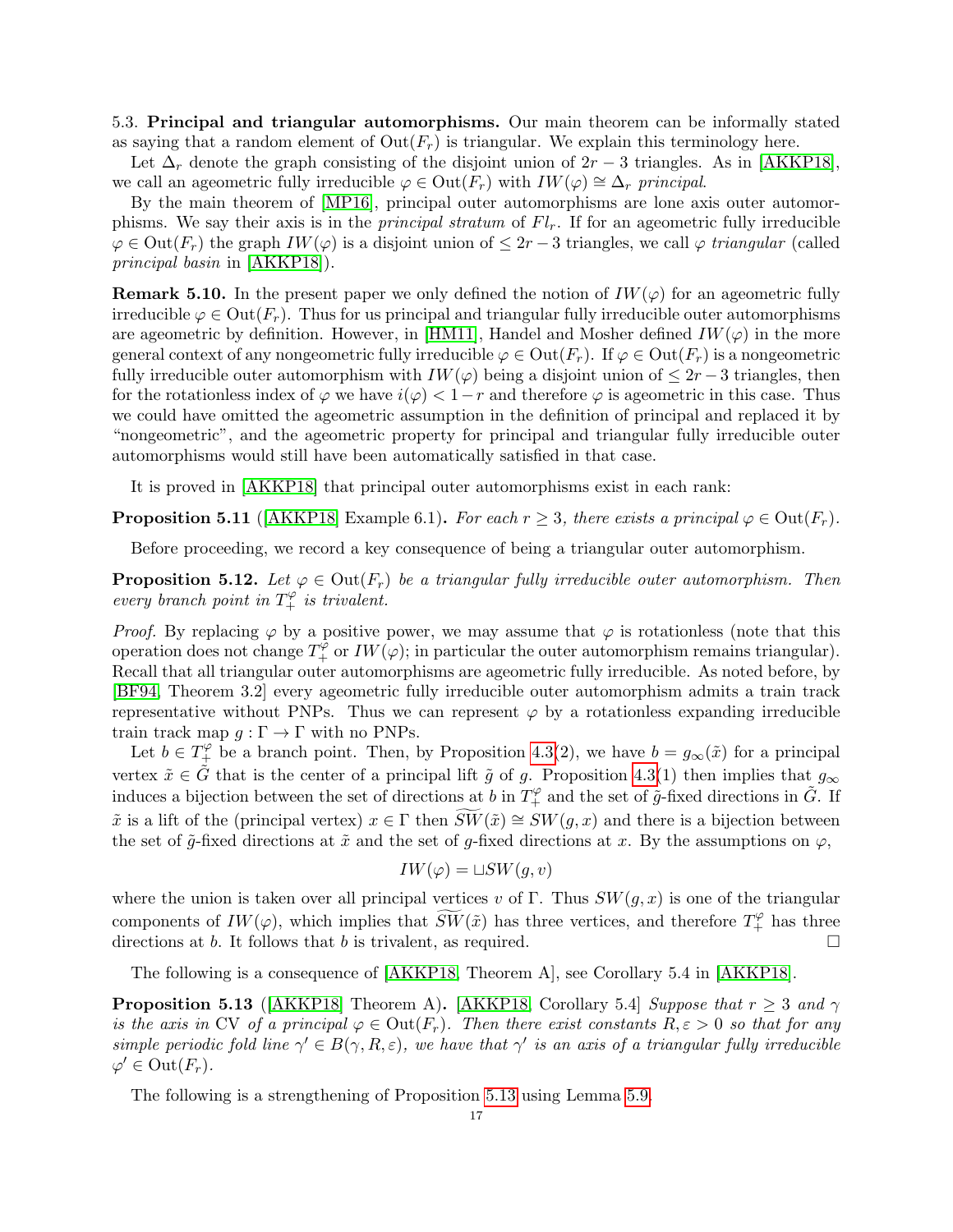5.3. **Principal and triangular automorphisms.** Our main theorem can be informally stated as saying that a random element of $\mathrm{Out}(F_r)$ is triangular. We explain this terminology here.

Let $\Delta_r$ denote the graph consisting of the disjoint union of $2r-3$ triangles. As in [AKKP18], we call an ageometric fully irreducible $\varphi \in \mathrm{Out}(F_r)$ with $IW(\varphi) \cong \Delta_r$ *principal*.

By the main theorem of [MP16], principal outer automorphisms are lone axis outer automorphisms. We say their axis is in the *principal stratum* of $Fl_r$. If for an ageometric fully irreducible $\varphi \in \mathrm{Out}(F_r)$ the graph $IW(\varphi)$ is a disjoint union of $\leq 2r-3$ triangles, we call $\varphi$ *triangular* (called *principal basin* in [AKKP18]).

**Remark 5.10.** In the present paper we only defined the notion of $IW(\varphi)$ for an ageometric fully irreducible $\varphi \in \mathrm{Out}(F_r)$. Thus for us principal and triangular fully irreducible outer automorphisms are ageometric by definition. However, in [HM11], Handel and Mosher defined $IW(\varphi)$ in the more general context of any nongeometric fully irreducible $\varphi \in \mathrm{Out}(F_r)$. If $\varphi \in \mathrm{Out}(F_r)$ is a nongeometric fully irreducible outer automorphism with $IW(\varphi)$ being a disjoint union of $\leq 2r-3$ triangles, then for the rotationless index of $\varphi$ we have $i(\varphi) < 1-r$ and therefore $\varphi$ is ageometric in this case. Thus we could have omitted the ageometric assumption in the definition of principal and replaced it by "nongeometric", and the ageometric property for principal and triangular fully irreducible outer automorphisms would still have been automatically satisfied in that case.

It is proved in [AKKP18] that principal outer automorphisms exist in each rank:

**Proposition 5.11** ([AKKP18] Example 6.1)**.** *For each $r \geq 3$, there exists a principal $\varphi \in \mathrm{Out}(F_r)$.*

Before proceeding, we record a key consequence of being a triangular outer automorphism.

**Proposition 5.12.** *Let $\varphi \in \mathrm{Out}(F_r)$ be a triangular fully irreducible outer automorphism. Then every branch point in $T_+^\varphi$ is trivalent.*

*Proof.* By replacing $\varphi$ by a positive power, we may assume that $\varphi$ is rotationless (note that this operation does not change $T_+^\varphi$ or $IW(\varphi)$; in particular the outer automorphism remains triangular). Recall that all triangular outer automorphisms are ageometric fully irreducible. As noted before, by [BF94, Theorem 3.2] every ageometric fully irreducible outer automorphism admits a train track representative without PNPs. Thus we can represent $\varphi$ by a rotationless expanding irreducible train track map $g : \Gamma \to \Gamma$ with no PNPs.

Let $b \in T_+^\varphi$ be a branch point. Then, by Proposition 4.3(2), we have $b = g_\infty(\tilde{x})$ for a principal vertex $\tilde{x} \in \tilde{G}$ that is the center of a principal lift $\tilde{g}$ of $g$. Proposition 4.3(1) then implies that $g_\infty$ induces a bijection between the set of directions at $b$ in $T_+^\varphi$ and the set of $\tilde{g}$-fixed directions in $\tilde{G}$. If $\tilde{x}$ is a lift of the (principal vertex) $x \in \Gamma$ then $\widetilde{SW}(\tilde{x}) \cong SW(g, x)$ and there is a bijection between the set of $\tilde{g}$-fixed directions at $\tilde{x}$ and the set of $g$-fixed directions at $x$. By the assumptions on $\varphi$,

$$IW(\varphi) = \sqcup SW(g, v)$$

where the union is taken over all principal vertices $v$ of $\Gamma$. Thus $SW(g, x)$ is one of the triangular components of $IW(\varphi)$, which implies that $\widetilde{SW}(\tilde{x})$ has three vertices, and therefore $T_+^\varphi$ has three directions at $b$. It follows that $b$ is trivalent, as required. $\square$

The following is a consequence of [AKKP18, Theorem A], see Corollary 5.4 in [AKKP18].

**Proposition 5.13** ([AKKP18] Theorem A)**.** [AKKP18, Corollary 5.4] *Suppose that $r \geq 3$ and $\gamma$ is the axis in* CV *of a principal $\varphi \in \mathrm{Out}(F_r)$. Then there exist constants $R, \varepsilon > 0$ so that for any simple periodic fold line $\gamma' \in B(\gamma, R, \varepsilon)$, we have that $\gamma'$ is an axis of a triangular fully irreducible $\varphi' \in \mathrm{Out}(F_r)$.*

The following is a strengthening of Proposition 5.13 using Lemma 5.9.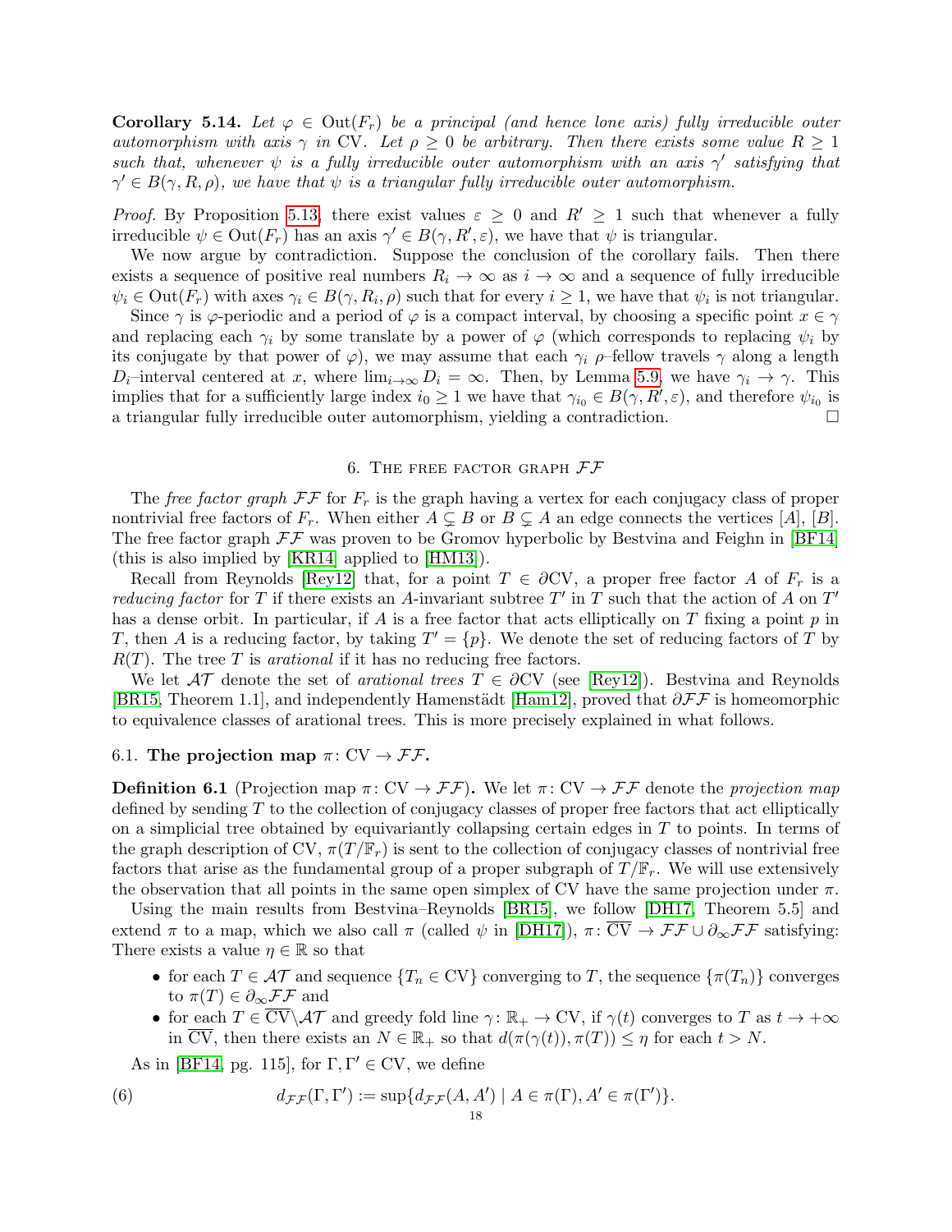**Corollary 5.14.** *Let $\varphi \in \mathrm{Out}(F_r)$ be a principal (and hence lone axis) fully irreducible outer automorphism with axis $\gamma$ in CV. Let $\rho \geq 0$ be arbitrary. Then there exists some value $R \geq 1$ such that, whenever $\psi$ is a fully irreducible outer automorphism with an axis $\gamma'$ satisfying that $\gamma' \in B(\gamma, R, \rho)$, we have that $\psi$ is a triangular fully irreducible outer automorphism.*

*Proof.* By Proposition 5.13, there exist values $\varepsilon \geq 0$ and $R' \geq 1$ such that whenever a fully irreducible $\psi \in \mathrm{Out}(F_r)$ has an axis $\gamma' \in B(\gamma, R', \varepsilon)$, we have that $\psi$ is triangular.

We now argue by contradiction. Suppose the conclusion of the corollary fails. Then there exists a sequence of positive real numbers $R_i \to \infty$ as $i \to \infty$ and a sequence of fully irreducible $\psi_i \in \mathrm{Out}(F_r)$ with axes $\gamma_i \in B(\gamma, R_i, \rho)$ such that for every $i \geq 1$, we have that $\psi_i$ is not triangular.

Since $\gamma$ is $\varphi$-periodic and a period of $\varphi$ is a compact interval, by choosing a specific point $x \in \gamma$ and replacing each $\gamma_i$ by some translate by a power of $\varphi$ (which corresponds to replacing $\psi_i$ by its conjugate by that power of $\varphi$), we may assume that each $\gamma_i$ $\rho$–fellow travels $\gamma$ along a length $D_i$–interval centered at $x$, where $\lim_{i\to\infty} D_i = \infty$. Then, by Lemma 5.9, we have $\gamma_i \to \gamma$. This implies that for a sufficiently large index $i_0 \geq 1$ we have that $\gamma_{i_0} \in B(\gamma, R', \varepsilon)$, and therefore $\psi_{i_0}$ is a triangular fully irreducible outer automorphism, yielding a contradiction. □

## 6. The free factor graph $\mathcal{FF}$

The *free factor graph* $\mathcal{FF}$ for $F_r$ is the graph having a vertex for each conjugacy class of proper nontrivial free factors of $F_r$. When either $A \subsetneq B$ or $B \subsetneq A$ an edge connects the vertices $[A]$, $[B]$. The free factor graph $\mathcal{FF}$ was proven to be Gromov hyperbolic by Bestvina and Feighn in [BF14] (this is also implied by [KR14] applied to [HM13]).

Recall from Reynolds [Rey12] that, for a point $T \in \partial\mathrm{CV}$, a proper free factor $A$ of $F_r$ is a *reducing factor* for $T$ if there exists an $A$-invariant subtree $T'$ in $T$ such that the action of $A$ on $T'$ has a dense orbit. In particular, if $A$ is a free factor that acts elliptically on $T$ fixing a point $p$ in $T$, then $A$ is a reducing factor, by taking $T' = \{p\}$. We denote the set of reducing factors of $T$ by $R(T)$. The tree $T$ is *arational* if it has no reducing free factors.

We let $\mathcal{AT}$ denote the set of *arational trees* $T \in \partial\mathrm{CV}$ (see [Rey12]). Bestvina and Reynolds [BR15, Theorem 1.1], and independently Hamenstädt [Ham12], proved that $\partial\mathcal{FF}$ is homeomorphic to equivalence classes of arational trees. This is more precisely explained in what follows.

### 6.1. The projection map $\pi\colon \mathrm{CV} \to \mathcal{FF}$.

**Definition 6.1** (Projection map $\pi\colon \mathrm{CV} \to \mathcal{FF}$)**.** We let $\pi\colon \mathrm{CV} \to \mathcal{FF}$ denote the *projection map* defined by sending $T$ to the collection of conjugacy classes of proper free factors that act elliptically on a simplicial tree obtained by equivariantly collapsing certain edges in $T$ to points. In terms of the graph description of CV, $\pi(T/\mathbb{F}_r)$ is sent to the collection of conjugacy classes of nontrivial free factors that arise as the fundamental group of a proper subgraph of $T/\mathbb{F}_r$. We will use extensively the observation that all points in the same open simplex of CV have the same projection under $\pi$.

Using the main results from Bestvina–Reynolds [BR15], we follow [DH17, Theorem 5.5] and extend $\pi$ to a map, which we also call $\pi$ (called $\psi$ in [DH17]), $\pi\colon \overline{\mathrm{CV}} \to \mathcal{FF} \cup \partial_\infty\mathcal{FF}$ satisfying: There exists a value $\eta \in \mathbb{R}$ so that

- for each $T \in \mathcal{AT}$ and sequence $\{T_n \in \mathrm{CV}\}$ converging to $T$, the sequence $\{\pi(T_n)\}$ converges to $\pi(T) \in \partial_\infty\mathcal{FF}$ and
- for each $T \in \overline{\mathrm{CV}} \backslash \mathcal{AT}$ and greedy fold line $\gamma\colon \mathbb{R}_+ \to \mathrm{CV}$, if $\gamma(t)$ converges to $T$ as $t \to +\infty$ in $\overline{\mathrm{CV}}$, then there exists an $N \in \mathbb{R}_+$ so that $d(\pi(\gamma(t)), \pi(T)) \leq \eta$ for each $t > N$.

As in [BF14, pg. 115], for $\Gamma, \Gamma' \in \mathrm{CV}$, we define

$$d_{\mathcal{FF}}(\Gamma, \Gamma') := \sup\{d_{\mathcal{FF}}(A, A') \mid A \in \pi(\Gamma), A' \in \pi(\Gamma')\}. \tag{6}$$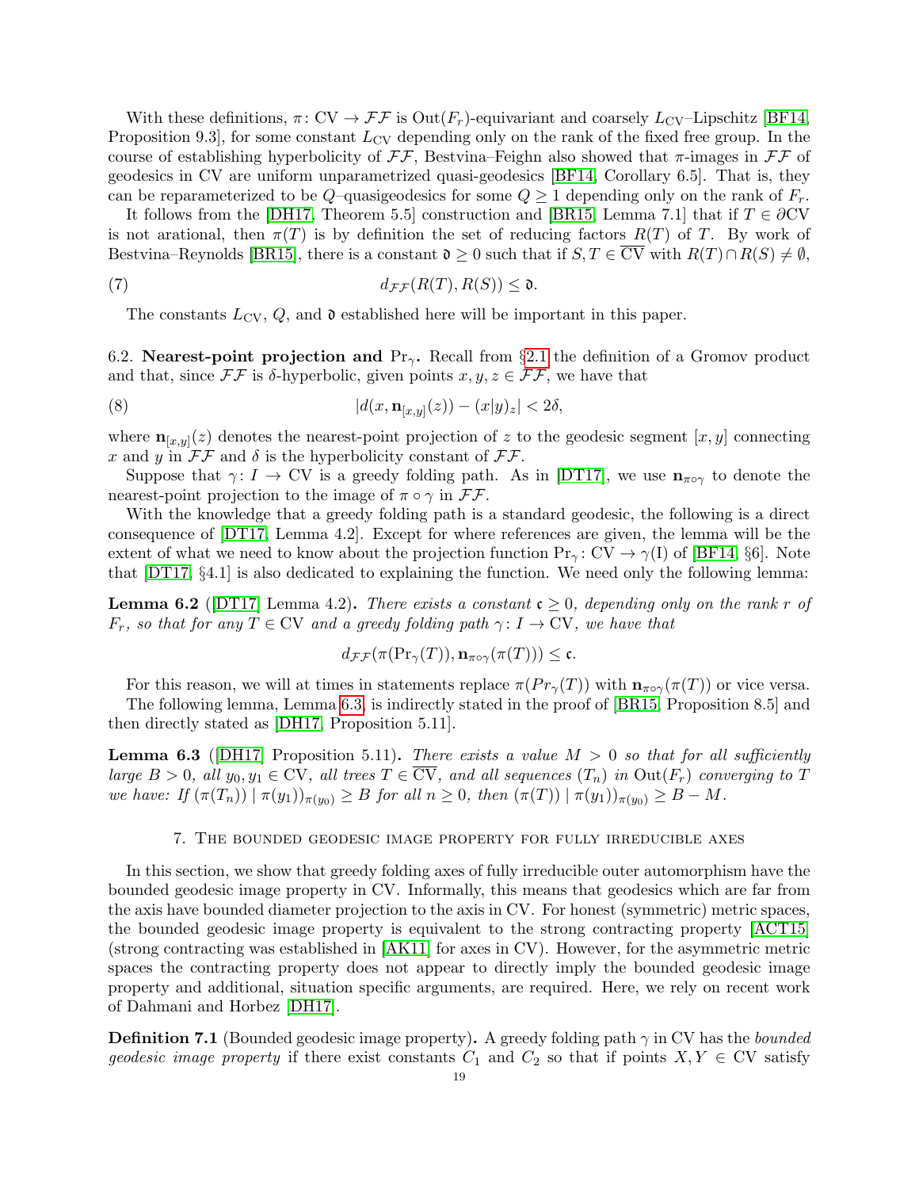With these definitions, $\pi\colon \mathrm{CV} \to \mathcal{FF}$ is $\mathrm{Out}(F_r)$-equivariant and coarsely $L_{\mathrm{CV}}$–Lipschitz [BF14, Proposition 9.3], for some constant $L_{\mathrm{CV}}$ depending only on the rank of the fixed free group. In the course of establishing hyperbolicity of $\mathcal{FF}$, Bestvina–Feighn also showed that $\pi$-images in $\mathcal{FF}$ of geodesics in CV are uniform unparametrized quasi-geodesics [BF14, Corollary 6.5]. That is, they can be reparameterized to be $Q$–quasigeodesics for some $Q \geq 1$ depending only on the rank of $F_r$.

It follows from the [DH17, Theorem 5.5] construction and [BR15, Lemma 7.1] that if $T \in \partial\mathrm{CV}$ is not arational, then $\pi(T)$ is by definition the set of reducing factors $R(T)$ of $T$. By work of Bestvina–Reynolds [BR15], there is a constant $\mathfrak{d} \geq 0$ such that if $S, T \in \overline{\mathrm{CV}}$ with $R(T) \cap R(S) \neq \emptyset$,

$$d_{\mathcal{FF}}(R(T), R(S)) \leq \mathfrak{d}. \tag{7}$$

The constants $L_{\mathrm{CV}}$, $Q$, and $\mathfrak{d}$ established here will be important in this paper.

**6.2. Nearest-point projection and $\mathrm{Pr}_\gamma$.** Recall from §2.1 the definition of a Gromov product and that, since $\mathcal{FF}$ is $\delta$-hyperbolic, given points $x, y, z \in \mathcal{FF}$, we have that

$$|d(x, \mathbf{n}_{[x,y]}(z)) - (x|y)_z| < 2\delta, \tag{8}$$

where $\mathbf{n}_{[x,y]}(z)$ denotes the nearest-point projection of $z$ to the geodesic segment $[x, y]$ connecting $x$ and $y$ in $\mathcal{FF}$ and $\delta$ is the hyperbolicity constant of $\mathcal{FF}$.

Suppose that $\gamma\colon I \to \mathrm{CV}$ is a greedy folding path. As in [DT17], we use $\mathbf{n}_{\pi\circ\gamma}$ to denote the nearest-point projection to the image of $\pi \circ \gamma$ in $\mathcal{FF}$.

With the knowledge that a greedy folding path is a standard geodesic, the following is a direct consequence of [DT17, Lemma 4.2]. Except for where references are given, the lemma will be the extent of what we need to know about the projection function $\mathrm{Pr}_\gamma\colon \mathrm{CV} \to \gamma(\mathrm{I})$ of [BF14, §6]. Note that [DT17, §4.1] is also dedicated to explaining the function. We need only the following lemma:

**Lemma 6.2** ([DT17] Lemma 4.2)**.** *There exists a constant $\mathfrak{c} \geq 0$, depending only on the rank $r$ of $F_r$, so that for any $T \in \mathrm{CV}$ and a greedy folding path $\gamma\colon I \to \mathrm{CV}$, we have that*

$$d_{\mathcal{FF}}(\pi(\mathrm{Pr}_\gamma(T)), \mathbf{n}_{\pi\circ\gamma}(\pi(T))) \leq \mathfrak{c}.$$

For this reason, we will at times in statements replace $\pi(Pr_\gamma(T))$ with $\mathbf{n}_{\pi\circ\gamma}(\pi(T))$ or vice versa.

The following lemma, Lemma 6.3, is indirectly stated in the proof of [BR15, Proposition 8.5] and then directly stated as [DH17, Proposition 5.11].

**Lemma 6.3** ([DH17] Proposition 5.11)**.** *There exists a value $M > 0$ so that for all sufficiently large $B > 0$, all $y_0, y_1 \in \mathrm{CV}$, all trees $T \in \overline{\mathrm{CV}}$, and all sequences $(T_n)$ in $\mathrm{Out}(F_r)$ converging to $T$ we have: If $(\pi(T_n)) \mid \pi(y_1))_{\pi(y_0)} \geq B$ for all $n \geq 0$, then $(\pi(T)) \mid \pi(y_1))_{\pi(y_0)} \geq B - M$.*

## 7. The bounded geodesic image property for fully irreducible axes

In this section, we show that greedy folding axes of fully irreducible outer automorphism have the bounded geodesic image property in CV. Informally, this means that geodesics which are far from the axis have bounded diameter projection to the axis in CV. For honest (symmetric) metric spaces, the bounded geodesic image property is equivalent to the strong contracting property [ACT15] (strong contracting was established in [AK11] for axes in CV). However, for the asymmetric metric spaces the contracting property does not appear to directly imply the bounded geodesic image property and additional, situation specific arguments, are required. Here, we rely on recent work of Dahmani and Horbez [DH17].

**Definition 7.1** (Bounded geodesic image property)**.** A greedy folding path $\gamma$ in CV has the *bounded geodesic image property* if there exist constants $C_1$ and $C_2$ so that if points $X, Y \in \mathrm{CV}$ satisfy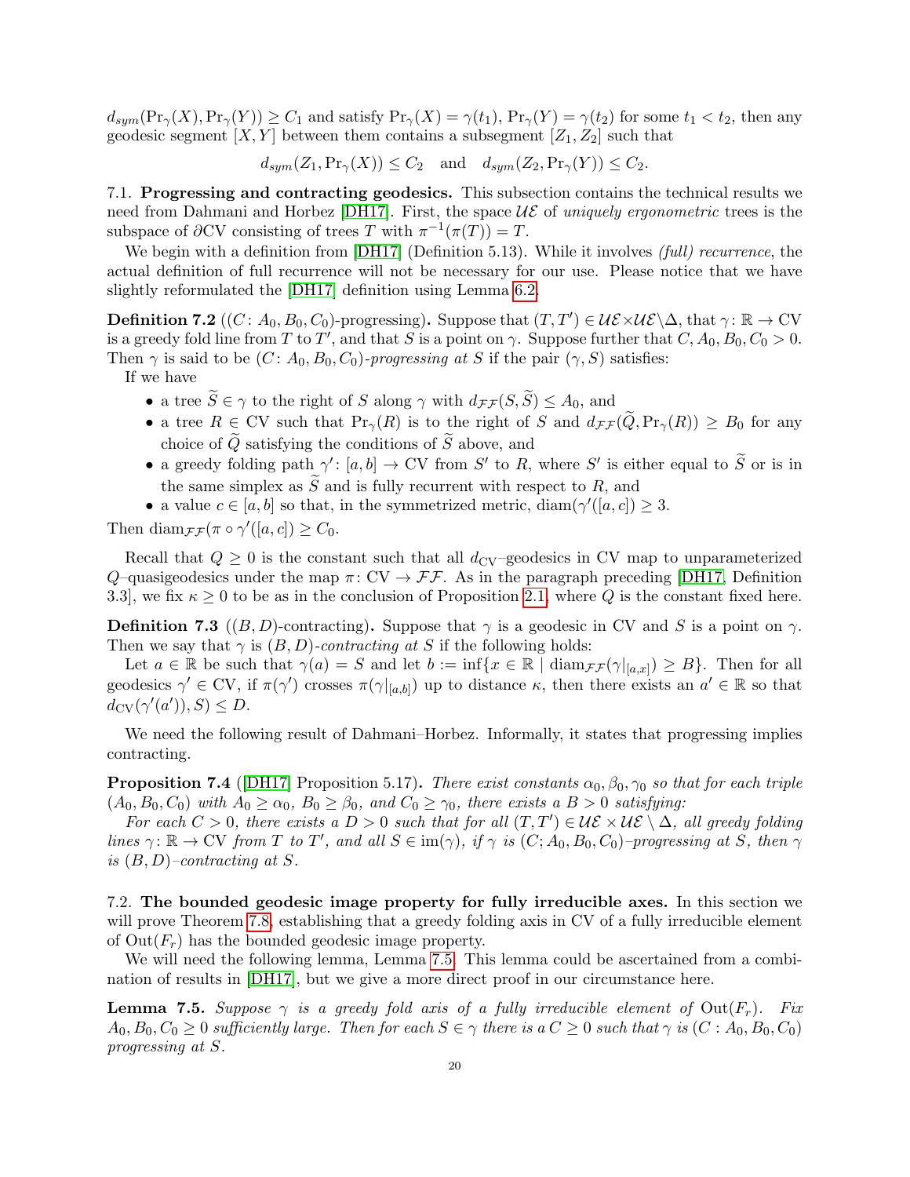$d_{sym}(\Pr_\gamma(X), \Pr_\gamma(Y)) \geq C_1$ and satisfy $\Pr_\gamma(X) = \gamma(t_1)$, $\Pr_\gamma(Y) = \gamma(t_2)$ for some $t_1 < t_2$, then any geodesic segment $[X, Y]$ between them contains a subsegment $[Z_1, Z_2]$ such that

$$d_{sym}(Z_1, \Pr_\gamma(X)) \leq C_2 \quad \text{and} \quad d_{sym}(Z_2, \Pr_\gamma(Y)) \leq C_2.$$

7.1. **Progressing and contracting geodesics.** This subsection contains the technical results we need from Dahmani and Horbez [DH17]. First, the space $\mathcal{UE}$ of *uniquely ergonometric* trees is the subspace of $\partial$CV consisting of trees $T$ with $\pi^{-1}(\pi(T)) = T$.

We begin with a definition from [DH17] (Definition 5.13). While it involves *(full) recurrence*, the actual definition of full recurrence will not be necessary for our use. Please notice that we have slightly reformulated the [DH17] definition using Lemma 6.2.

**Definition 7.2** (($C$: $A_0, B_0, C_0$)-progressing)**.** Suppose that $(T, T') \in \mathcal{UE} \times \mathcal{UE} \setminus \Delta$, that $\gamma \colon \mathbb{R} \to \mathrm{CV}$ is a greedy fold line from $T$ to $T'$, and that $S$ is a point on $\gamma$. Suppose further that $C, A_0, B_0, C_0 > 0$. Then $\gamma$ is said to be $(C\colon A_0, B_0, C_0)$*-progressing at* $S$ if the pair $(\gamma, S)$ satisfies:

If we have

- a tree $\widetilde{S} \in \gamma$ to the right of $S$ along $\gamma$ with $d_{\mathcal{FF}}(S, \widetilde{S}) \leq A_0$, and
- a tree $R \in \mathrm{CV}$ such that $\Pr_\gamma(R)$ is to the right of $S$ and $d_{\mathcal{FF}}(\widetilde{Q}, \Pr_\gamma(R)) \geq B_0$ for any choice of $\widetilde{Q}$ satisfying the conditions of $\widetilde{S}$ above, and
- a greedy folding path $\gamma' \colon [a, b] \to \mathrm{CV}$ from $S'$ to $R$, where $S'$ is either equal to $\widetilde{S}$ or is in the same simplex as $\widetilde{S}$ and is fully recurrent with respect to $R$, and
- a value $c \in [a, b]$ so that, in the symmetrized metric, $\mathrm{diam}(\gamma'([a, c]) \geq 3$.

Then $\mathrm{diam}_{\mathcal{FF}}(\pi \circ \gamma'([a, c]) \geq C_0$.

Recall that $Q \geq 0$ is the constant such that all $d_{\mathrm{CV}}$–geodesics in CV map to unparameterized $Q$–quasigeodesics under the map $\pi \colon \mathrm{CV} \to \mathcal{FF}$. As in the paragraph preceding [DH17, Definition 3.3], we fix $\kappa \geq 0$ to be as in the conclusion of Proposition 2.1, where $Q$ is the constant fixed here.

**Definition 7.3** (($B, D$)-contracting)**.** Suppose that $\gamma$ is a geodesic in CV and $S$ is a point on $\gamma$. Then we say that $\gamma$ is $(B, D)$*-contracting at* $S$ if the following holds:

Let $a \in \mathbb{R}$ be such that $\gamma(a) = S$ and let $b := \inf\{x \in \mathbb{R} \mid \mathrm{diam}_{\mathcal{FF}}(\gamma|_{[a,x]}) \geq B\}$. Then for all geodesics $\gamma' \in \mathrm{CV}$, if $\pi(\gamma')$ crosses $\pi(\gamma|_{[a,b]})$ up to distance $\kappa$, then there exists an $a' \in \mathbb{R}$ so that $d_{\mathrm{CV}}(\gamma'(a')), S) \leq D$.

We need the following result of Dahmani–Horbez. Informally, it states that progressing implies contracting.

**Proposition 7.4** ([DH17] Proposition 5.17)**.** *There exist constants $\alpha_0, \beta_0, \gamma_0$ so that for each triple $(A_0, B_0, C_0)$ with $A_0 \geq \alpha_0$, $B_0 \geq \beta_0$, and $C_0 \geq \gamma_0$, there exists a $B > 0$ satisfying:*

*For each $C > 0$, there exists a $D > 0$ such that for all $(T, T') \in \mathcal{UE} \times \mathcal{UE} \setminus \Delta$, all greedy folding lines $\gamma \colon \mathbb{R} \to \mathrm{CV}$ from $T$ to $T'$, and all $S \in \mathrm{im}(\gamma)$, if $\gamma$ is $(C; A_0, B_0, C_0)$–progressing at $S$, then $\gamma$ is $(B, D)$–contracting at $S$.*

7.2. **The bounded geodesic image property for fully irreducible axes.** In this section we will prove Theorem 7.8, establishing that a greedy folding axis in CV of a fully irreducible element of $\mathrm{Out}(F_r)$ has the bounded geodesic image property.

We will need the following lemma, Lemma 7.5. This lemma could be ascertained from a combination of results in [DH17], but we give a more direct proof in our circumstance here.

**Lemma 7.5.** *Suppose $\gamma$ is a greedy fold axis of a fully irreducible element of $\mathrm{Out}(F_r)$. Fix $A_0, B_0, C_0 \geq 0$ sufficiently large. Then for each $S \in \gamma$ there is a $C \geq 0$ such that $\gamma$ is $(C : A_0, B_0, C_0)$ progressing at $S$.*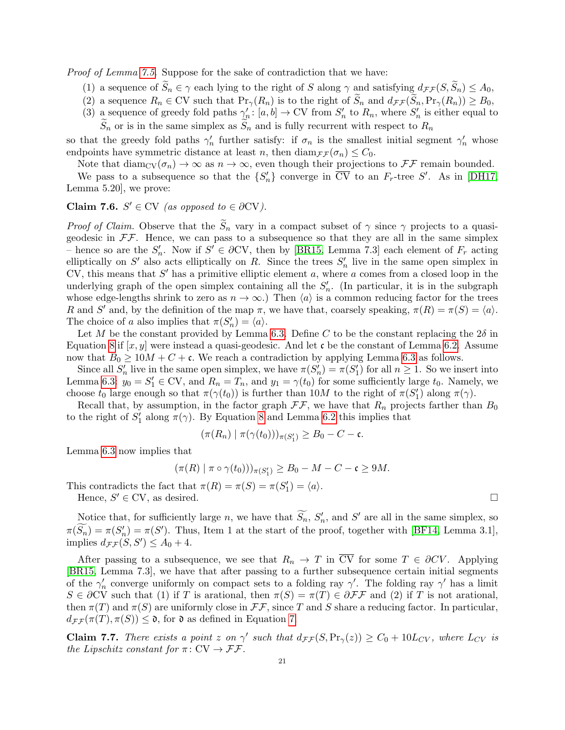*Proof of Lemma 7.5.* Suppose for the sake of contradiction that we have:

(1) a sequence of $\widetilde{S}_n \in \gamma$ each lying to the right of $S$ along $\gamma$ and satisfying $d_{\mathcal{FF}}(S, \widetilde{S}_n) \le A_0$,
(2) a sequence $R_n \in \mathrm{CV}$ such that $\mathrm{Pr}_\gamma(R_n)$ is to the right of $\widetilde{S}_n$ and $d_{\mathcal{FF}}(\widetilde{S}_n, \mathrm{Pr}_\gamma(R_n)) \ge B_0$,
(3) a sequence of greedy fold paths $\gamma'_n : [a,b] \to \mathrm{CV}$ from $S'_n$ to $R_n$, where $S'_n$ is either equal to $\widetilde{S}_n$ or is in the same simplex as $\widetilde{S}_n$ and is fully recurrent with respect to $R_n$

so that the greedy fold paths $\gamma'_n$ further satisfy: if $\sigma_n$ is the smallest initial segment $\gamma'_n$ whose endpoints have symmetric distance at least $n$, then $\mathrm{diam}_{\mathcal{FF}}(\sigma_n) \le C_0$.

Note that $\mathrm{diam}_{\mathrm{CV}}(\sigma_n) \to \infty$ as $n \to \infty$, even though their projections to $\mathcal{FF}$ remain bounded.

We pass to a subsequence so that the $\{S'_n\}$ converge in $\overline{\mathrm{CV}}$ to an $F_r$-tree $S'$. As in [DH17, Lemma 5.20], we prove:

**Claim 7.6.** *$S' \in \mathrm{CV}$ (as opposed to $\in \partial\mathrm{CV}$).*

*Proof of Claim.* Observe that the $\widetilde{S}_n$ vary in a compact subset of $\gamma$ since $\gamma$ projects to a quasi-geodesic in $\mathcal{FF}$. Hence, we can pass to a subsequence so that they are all in the same simplex – hence so are the $S'_n$. Now if $S' \in \partial\mathrm{CV}$, then by [BR15, Lemma 7.3] each element of $F_r$ acting elliptically on $S'$ also acts elliptically on $R$. Since the trees $S'_n$ live in the same open simplex in CV, this means that $S'$ has a primitive elliptic element $a$, where $a$ comes from a closed loop in the underlying graph of the open simplex containing all the $S'_n$. (In particular, it is in the subgraph whose edge-lengths shrink to zero as $n \to \infty$.) Then $\langle a \rangle$ is a common reducing factor for the trees $R$ and $S'$ and, by the definition of the map $\pi$, we have that, coarsely speaking, $\pi(R) = \pi(S) = \langle a \rangle$. The choice of $a$ also implies that $\pi(S'_n) = \langle a \rangle$.

Let $M$ be the constant provided by Lemma 6.3. Define $C$ to be the constant replacing the $2\delta$ in Equation 8 if $[x,y]$ were instead a quasi-geodesic. And let $\mathfrak{c}$ be the constant of Lemma 6.2. Assume now that $B_0 \ge 10M + C + \mathfrak{c}$. We reach a contradiction by applying Lemma 6.3 as follows.

Since all $S'_n$ live in the same open simplex, we have $\pi(S'_n) = \pi(S'_1)$ for all $n \ge 1$. So we insert into Lemma 6.3: $y_0 = S'_1 \in \mathrm{CV}$, and $R_n = T_n$, and $y_1 = \gamma(t_0)$ for some sufficiently large $t_0$. Namely, we choose $t_0$ large enough so that $\pi(\gamma(t_0))$ is further than $10M$ to the right of $\pi(S'_1)$ along $\pi(\gamma)$.

Recall that, by assumption, in the factor graph $\mathcal{FF}$, we have that $R_n$ projects farther than $B_0$ to the right of $S'_1$ along $\pi(\gamma)$. By Equation 8 and Lemma 6.2 this implies that

$$(\pi(R_n) \mid \pi(\gamma(t_0)))_{\pi(S'_1)} \ge B_0 - C - \mathfrak{c}.$$

Lemma 6.3 now implies that

$$(\pi(R) \mid \pi \circ \gamma(t_0)))_{\pi(S'_1)} \ge B_0 - M - C - \mathfrak{c} \ge 9M.$$

This contradicts the fact that $\pi(R) = \pi(S) = \pi(S'_1) = \langle a \rangle$.

Hence, $S' \in \mathrm{CV}$, as desired. □

Notice that, for sufficiently large $n$, we have that $\widetilde{S_n}$, $S'_n$, and $S'$ are all in the same simplex, so $\pi(\widetilde{S_n}) = \pi(S'_n) = \pi(S')$. Thus, Item 1 at the start of the proof, together with [BF14, Lemma 3.1], implies $d_{\mathcal{FF}}(S, S') \le A_0 + 4$.

After passing to a subsequence, we see that $R_n \to T$ in $\overline{\mathrm{CV}}$ for some $T \in \partial CV$. Applying [BR15, Lemma 7.3], we have that after passing to a further subsequence certain initial segments of the $\gamma'_n$ converge uniformly on compact sets to a folding ray $\gamma'$. The folding ray $\gamma'$ has a limit $S \in \partial\mathrm{CV}$ such that (1) if $T$ is arational, then $\pi(S) = \pi(T) \in \partial\mathcal{FF}$ and (2) if $T$ is not arational, then $\pi(T)$ and $\pi(S)$ are uniformly close in $\mathcal{FF}$, since $T$ and $S$ share a reducing factor. In particular, $d_{\mathcal{FF}}(\pi(T), \pi(S)) \le \mathfrak{d}$, for $\mathfrak{d}$ as defined in Equation 7.

**Claim 7.7.** *There exists a point $z$ on $\gamma'$ such that $d_{\mathcal{FF}}(S, \mathrm{Pr}_\gamma(z)) \ge C_0 + 10L_{CV}$, where $L_{CV}$ is the Lipschitz constant for $\pi : \mathrm{CV} \to \mathcal{FF}$.*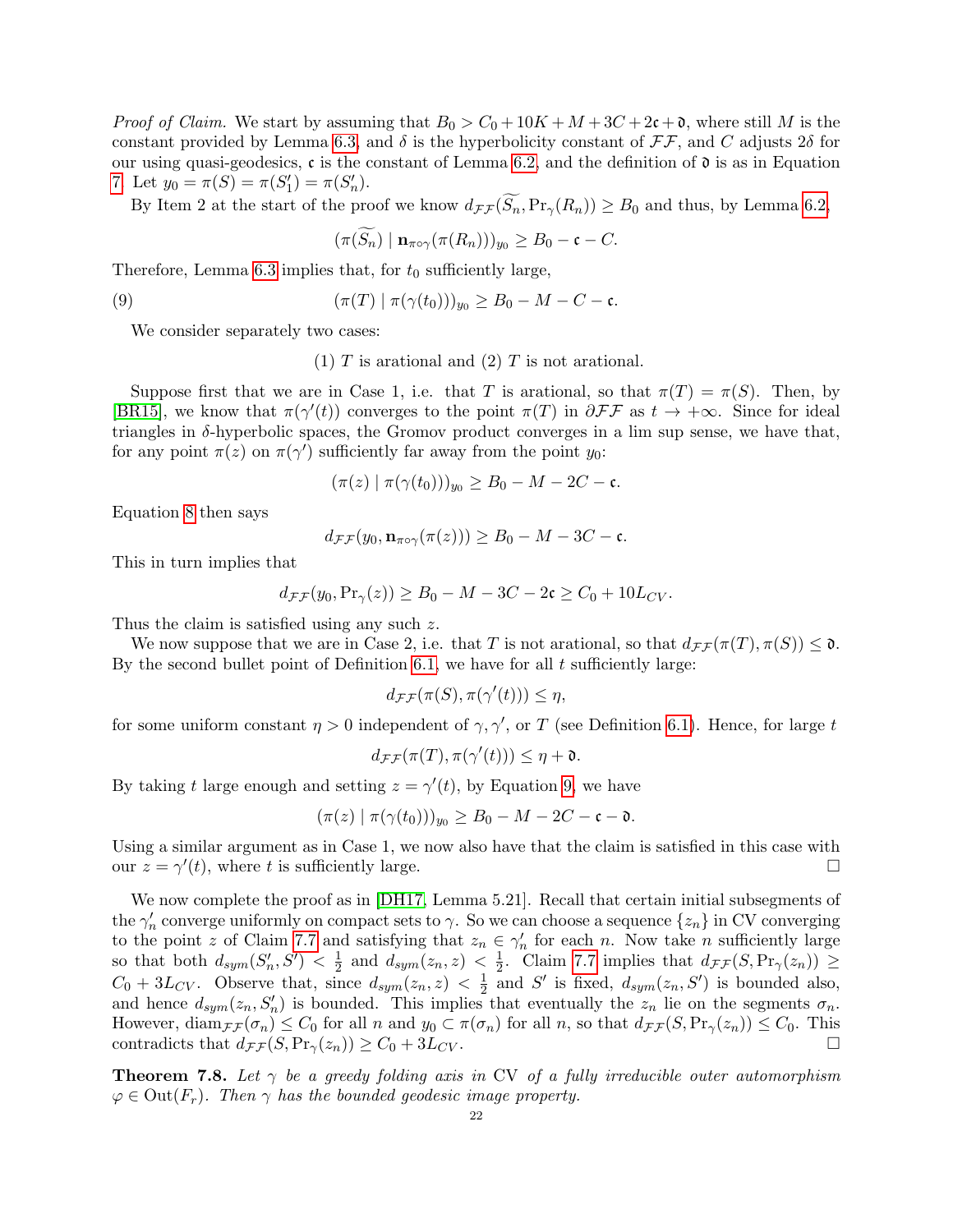*Proof of Claim.* We start by assuming that $B_0 > C_0 + 10K + M + 3C + 2\mathfrak{c} + \mathfrak{d}$, where still $M$ is the constant provided by Lemma 6.3, and $\delta$ is the hyperbolicity constant of $\mathcal{FF}$, and $C$ adjusts $2\delta$ for our using quasi-geodesics, $\mathfrak{c}$ is the constant of Lemma 6.2, and the definition of $\mathfrak{d}$ is as in Equation 7. Let $y_0 = \pi(S) = \pi(S_1') = \pi(S_n')$.

By Item 2 at the start of the proof we know $d_{\mathcal{FF}}(\widetilde{S_n}, \mathrm{Pr}_\gamma(R_n)) \geq B_0$ and thus, by Lemma 6.2,

$$(\pi(\widetilde{S_n}) \mid \mathbf{n}_{\pi\circ\gamma}(\pi(R_n)))_{y_0} \geq B_0 - \mathfrak{c} - C.$$

Therefore, Lemma 6.3 implies that, for $t_0$ sufficiently large,

$$(\pi(T) \mid \pi(\gamma(t_0)))_{y_0} \geq B_0 - M - C - \mathfrak{c}. \tag{9}$$

We consider separately two cases:

(1) $T$ is arational and (2) $T$ is not arational.

Suppose first that we are in Case 1, i.e. that $T$ is arational, so that $\pi(T) = \pi(S)$. Then, by [BR15], we know that $\pi(\gamma'(t))$ converges to the point $\pi(T)$ in $\partial\mathcal{FF}$ as $t \to +\infty$. Since for ideal triangles in $\delta$-hyperbolic spaces, the Gromov product converges in a lim sup sense, we have that, for any point $\pi(z)$ on $\pi(\gamma')$ sufficiently far away from the point $y_0$:

$$(\pi(z) \mid \pi(\gamma(t_0)))_{y_0} \geq B_0 - M - 2C - \mathfrak{c}.$$

Equation 8 then says

$$d_{\mathcal{FF}}(y_0, \mathbf{n}_{\pi\circ\gamma}(\pi(z))) \geq B_0 - M - 3C - \mathfrak{c}.$$

This in turn implies that

$$d_{\mathcal{FF}}(y_0, \mathrm{Pr}_\gamma(z)) \geq B_0 - M - 3C - 2\mathfrak{c} \geq C_0 + 10L_{CV}.$$

Thus the claim is satisfied using any such $z$.

We now suppose that we are in Case 2, i.e. that $T$ is not arational, so that $d_{\mathcal{FF}}(\pi(T), \pi(S)) \leq \mathfrak{d}$. By the second bullet point of Definition 6.1, we have for all $t$ sufficiently large:

$$d_{\mathcal{FF}}(\pi(S), \pi(\gamma'(t))) \leq \eta,$$

for some uniform constant $\eta > 0$ independent of $\gamma, \gamma'$, or $T$ (see Definition 6.1). Hence, for large $t$

$$d_{\mathcal{FF}}(\pi(T), \pi(\gamma'(t))) \leq \eta + \mathfrak{d}.$$

By taking $t$ large enough and setting $z = \gamma'(t)$, by Equation 9, we have

$$(\pi(z) \mid \pi(\gamma(t_0)))_{y_0} \geq B_0 - M - 2C - \mathfrak{c} - \mathfrak{d}.$$

Using a similar argument as in Case 1, we now also have that the claim is satisfied in this case with our $z = \gamma'(t)$, where $t$ is sufficiently large. □

We now complete the proof as in [DH17, Lemma 5.21]. Recall that certain initial subsegments of the $\gamma_n'$ converge uniformly on compact sets to $\gamma$. So we can choose a sequence $\{z_n\}$ in CV converging to the point $z$ of Claim 7.7 and satisfying that $z_n \in \gamma_n'$ for each $n$. Now take $n$ sufficiently large so that both $d_{sym}(S_n', S') < \frac{1}{2}$ and $d_{sym}(z_n, z) < \frac{1}{2}$. Claim 7.7 implies that $d_{\mathcal{FF}}(S, \mathrm{Pr}_\gamma(z_n)) \geq C_0 + 3L_{CV}$. Observe that, since $d_{sym}(z_n, z) < \frac{1}{2}$ and $S'$ is fixed, $d_{sym}(z_n, S')$ is bounded also, and hence $d_{sym}(z_n, S_n')$ is bounded. This implies that eventually the $z_n$ lie on the segments $\sigma_n$. However, $\mathrm{diam}_{\mathcal{FF}}(\sigma_n) \leq C_0$ for all $n$ and $y_0 \subset \pi(\sigma_n)$ for all $n$, so that $d_{\mathcal{FF}}(S, \mathrm{Pr}_\gamma(z_n)) \leq C_0$. This contradicts that $d_{\mathcal{FF}}(S, \mathrm{Pr}_\gamma(z_n)) \geq C_0 + 3L_{CV}$. □

**Theorem 7.8.** *Let $\gamma$ be a greedy folding axis in* CV *of a fully irreducible outer automorphism $\varphi \in \mathrm{Out}(F_r)$. Then $\gamma$ has the bounded geodesic image property.*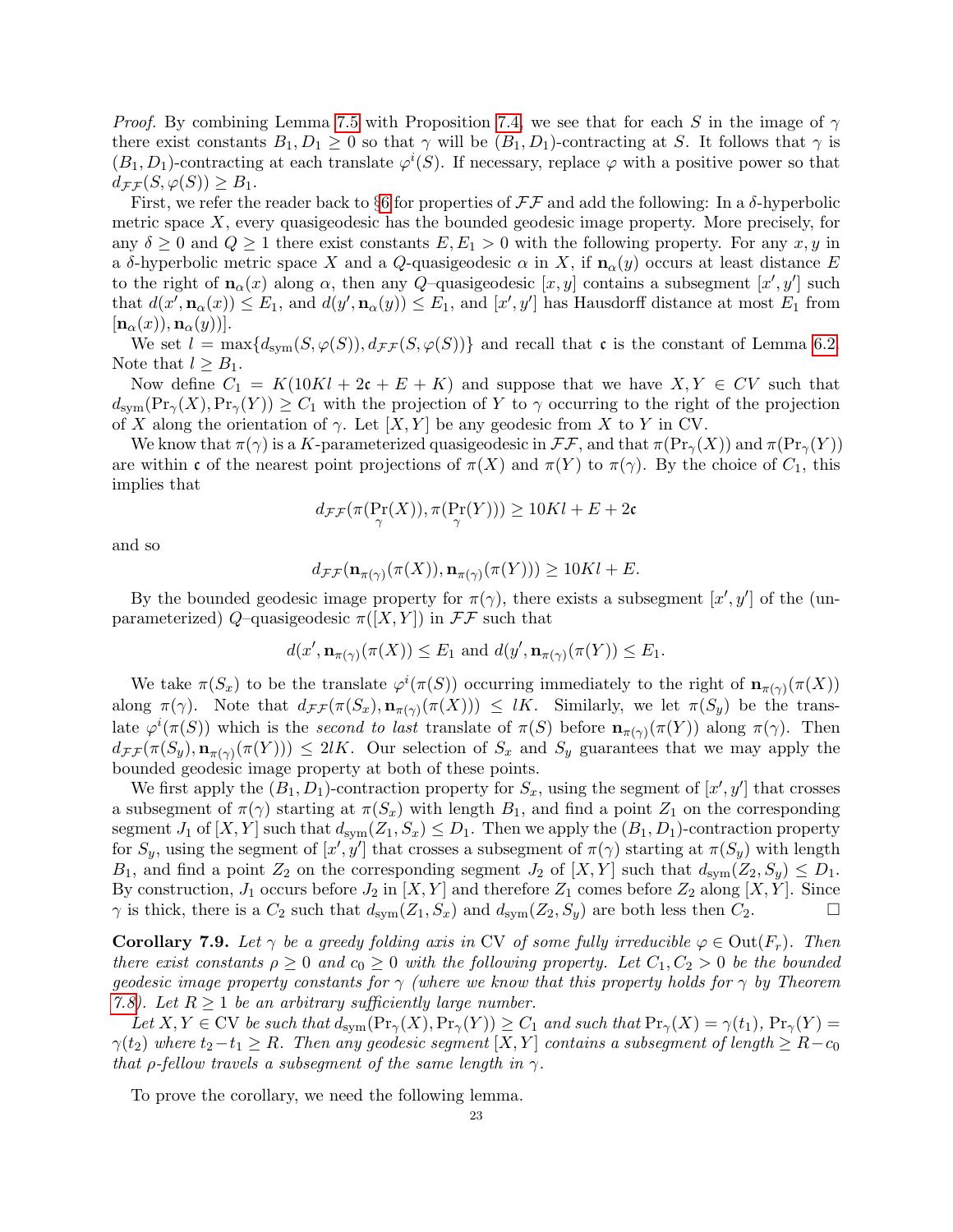*Proof.* By combining Lemma 7.5 with Proposition 7.4, we see that for each $S$ in the image of $\gamma$ there exist constants $B_1, D_1 \geq 0$ so that $\gamma$ will be $(B_1, D_1)$-contracting at $S$. It follows that $\gamma$ is $(B_1, D_1)$-contracting at each translate $\varphi^i(S)$. If necessary, replace $\varphi$ with a positive power so that $d_{\mathcal{FF}}(S, \varphi(S)) \geq B_1$.

First, we refer the reader back to §6 for properties of $\mathcal{FF}$ and add the following: In a $\delta$-hyperbolic metric space $X$, every quasigeodesic has the bounded geodesic image property. More precisely, for any $\delta \geq 0$ and $Q \geq 1$ there exist constants $E, E_1 > 0$ with the following property. For any $x, y$ in a $\delta$-hyperbolic metric space $X$ and a $Q$-quasigeodesic $\alpha$ in $X$, if $\mathbf{n}_\alpha(y)$ occurs at least distance $E$ to the right of $\mathbf{n}_\alpha(x)$ along $\alpha$, then any $Q$–quasigeodesic $[x, y]$ contains a subsegment $[x', y']$ such that $d(x', \mathbf{n}_\alpha(x)) \leq E_1$, and $d(y', \mathbf{n}_\alpha(y)) \leq E_1$, and $[x', y']$ has Hausdorff distance at most $E_1$ from $[\mathbf{n}_\alpha(x)), \mathbf{n}_\alpha(y))]$.

We set $l = \max\{d_{\text{sym}}(S, \varphi(S)), d_{\mathcal{FF}}(S, \varphi(S))\}$ and recall that $\mathfrak{c}$ is the constant of Lemma 6.2. Note that $l \geq B_1$.

Now define $C_1 = K(10Kl + 2\mathfrak{c} + E + K)$ and suppose that we have $X, Y \in CV$ such that $d_{\text{sym}}(\text{Pr}_\gamma(X), \text{Pr}_\gamma(Y)) \geq C_1$ with the projection of $Y$ to $\gamma$ occurring to the right of the projection of $X$ along the orientation of $\gamma$. Let $[X, Y]$ be any geodesic from $X$ to $Y$ in CV.

We know that $\pi(\gamma)$ is a $K$-parameterized quasigeodesic in $\mathcal{FF}$, and that $\pi(\text{Pr}_\gamma(X))$ and $\pi(\text{Pr}_\gamma(Y))$ are within $\mathfrak{c}$ of the nearest point projections of $\pi(X)$ and $\pi(Y)$ to $\pi(\gamma)$. By the choice of $C_1$, this implies that

$$d_{\mathcal{FF}}(\pi(\Pr_\gamma(X)), \pi(\Pr_\gamma(Y))) \geq 10Kl + E + 2\mathfrak{c}$$

and so

$$d_{\mathcal{FF}}(\mathbf{n}_{\pi(\gamma)}(\pi(X)), \mathbf{n}_{\pi(\gamma)}(\pi(Y))) \geq 10Kl + E.$$

By the bounded geodesic image property for $\pi(\gamma)$, there exists a subsegment $[x', y']$ of the (unparameterized) $Q$–quasigeodesic $\pi([X, Y])$ in $\mathcal{FF}$ such that

$$d(x', \mathbf{n}_{\pi(\gamma)}(\pi(X)) \leq E_1 \text{ and } d(y', \mathbf{n}_{\pi(\gamma)}(\pi(Y)) \leq E_1.$$

We take $\pi(S_x)$ to be the translate $\varphi^i(\pi(S))$ occurring immediately to the right of $\mathbf{n}_{\pi(\gamma)}(\pi(X))$ along $\pi(\gamma)$. Note that $d_{\mathcal{FF}}(\pi(S_x), \mathbf{n}_{\pi(\gamma)}(\pi(X))) \leq lK$. Similarly, we let $\pi(S_y)$ be the translate $\varphi^i(\pi(S))$ which is the *second to last* translate of $\pi(S)$ before $\mathbf{n}_{\pi(\gamma)}(\pi(Y))$ along $\pi(\gamma)$. Then $d_{\mathcal{FF}}(\pi(S_y), \mathbf{n}_{\pi(\gamma)}(\pi(Y))) \leq 2lK$. Our selection of $S_x$ and $S_y$ guarantees that we may apply the bounded geodesic image property at both of these points.

We first apply the $(B_1, D_1)$-contraction property for $S_x$, using the segment of $[x', y']$ that crosses a subsegment of $\pi(\gamma)$ starting at $\pi(S_x)$ with length $B_1$, and find a point $Z_1$ on the corresponding segment $J_1$ of $[X, Y]$ such that $d_{\text{sym}}(Z_1, S_x) \leq D_1$. Then we apply the $(B_1, D_1)$-contraction property for $S_y$, using the segment of $[x', y']$ that crosses a subsegment of $\pi(\gamma)$ starting at $\pi(S_y)$ with length $B_1$, and find a point $Z_2$ on the corresponding segment $J_2$ of $[X, Y]$ such that $d_{\text{sym}}(Z_2, S_y) \leq D_1$. By construction, $J_1$ occurs before $J_2$ in $[X, Y]$ and therefore $Z_1$ comes before $Z_2$ along $[X, Y]$. Since $\gamma$ is thick, there is a $C_2$ such that $d_{\text{sym}}(Z_1, S_x)$ and $d_{\text{sym}}(Z_2, S_y)$ are both less then $C_2$. □

**Corollary 7.9.** *Let $\gamma$ be a greedy folding axis in* CV *of some fully irreducible $\varphi \in \text{Out}(F_r)$. Then there exist constants $\rho \geq 0$ and $c_0 \geq 0$ with the following property. Let $C_1, C_2 > 0$ be the bounded geodesic image property constants for $\gamma$ (where we know that this property holds for $\gamma$ by Theorem 7.8). Let $R \geq 1$ be an arbitrary sufficiently large number.*

*Let $X, Y \in$ CV be such that $d_{\text{sym}}(\text{Pr}_\gamma(X), \text{Pr}_\gamma(Y)) \geq C_1$ and such that $\text{Pr}_\gamma(X) = \gamma(t_1)$, $\text{Pr}_\gamma(Y) = \gamma(t_2)$ where $t_2 - t_1 \geq R$. Then any geodesic segment $[X, Y]$ contains a subsegment of length $\geq R - c_0$ that $\rho$-fellow travels a subsegment of the same length in $\gamma$.*

To prove the corollary, we need the following lemma.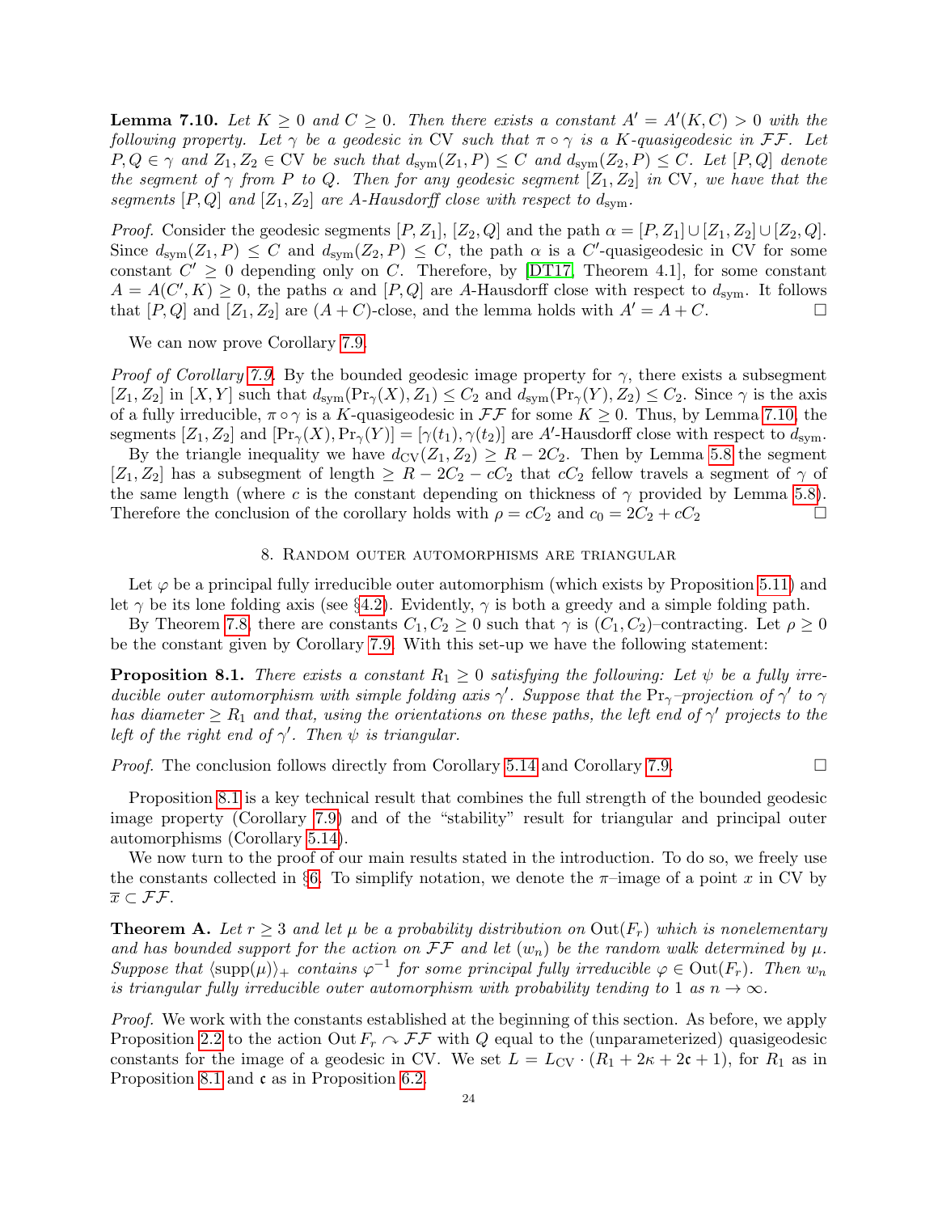**Lemma 7.10.** *Let $K \geq 0$ and $C \geq 0$. Then there exists a constant $A' = A'(K, C) > 0$ with the following property. Let $\gamma$ be a geodesic in $\mathrm{CV}$ such that $\pi \circ \gamma$ is a $K$-quasigeodesic in $\mathcal{FF}$. Let $P, Q \in \gamma$ and $Z_1, Z_2 \in \mathrm{CV}$ be such that $d_{\mathrm{sym}}(Z_1, P) \leq C$ and $d_{\mathrm{sym}}(Z_2, P) \leq C$. Let $[P, Q]$ denote the segment of $\gamma$ from $P$ to $Q$. Then for any geodesic segment $[Z_1, Z_2]$ in $\mathrm{CV}$, we have that the segments $[P, Q]$ and $[Z_1, Z_2]$ are $A$-Hausdorff close with respect to $d_{\mathrm{sym}}$.*

*Proof.* Consider the geodesic segments $[P, Z_1]$, $[Z_2, Q]$ and the path $\alpha = [P, Z_1] \cup [Z_1, Z_2] \cup [Z_2, Q]$. Since $d_{\mathrm{sym}}(Z_1, P) \leq C$ and $d_{\mathrm{sym}}(Z_2, P) \leq C$, the path $\alpha$ is a $C'$-quasigeodesic in $\mathrm{CV}$ for some constant $C' \geq 0$ depending only on $C$. Therefore, by [DT17, Theorem 4.1], for some constant $A = A(C', K) \geq 0$, the paths $\alpha$ and $[P, Q]$ are $A$-Hausdorff close with respect to $d_{\mathrm{sym}}$. It follows that $[P, Q]$ and $[Z_1, Z_2]$ are $(A + C)$-close, and the lemma holds with $A' = A + C$. □

We can now prove Corollary 7.9.

*Proof of Corollary 7.9.* By the bounded geodesic image property for $\gamma$, there exists a subsegment $[Z_1, Z_2]$ in $[X, Y]$ such that $d_{\mathrm{sym}}(\mathrm{Pr}_\gamma(X), Z_1) \leq C_2$ and $d_{\mathrm{sym}}(\mathrm{Pr}_\gamma(Y), Z_2) \leq C_2$. Since $\gamma$ is the axis of a fully irreducible, $\pi \circ \gamma$ is a $K$-quasigeodesic in $\mathcal{FF}$ for some $K \geq 0$. Thus, by Lemma 7.10, the segments $[Z_1, Z_2]$ and $[\mathrm{Pr}_\gamma(X), \mathrm{Pr}_\gamma(Y)] = [\gamma(t_1), \gamma(t_2)]$ are $A'$-Hausdorff close with respect to $d_{\mathrm{sym}}$.

By the triangle inequality we have $d_{\mathrm{CV}}(Z_1, Z_2) \geq R - 2C_2$. Then by Lemma 5.8 the segment $[Z_1, Z_2]$ has a subsegment of length $\geq R - 2C_2 - cC_2$ that $cC_2$ fellow travels a segment of $\gamma$ of the same length (where $c$ is the constant depending on thickness of $\gamma$ provided by Lemma 5.8). Therefore the conclusion of the corollary holds with $\rho = cC_2$ and $c_0 = 2C_2 + cC_2$ □

## 8. Random outer automorphisms are triangular

Let $\varphi$ be a principal fully irreducible outer automorphism (which exists by Proposition 5.11) and let $\gamma$ be its lone folding axis (see §4.2). Evidently, $\gamma$ is both a greedy and a simple folding path.

By Theorem 7.8, there are constants $C_1, C_2 \geq 0$ such that $\gamma$ is $(C_1, C_2)$–contracting. Let $\rho \geq 0$ be the constant given by Corollary 7.9. With this set-up we have the following statement:

**Proposition 8.1.** *There exists a constant $R_1 \geq 0$ satisfying the following: Let $\psi$ be a fully irreducible outer automorphism with simple folding axis $\gamma'$. Suppose that the $\mathrm{Pr}_\gamma$–projection of $\gamma'$ to $\gamma$ has diameter $\geq R_1$ and that, using the orientations on these paths, the left end of $\gamma'$ projects to the left of the right end of $\gamma'$. Then $\psi$ is triangular.*

*Proof.* The conclusion follows directly from Corollary 5.14 and Corollary 7.9. □

Proposition 8.1 is a key technical result that combines the full strength of the bounded geodesic image property (Corollary 7.9) and of the "stability" result for triangular and principal outer automorphisms (Corollary 5.14).

We now turn to the proof of our main results stated in the introduction. To do so, we freely use the constants collected in §6. To simplify notation, we denote the $\pi$–image of a point $x$ in $\mathrm{CV}$ by $\overline{x} \subset \mathcal{FF}$.

**Theorem A.** *Let $r \geq 3$ and let $\mu$ be a probability distribution on $\mathrm{Out}(F_r)$ which is nonelementary and has bounded support for the action on $\mathcal{FF}$ and let $(w_n)$ be the random walk determined by $\mu$. Suppose that $\langle \mathrm{supp}(\mu) \rangle_+$ contains $\varphi^{-1}$ for some principal fully irreducible $\varphi \in \mathrm{Out}(F_r)$. Then $w_n$ is triangular fully irreducible outer automorphism with probability tending to 1 as $n \to \infty$.*

*Proof.* We work with the constants established at the beginning of this section. As before, we apply Proposition 2.2 to the action $\mathrm{Out}\, F_r \curvearrowright \mathcal{FF}$ with $Q$ equal to the (unparameterized) quasigeodesic constants for the image of a geodesic in $\mathrm{CV}$. We set $L = L_{\mathrm{CV}} \cdot (R_1 + 2\kappa + 2\mathfrak{c} + 1)$, for $R_1$ as in Proposition 8.1 and $\mathfrak{c}$ as in Proposition 6.2.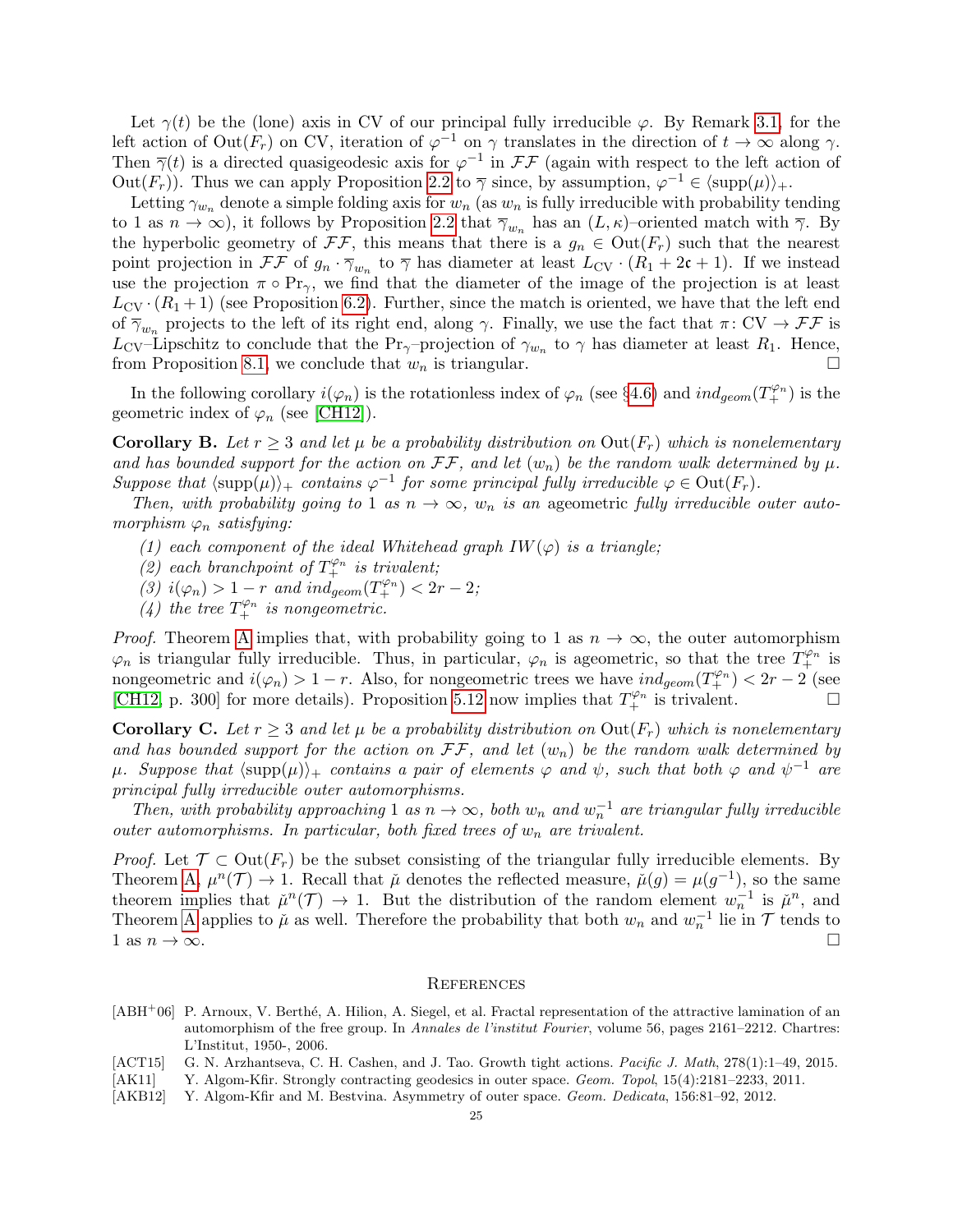Let $\gamma(t)$ be the (lone) axis in CV of our principal fully irreducible $\varphi$. By Remark 3.1, for the left action of $\mathrm{Out}(F_r)$ on CV, iteration of $\varphi^{-1}$ on $\gamma$ translates in the direction of $t \to \infty$ along $\gamma$. Then $\overline{\gamma}(t)$ is a directed quasigeodesic axis for $\varphi^{-1}$ in $\mathcal{FF}$ (again with respect to the left action of $\mathrm{Out}(F_r)$). Thus we can apply Proposition 2.2 to $\overline{\gamma}$ since, by assumption, $\varphi^{-1} \in \langle \mathrm{supp}(\mu) \rangle_+$.

Letting $\gamma_{w_n}$ denote a simple folding axis for $w_n$ (as $w_n$ is fully irreducible with probability tending to 1 as $n \to \infty$), it follows by Proposition 2.2 that $\overline{\gamma}_{w_n}$ has an $(L, \kappa)$–oriented match with $\overline{\gamma}$. By the hyperbolic geometry of $\mathcal{FF}$, this means that there is a $g_n \in \mathrm{Out}(F_r)$ such that the nearest point projection in $\mathcal{FF}$ of $g_n \cdot \overline{\gamma}_{w_n}$ to $\overline{\gamma}$ has diameter at least $L_{\mathrm{CV}} \cdot (R_1 + 2\mathfrak{c} + 1)$. If we instead use the projection $\pi \circ \mathrm{Pr}_\gamma$, we find that the diameter of the image of the projection is at least $L_{\mathrm{CV}} \cdot (R_1 + 1)$ (see Proposition 6.2). Further, since the match is oriented, we have that the left end of $\overline{\gamma}_{w_n}$ projects to the left of its right end, along $\gamma$. Finally, we use the fact that $\pi \colon \mathrm{CV} \to \mathcal{FF}$ is $L_{\mathrm{CV}}$–Lipschitz to conclude that the $\mathrm{Pr}_\gamma$–projection of $\gamma_{w_n}$ to $\gamma$ has diameter at least $R_1$. Hence, from Proposition 8.1, we conclude that $w_n$ is triangular. □

In the following corollary $i(\varphi_n)$ is the rotationless index of $\varphi_n$ (see §4.6) and $ind_{geom}(T_+^{\varphi_n})$ is the geometric index of $\varphi_n$ (see [CH12]).

**Corollary B.** *Let $r \geq 3$ and let $\mu$ be a probability distribution on $\mathrm{Out}(F_r)$ which is nonelementary and has bounded support for the action on $\mathcal{FF}$, and let $(w_n)$ be the random walk determined by $\mu$. Suppose that $\langle \mathrm{supp}(\mu) \rangle_+$ contains $\varphi^{-1}$ for some principal fully irreducible $\varphi \in \mathrm{Out}(F_r)$.*

*Then, with probability going to 1 as $n \to \infty$, $w_n$ is an* ageometric *fully irreducible outer automorphism $\varphi_n$ satisfying:*

*(1) each component of the ideal Whitehead graph $IW(\varphi)$ is a triangle;*
*(2) each branchpoint of $T_+^{\varphi_n}$ is trivalent;*
*(3) $i(\varphi_n) > 1 - r$ and $ind_{geom}(T_+^{\varphi_n}) < 2r - 2$;*
*(4) the tree $T_+^{\varphi_n}$ is nongeometric.*

*Proof.* Theorem A implies that, with probability going to 1 as $n \to \infty$, the outer automorphism $\varphi_n$ is triangular fully irreducible. Thus, in particular, $\varphi_n$ is ageometric, so that the tree $T_+^{\varphi_n}$ is nongeometric and $i(\varphi_n) > 1 - r$. Also, for nongeometric trees we have $ind_{geom}(T_+^{\varphi_n}) < 2r - 2$ (see [CH12, p. 300] for more details). Proposition 5.12 now implies that $T_+^{\varphi_n}$ is trivalent. □

**Corollary C.** *Let $r \geq 3$ and let $\mu$ be a probability distribution on $\mathrm{Out}(F_r)$ which is nonelementary and has bounded support for the action on $\mathcal{FF}$, and let $(w_n)$ be the random walk determined by $\mu$. Suppose that $\langle \mathrm{supp}(\mu) \rangle_+$ contains a pair of elements $\varphi$ and $\psi$, such that both $\varphi$ and $\psi^{-1}$ are principal fully irreducible outer automorphisms.*

*Then, with probability approaching 1 as $n \to \infty$, both $w_n$ and $w_n^{-1}$ are triangular fully irreducible outer automorphisms. In particular, both fixed trees of $w_n$ are trivalent.*

*Proof.* Let $\mathcal{T} \subset \mathrm{Out}(F_r)$ be the subset consisting of the triangular fully irreducible elements. By Theorem A, $\mu^n(\mathcal{T}) \to 1$. Recall that $\check{\mu}$ denotes the reflected measure, $\check{\mu}(g) = \mu(g^{-1})$, so the same theorem implies that $\check{\mu}^n(\mathcal{T}) \to 1$. But the distribution of the random element $w_n^{-1}$ is $\check{\mu}^n$, and Theorem A applies to $\check{\mu}$ as well. Therefore the probability that both $w_n$ and $w_n^{-1}$ lie in $\mathcal{T}$ tends to 1 as $n \to \infty$. □

## References

[ABH+06] P. Arnoux, V. Berthé, A. Hilion, A. Siegel, et al. Fractal representation of the attractive lamination of an automorphism of the free group. In *Annales de l'institut Fourier*, volume 56, pages 2161–2212. Chartres: L'Institut, 1950-, 2006.

[ACT15] G. N. Arzhantseva, C. H. Cashen, and J. Tao. Growth tight actions. *Pacific J. Math*, 278(1):1–49, 2015.

[AK11] Y. Algom-Kfir. Strongly contracting geodesics in outer space. *Geom. Topol*, 15(4):2181–2233, 2011.

[AKB12] Y. Algom-Kfir and M. Bestvina. Asymmetry of outer space. *Geom. Dedicata*, 156:81–92, 2012.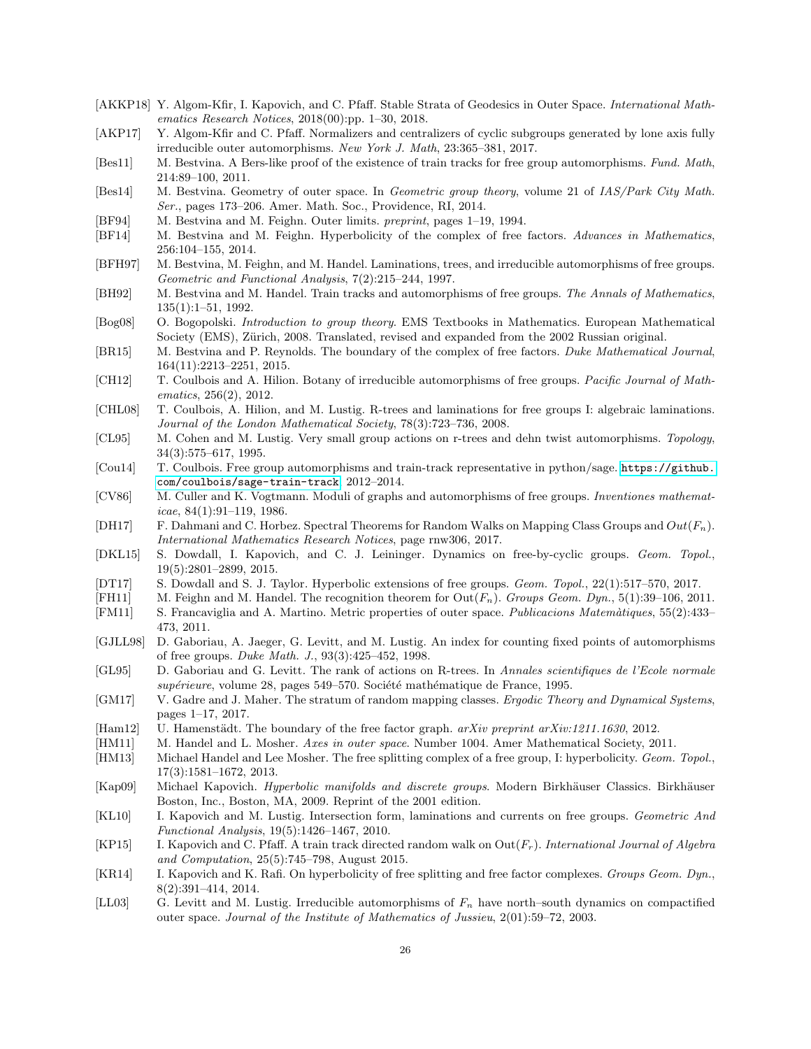[AKKP18] Y. Algom-Kfir, I. Kapovich, and C. Pfaff. Stable Strata of Geodesics in Outer Space. *International Mathematics Research Notices*, 2018(00):pp. 1–30, 2018.

[AKP17] Y. Algom-Kfir and C. Pfaff. Normalizers and centralizers of cyclic subgroups generated by lone axis fully irreducible outer automorphisms. *New York J. Math*, 23:365–381, 2017.

[Bes11] M. Bestvina. A Bers-like proof of the existence of train tracks for free group automorphisms. *Fund. Math*, 214:89–100, 2011.

[Bes14] M. Bestvina. Geometry of outer space. In *Geometric group theory*, volume 21 of *IAS/Park City Math. Ser.*, pages 173–206. Amer. Math. Soc., Providence, RI, 2014.

[BF94] M. Bestvina and M. Feighn. Outer limits. *preprint*, pages 1–19, 1994.

[BF14] M. Bestvina and M. Feighn. Hyperbolicity of the complex of free factors. *Advances in Mathematics*, 256:104–155, 2014.

[BFH97] M. Bestvina, M. Feighn, and M. Handel. Laminations, trees, and irreducible automorphisms of free groups. *Geometric and Functional Analysis*, 7(2):215–244, 1997.

[BH92] M. Bestvina and M. Handel. Train tracks and automorphisms of free groups. *The Annals of Mathematics*, 135(1):1–51, 1992.

[Bog08] O. Bogopolski. *Introduction to group theory*. EMS Textbooks in Mathematics. European Mathematical Society (EMS), Zürich, 2008. Translated, revised and expanded from the 2002 Russian original.

[BR15] M. Bestvina and P. Reynolds. The boundary of the complex of free factors. *Duke Mathematical Journal*, 164(11):2213–2251, 2015.

[CH12] T. Coulbois and A. Hilion. Botany of irreducible automorphisms of free groups. *Pacific Journal of Mathematics*, 256(2), 2012.

[CHL08] T. Coulbois, A. Hilion, and M. Lustig. R-trees and laminations for free groups I: algebraic laminations. *Journal of the London Mathematical Society*, 78(3):723–736, 2008.

[CL95] M. Cohen and M. Lustig. Very small group actions on r-trees and dehn twist automorphisms. *Topology*, 34(3):575–617, 1995.

[Cou14] T. Coulbois. Free group automorphisms and train-track representative in python/sage. https://github.com/coulbois/sage-train-track, 2012–2014.

[CV86] M. Culler and K. Vogtmann. Moduli of graphs and automorphisms of free groups. *Inventiones mathematicae*, 84(1):91–119, 1986.

[DH17] F. Dahmani and C. Horbez. Spectral Theorems for Random Walks on Mapping Class Groups and $Out(F_n)$. *International Mathematics Research Notices*, page rnw306, 2017.

[DKL15] S. Dowdall, I. Kapovich, and C. J. Leininger. Dynamics on free-by-cyclic groups. *Geom. Topol.*, 19(5):2801–2899, 2015.

[DT17] S. Dowdall and S. J. Taylor. Hyperbolic extensions of free groups. *Geom. Topol.*, 22(1):517–570, 2017.

[FH11] M. Feighn and M. Handel. The recognition theorem for $\mathrm{Out}(F_n)$. *Groups Geom. Dyn.*, 5(1):39–106, 2011.

[FM11] S. Francaviglia and A. Martino. Metric properties of outer space. *Publicacions Matemàtiques*, 55(2):433–473, 2011.

[GJLL98] D. Gaboriau, A. Jaeger, G. Levitt, and M. Lustig. An index for counting fixed points of automorphisms of free groups. *Duke Math. J.*, 93(3):425–452, 1998.

[GL95] D. Gaboriau and G. Levitt. The rank of actions on R-trees. In *Annales scientifiques de l'Ecole normale supérieure*, volume 28, pages 549–570. Société mathématique de France, 1995.

[GM17] V. Gadre and J. Maher. The stratum of random mapping classes. *Ergodic Theory and Dynamical Systems*, pages 1–17, 2017.

[Ham12] U. Hamenstädt. The boundary of the free factor graph. *arXiv preprint arXiv:1211.1630*, 2012.

[HM11] M. Handel and L. Mosher. *Axes in outer space*. Number 1004. Amer Mathematical Society, 2011.

[HM13] Michael Handel and Lee Mosher. The free splitting complex of a free group, I: hyperbolicity. *Geom. Topol.*, 17(3):1581–1672, 2013.

[Kap09] Michael Kapovich. *Hyperbolic manifolds and discrete groups*. Modern Birkhäuser Classics. Birkhäuser Boston, Inc., Boston, MA, 2009. Reprint of the 2001 edition.

[KL10] I. Kapovich and M. Lustig. Intersection form, laminations and currents on free groups. *Geometric And Functional Analysis*, 19(5):1426–1467, 2010.

[KP15] I. Kapovich and C. Pfaff. A train track directed random walk on $\mathrm{Out}(F_r)$. *International Journal of Algebra and Computation*, 25(5):745–798, August 2015.

[KR14] I. Kapovich and K. Rafi. On hyperbolicity of free splitting and free factor complexes. *Groups Geom. Dyn.*, 8(2):391–414, 2014.

[LL03] G. Levitt and M. Lustig. Irreducible automorphisms of $F_n$ have north–south dynamics on compactified outer space. *Journal of the Institute of Mathematics of Jussieu*, 2(01):59–72, 2003.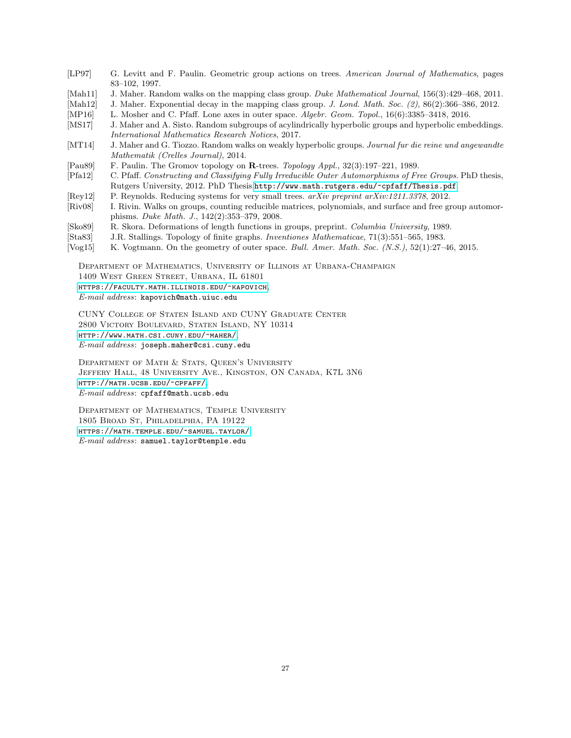- [LP97] G. Levitt and F. Paulin. Geometric group actions on trees. *American Journal of Mathematics*, pages 83–102, 1997.
- [Mah11] J. Maher. Random walks on the mapping class group. *Duke Mathematical Journal*, 156(3):429–468, 2011.
- [Mah12] J. Maher. Exponential decay in the mapping class group. *J. Lond. Math. Soc. (2)*, 86(2):366–386, 2012.
- [MP16] L. Mosher and C. Pfaff. Lone axes in outer space. *Algebr. Geom. Topol.*, 16(6):3385–3418, 2016.
- [MS17] J. Maher and A. Sisto. Random subgroups of acylindrically hyperbolic groups and hyperbolic embeddings. *International Mathematics Research Notices*, 2017.
- [MT14] J. Maher and G. Tiozzo. Random walks on weakly hyperbolic groups. *Journal fur die reine und angewandte Mathematik (Crelles Journal)*, 2014.
- [Pau89] F. Paulin. The Gromov topology on **R**-trees. *Topology Appl.*, 32(3):197–221, 1989.
- [Pfa12] C. Pfaff. *Constructing and Classifying Fully Irreducible Outer Automorphisms of Free Groups*. PhD thesis, Rutgers University, 2012. PhD Thesis `http://www.math.rutgers.edu/~cpfaff/Thesis.pdf`.
- [Rey12] P. Reynolds. Reducing systems for very small trees. *arXiv preprint arXiv:1211.3378*, 2012.
- [Riv08] I. Rivin. Walks on groups, counting reducible matrices, polynomials, and surface and free group automorphisms. *Duke Math. J.*, 142(2):353–379, 2008.
- [Sko89] R. Skora. Deformations of length functions in groups, preprint. *Columbia University*, 1989.
- [Sta83] J.R. Stallings. Topology of finite graphs. *Inventiones Mathematicae*, 71(3):551–565, 1983.
- [Vog15] K. Vogtmann. On the geometry of outer space. *Bull. Amer. Math. Soc. (N.S.)*, 52(1):27–46, 2015.

Department of Mathematics, University of Illinois at Urbana-Champaign
1409 West Green Street, Urbana, IL 61801
https://faculty.math.illinois.edu/~kapovich
*E-mail address*: `kapovich@math.uiuc.edu`

CUNY College of Staten Island and CUNY Graduate Center
2800 Victory Boulevard, Staten Island, NY 10314
http://www.math.csi.cuny.edu/~maher/
*E-mail address*: `joseph.maher@csi.cuny.edu`

Department of Math & Stats, Queen's University
Jeffery Hall, 48 University Ave., Kingston, ON Canada, K7L 3N6
http://math.ucsb.edu/~cpfaff/
*E-mail address*: `cpfaff@math.ucsb.edu`

Department of Mathematics, Temple University
1805 Broad St, Philadelphia, PA 19122
https://math.temple.edu/~samuel.taylor/
*E-mail address*: `samuel.taylor@temple.edu`